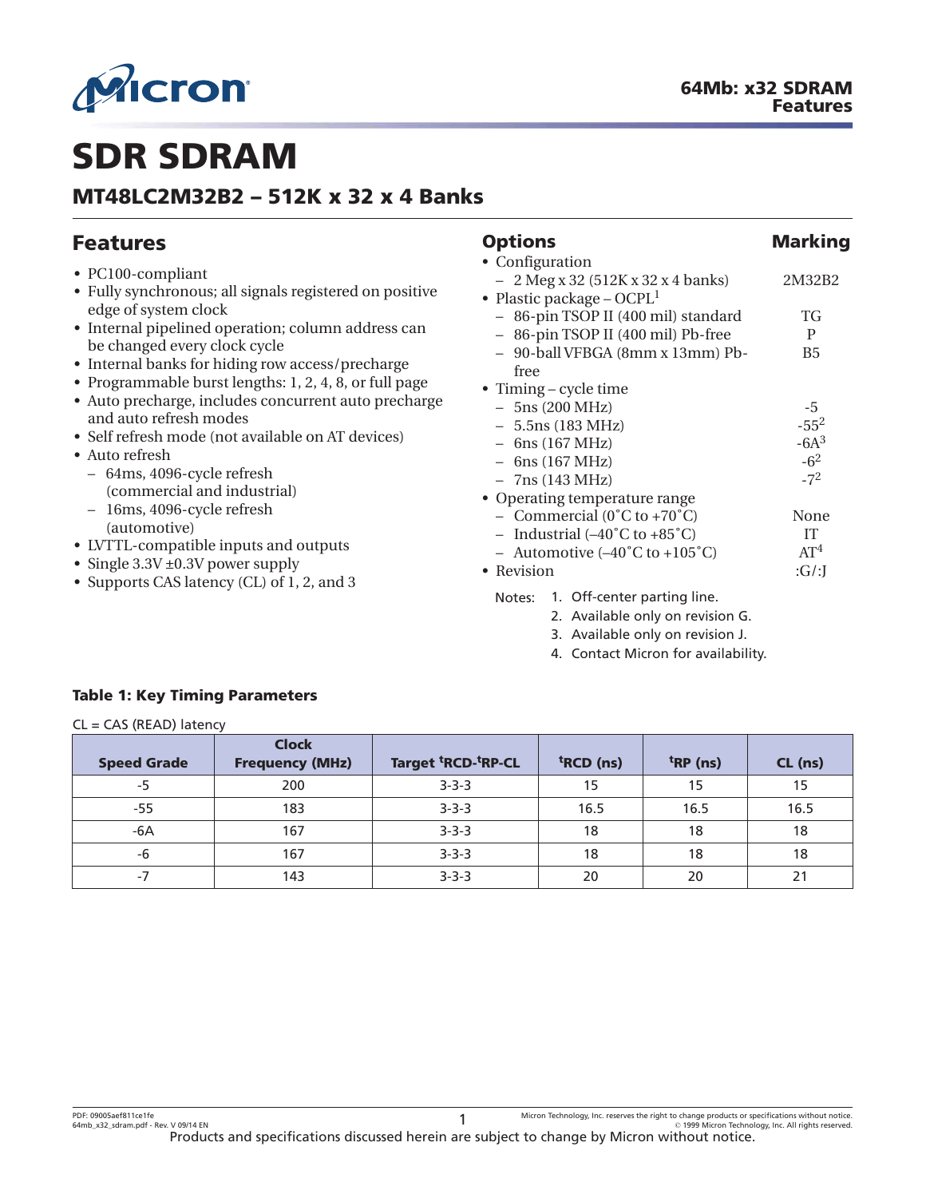# SDR SDRAM

## MT48LC2M32B2 – 512K x 32 x 4 Banks

## Features

- PC100-compliant
- Fully synchronous; all signals registered on positive edge of system clock
- Internal pipelined operation; column address can be changed every clock cycle
- Internal banks for hiding row access/precharge
- Programmable burst lengths: 1, 2, 4, 8, or full page
- Auto precharge, includes concurrent auto precharge and auto refresh modes
- Self refresh mode (not available on AT devices)
- Auto refresh
  - 64ms, 4096-cycle refresh (commercial and industrial)
  - 16ms, 4096-cycle refresh (automotive)
- LVTTL-compatible inputs and outputs
- Single 3.3V ±0.3V power supply
- Supports CAS latency (CL) of 1, 2, and 3

## Options — Marking

- Configuration
  - 2 Meg x 32 (512K x 32 x 4 banks) — 2M32B2
- Plastic package – OCPL[1]
  - 86-pin TSOP II (400 mil) standard — TG
  - 86-pin TSOP II (400 mil) Pb-free — P
  - 90-ball VFBGA (8mm x 13mm) Pb-free — B5
- Timing – cycle time
  - 5ns (200 MHz) — -5
  - 5.5ns (183 MHz) — -55[2]
  - 6ns (167 MHz) — -6A[3]
  - 6ns (167 MHz) — -6[2]
  - 7ns (143 MHz) — -7[2]
- Operating temperature range
  - Commercial (0˚C to +70˚C) — None
  - Industrial (–40˚C to +85˚C) — IT
  - Automotive (–40˚C to +105˚C) — AT[4]
- Revision — :G/:J

Notes:
1. Off-center parting line.
2. Available only on revision G.
3. Available only on revision J.
4. Contact Micron for availability.

**Table 1: Key Timing Parameters**

CL = CAS (READ) latency

| Speed Grade | Clock Frequency (MHz) | Target $^{t}$RCD-$^{t}$RP-CL | $^{t}$RCD (ns) | $^{t}$RP (ns) | CL (ns) |
|---|---|---|---|---|---|
| -5 | 200 | 3-3-3 | 15 | 15 | 15 |
| -55 | 183 | 3-3-3 | 16.5 | 16.5 | 16.5 |
| -6A | 167 | 3-3-3 | 18 | 18 | 18 |
| -6 | 167 | 3-3-3 | 18 | 18 | 18 |
| -7 | 143 | 3-3-3 | 20 | 20 | 21 |

Products and specifications discussed herein are subject to change by Micron without notice.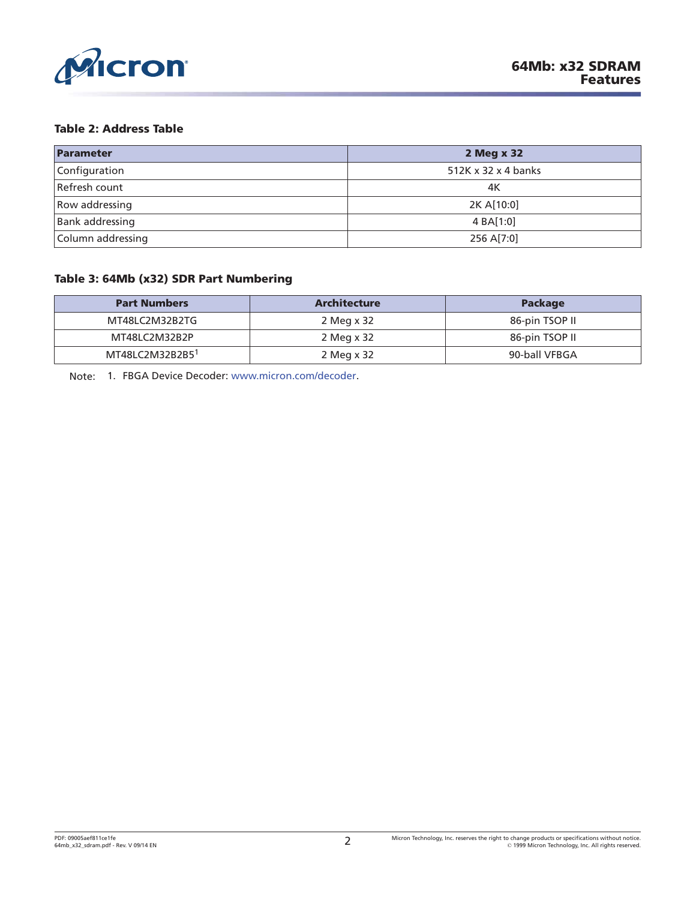**Table 2: Address Table**

| Parameter | 2 Meg x 32 |
|---|---|
| Configuration | 512K x 32 x 4 banks |
| Refresh count | 4K |
| Row addressing | 2K A[10:0] |
| Bank addressing | 4 BA[1:0] |
| Column addressing | 256 A[7:0] |

**Table 3: 64Mb (x32) SDR Part Numbering**

| Part Numbers | Architecture | Package |
|---|---|---|
| MT48LC2M32B2TG | 2 Meg x 32 | 86-pin TSOP II |
| MT48LC2M32B2P | 2 Meg x 32 | 86-pin TSOP II |
| MT48LC2M32B2B5[1] | 2 Meg x 32 | 90-ball VFBGA |

Note: 1. FBGA Device Decoder: www.micron.com/decoder.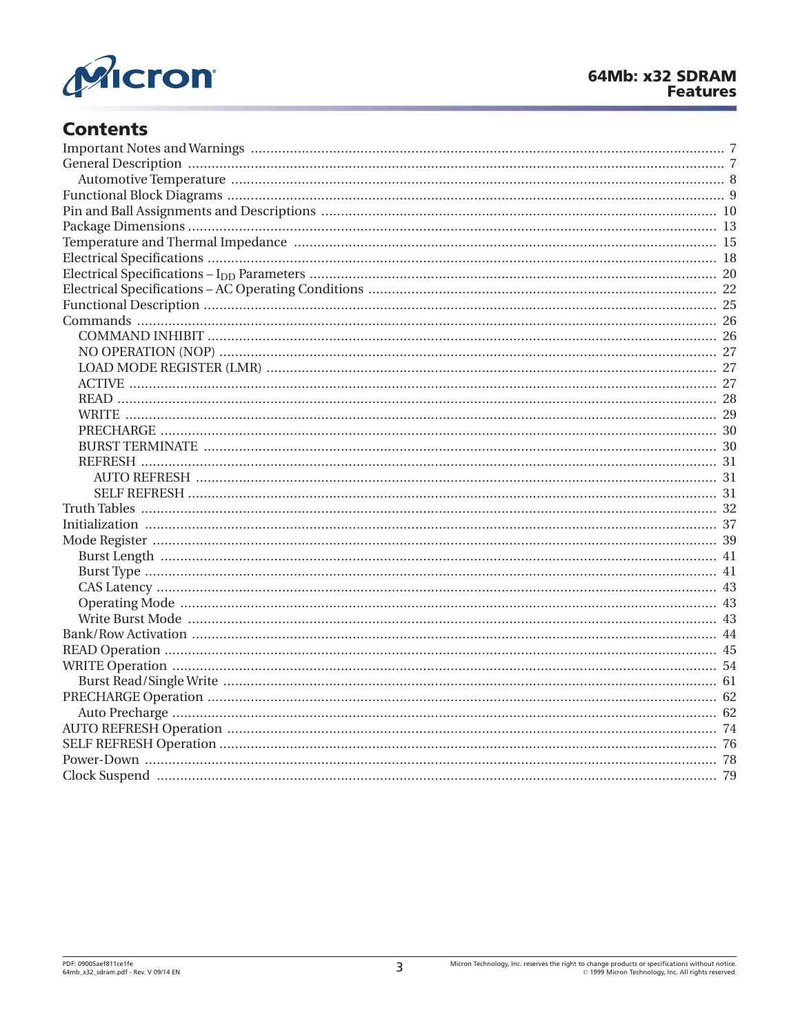## Contents

- Important Notes and Warnings ..... 7
- General Description ..... 7
  - Automotive Temperature ..... 8
- Functional Block Diagrams ..... 9
- Pin and Ball Assignments and Descriptions ..... 10
- Package Dimensions ..... 13
- Temperature and Thermal Impedance ..... 15
- Electrical Specifications ..... 18
- Electrical Specifications – $I_{DD}$ Parameters ..... 20
- Electrical Specifications – AC Operating Conditions ..... 22
- Functional Description ..... 25
- Commands ..... 26
  - COMMAND INHIBIT ..... 26
  - NO OPERATION (NOP) ..... 27
  - LOAD MODE REGISTER (LMR) ..... 27
  - ACTIVE ..... 27
  - READ ..... 28
  - WRITE ..... 29
  - PRECHARGE ..... 30
  - BURST TERMINATE ..... 30
  - REFRESH ..... 31
    - AUTO REFRESH ..... 31
    - SELF REFRESH ..... 31
- Truth Tables ..... 32
- Initialization ..... 37
- Mode Register ..... 39
  - Burst Length ..... 41
  - Burst Type ..... 41
  - CAS Latency ..... 43
  - Operating Mode ..... 43
  - Write Burst Mode ..... 43
- Bank/Row Activation ..... 44
- READ Operation ..... 45
- WRITE Operation ..... 54
  - Burst Read/Single Write ..... 61
- PRECHARGE Operation ..... 62
  - Auto Precharge ..... 62
- AUTO REFRESH Operation ..... 74
- SELF REFRESH Operation ..... 76
- Power-Down ..... 78
- Clock Suspend ..... 79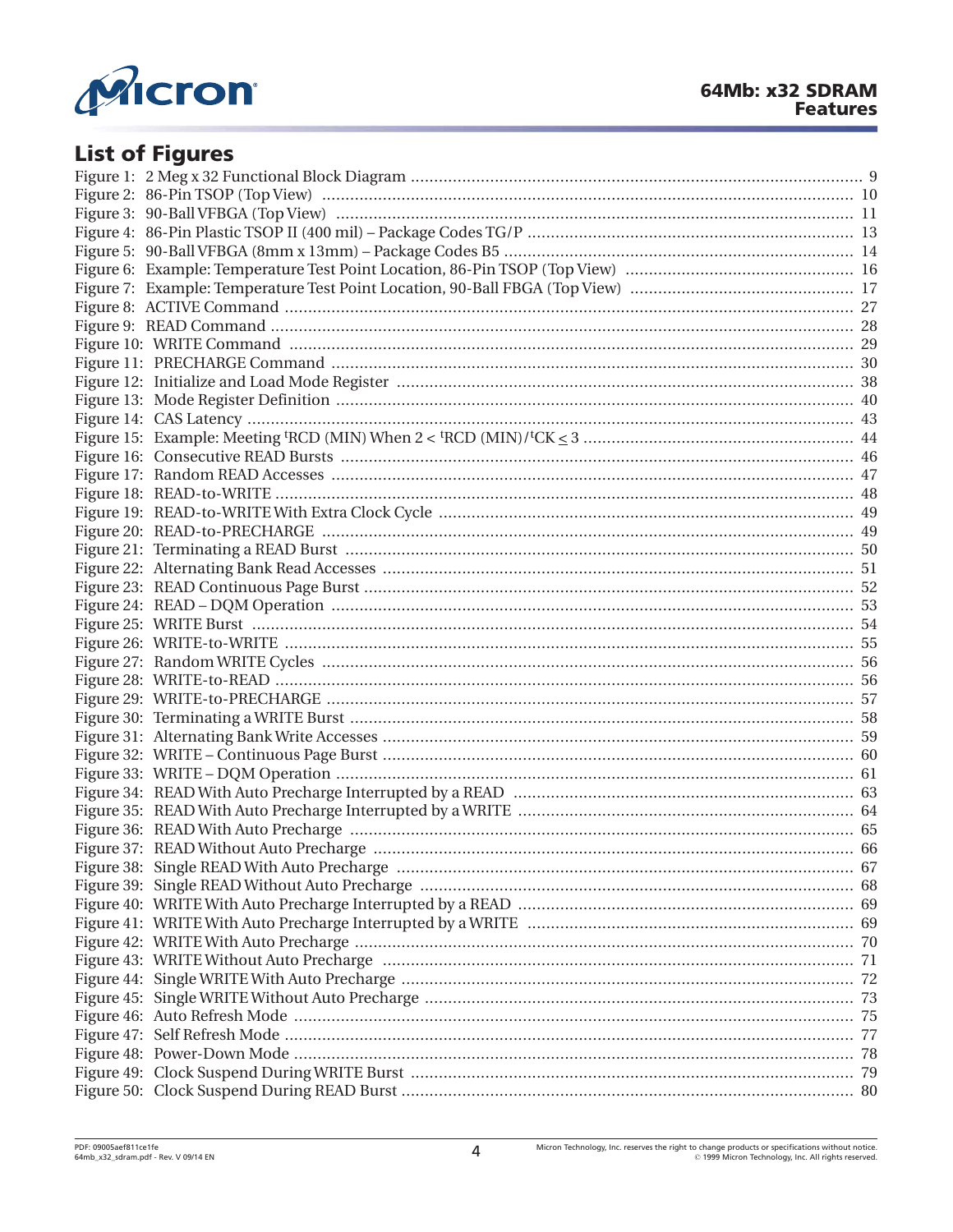## List of Figures

Figure 1: 2 Meg x 32 Functional Block Diagram ........ 9
Figure 2: 86-Pin TSOP (Top View) ........ 10
Figure 3: 90-Ball VFBGA (Top View) ........ 11
Figure 4: 86-Pin Plastic TSOP II (400 mil) – Package Codes TG/P ........ 13
Figure 5: 90-Ball VFBGA (8mm x 13mm) – Package Codes B5 ........ 14
Figure 6: Example: Temperature Test Point Location, 86-Pin TSOP (Top View) ........ 16
Figure 7: Example: Temperature Test Point Location, 90-Ball FBGA (Top View) ........ 17
Figure 8: ACTIVE Command ........ 27
Figure 9: READ Command ........ 28
Figure 10: WRITE Command ........ 29
Figure 11: PRECHARGE Command ........ 30
Figure 12: Initialize and Load Mode Register ........ 38
Figure 13: Mode Register Definition ........ 40
Figure 14: CAS Latency ........ 43
Figure 15: Example: Meeting $^tRCD$ (MIN) When $2 < {}^tRCD\ (MIN)/{}^tCK \leq 3$ ........ 44
Figure 16: Consecutive READ Bursts ........ 46
Figure 17: Random READ Accesses ........ 47
Figure 18: READ-to-WRITE ........ 48
Figure 19: READ-to-WRITE With Extra Clock Cycle ........ 49
Figure 20: READ-to-PRECHARGE ........ 49
Figure 21: Terminating a READ Burst ........ 50
Figure 22: Alternating Bank Read Accesses ........ 51
Figure 23: READ Continuous Page Burst ........ 52
Figure 24: READ – DQM Operation ........ 53
Figure 25: WRITE Burst ........ 54
Figure 26: WRITE-to-WRITE ........ 55
Figure 27: Random WRITE Cycles ........ 56
Figure 28: WRITE-to-READ ........ 56
Figure 29: WRITE-to-PRECHARGE ........ 57
Figure 30: Terminating a WRITE Burst ........ 58
Figure 31: Alternating Bank Write Accesses ........ 59
Figure 32: WRITE – Continuous Page Burst ........ 60
Figure 33: WRITE – DQM Operation ........ 61
Figure 34: READ With Auto Precharge Interrupted by a READ ........ 63
Figure 35: READ With Auto Precharge Interrupted by a WRITE ........ 64
Figure 36: READ With Auto Precharge ........ 65
Figure 37: READ Without Auto Precharge ........ 66
Figure 38: Single READ With Auto Precharge ........ 67
Figure 39: Single READ Without Auto Precharge ........ 68
Figure 40: WRITE With Auto Precharge Interrupted by a READ ........ 69
Figure 41: WRITE With Auto Precharge Interrupted by a WRITE ........ 69
Figure 42: WRITE With Auto Precharge ........ 70
Figure 43: WRITE Without Auto Precharge ........ 71
Figure 44: Single WRITE With Auto Precharge ........ 72
Figure 45: Single WRITE Without Auto Precharge ........ 73
Figure 46: Auto Refresh Mode ........ 75
Figure 47: Self Refresh Mode ........ 77
Figure 48: Power-Down Mode ........ 78
Figure 49: Clock Suspend During WRITE Burst ........ 79
Figure 50: Clock Suspend During READ Burst ........ 80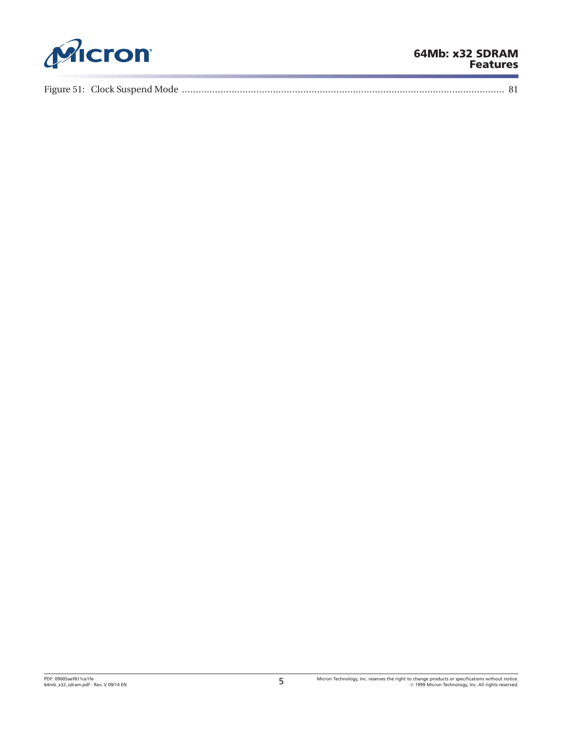Figure 51: Clock Suspend Mode ..................................................................................................................... 81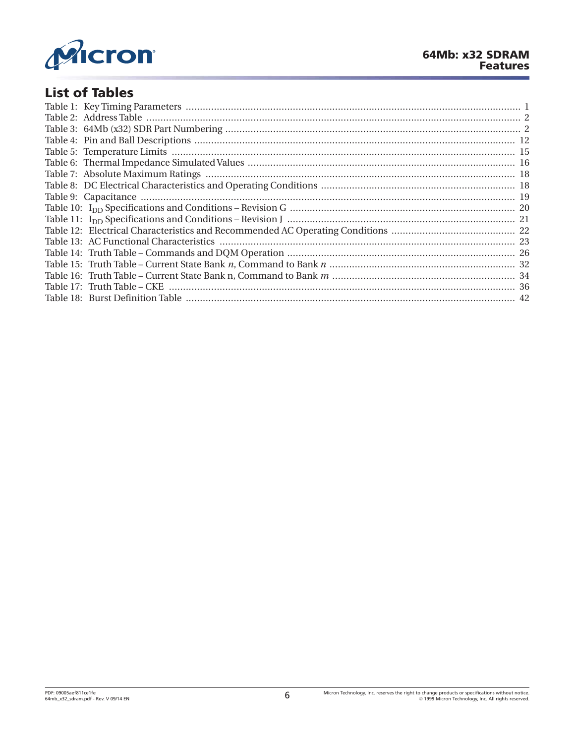## List of Tables

Table 1: Key Timing Parameters ........................................................ 1
Table 2: Address Table ........................................................ 2
Table 3: 64Mb (x32) SDR Part Numbering ........................................................ 2
Table 4: Pin and Ball Descriptions ........................................................ 12
Table 5: Temperature Limits ........................................................ 15
Table 6: Thermal Impedance Simulated Values ........................................................ 16
Table 7: Absolute Maximum Ratings ........................................................ 18
Table 8: DC Electrical Characteristics and Operating Conditions ........................................................ 18
Table 9: Capacitance ........................................................ 19
Table 10: $I_{DD}$ Specifications and Conditions – Revision G ........................................................ 20
Table 11: $I_{DD}$ Specifications and Conditions – Revision J ........................................................ 21
Table 12: Electrical Characteristics and Recommended AC Operating Conditions ........................................................ 22
Table 13: AC Functional Characteristics ........................................................ 23
Table 14: Truth Table – Commands and DQM Operation ........................................................ 26
Table 15: Truth Table – Current State Bank *n*, Command to Bank *n* ........................................................ 32
Table 16: Truth Table – Current State Bank n, Command to Bank *m* ........................................................ 34
Table 17: Truth Table – CKE ........................................................ 36
Table 18: Burst Definition Table ........................................................ 42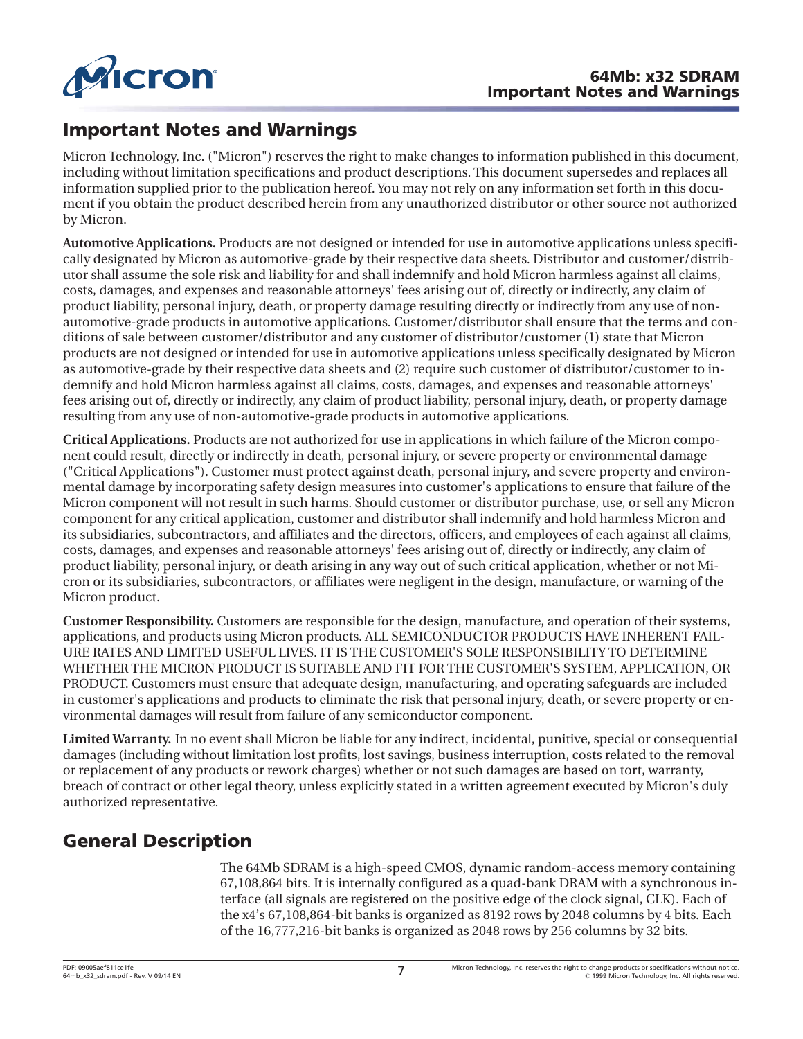## Important Notes and Warnings

Micron Technology, Inc. ("Micron") reserves the right to make changes to information published in this document, including without limitation specifications and product descriptions. This document supersedes and replaces all information supplied prior to the publication hereof. You may not rely on any information set forth in this document if you obtain the product described herein from any unauthorized distributor or other source not authorized by Micron.

**Automotive Applications.** Products are not designed or intended for use in automotive applications unless specifically designated by Micron as automotive-grade by their respective data sheets. Distributor and customer/distributor shall assume the sole risk and liability for and shall indemnify and hold Micron harmless against all claims, costs, damages, and expenses and reasonable attorneys' fees arising out of, directly or indirectly, any claim of product liability, personal injury, death, or property damage resulting directly or indirectly from any use of non-automotive-grade products in automotive applications. Customer/distributor shall ensure that the terms and conditions of sale between customer/distributor and any customer of distributor/customer (1) state that Micron products are not designed or intended for use in automotive applications unless specifically designated by Micron as automotive-grade by their respective data sheets and (2) require such customer of distributor/customer to indemnify and hold Micron harmless against all claims, costs, damages, and expenses and reasonable attorneys' fees arising out of, directly or indirectly, any claim of product liability, personal injury, death, or property damage resulting from any use of non-automotive-grade products in automotive applications.

**Critical Applications.** Products are not authorized for use in applications in which failure of the Micron component could result, directly or indirectly in death, personal injury, or severe property or environmental damage ("Critical Applications"). Customer must protect against death, personal injury, and severe property and environmental damage by incorporating safety design measures into customer's applications to ensure that failure of the Micron component will not result in such harms. Should customer or distributor purchase, use, or sell any Micron component for any critical application, customer and distributor shall indemnify and hold harmless Micron and its subsidiaries, subcontractors, and affiliates and the directors, officers, and employees of each against all claims, costs, damages, and expenses and reasonable attorneys' fees arising out of, directly or indirectly, any claim of product liability, personal injury, or death arising in any way out of such critical application, whether or not Micron or its subsidiaries, subcontractors, or affiliates were negligent in the design, manufacture, or warning of the Micron product.

**Customer Responsibility.** Customers are responsible for the design, manufacture, and operation of their systems, applications, and products using Micron products. ALL SEMICONDUCTOR PRODUCTS HAVE INHERENT FAILURE RATES AND LIMITED USEFUL LIVES. IT IS THE CUSTOMER'S SOLE RESPONSIBILITY TO DETERMINE WHETHER THE MICRON PRODUCT IS SUITABLE AND FIT FOR THE CUSTOMER'S SYSTEM, APPLICATION, OR PRODUCT. Customers must ensure that adequate design, manufacturing, and operating safeguards are included in customer's applications and products to eliminate the risk that personal injury, death, or severe property or environmental damages will result from failure of any semiconductor component.

**Limited Warranty.** In no event shall Micron be liable for any indirect, incidental, punitive, special or consequential damages (including without limitation lost profits, lost savings, business interruption, costs related to the removal or replacement of any products or rework charges) whether or not such damages are based on tort, warranty, breach of contract or other legal theory, unless explicitly stated in a written agreement executed by Micron's duly authorized representative.

## General Description

The 64Mb SDRAM is a high-speed CMOS, dynamic random-access memory containing 67,108,864 bits. It is internally configured as a quad-bank DRAM with a synchronous interface (all signals are registered on the positive edge of the clock signal, CLK). Each of the x4's 67,108,864-bit banks is organized as 8192 rows by 2048 columns by 4 bits. Each of the 16,777,216-bit banks is organized as 2048 rows by 256 columns by 32 bits.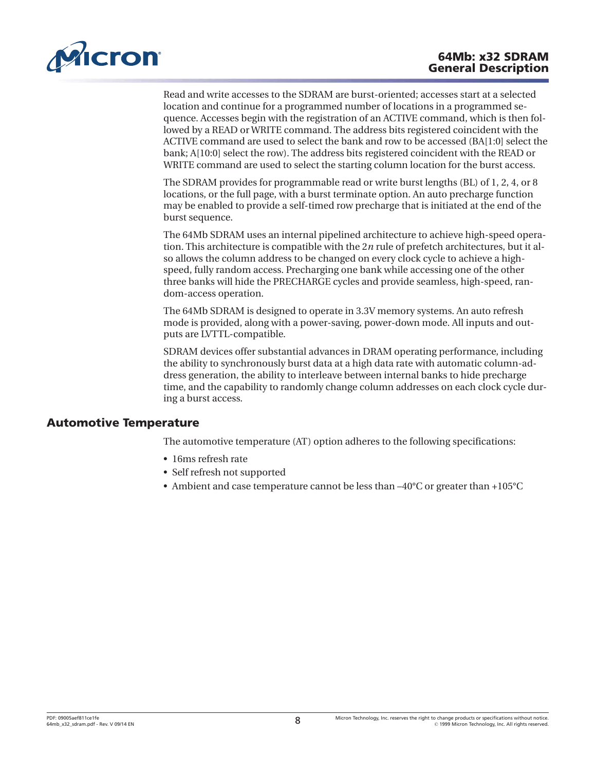Read and write accesses to the SDRAM are burst-oriented; accesses start at a selected location and continue for a programmed number of locations in a programmed sequence. Accesses begin with the registration of an ACTIVE command, which is then followed by a READ or WRITE command. The address bits registered coincident with the ACTIVE command are used to select the bank and row to be accessed (BA[1:0] select the bank; A[10:0] select the row). The address bits registered coincident with the READ or WRITE command are used to select the starting column location for the burst access.

The SDRAM provides for programmable read or write burst lengths (BL) of 1, 2, 4, or 8 locations, or the full page, with a burst terminate option. An auto precharge function may be enabled to provide a self-timed row precharge that is initiated at the end of the burst sequence.

The 64Mb SDRAM uses an internal pipelined architecture to achieve high-speed operation. This architecture is compatible with the $2n$ rule of prefetch architectures, but it also allows the column address to be changed on every clock cycle to achieve a high-speed, fully random access. Precharging one bank while accessing one of the other three banks will hide the PRECHARGE cycles and provide seamless, high-speed, random-access operation.

The 64Mb SDRAM is designed to operate in 3.3V memory systems. An auto refresh mode is provided, along with a power-saving, power-down mode. All inputs and outputs are LVTTL-compatible.

SDRAM devices offer substantial advances in DRAM operating performance, including the ability to synchronously burst data at a high data rate with automatic column-address generation, the ability to interleave between internal banks to hide precharge time, and the capability to randomly change column addresses on each clock cycle during a burst access.

## Automotive Temperature

The automotive temperature (AT) option adheres to the following specifications:

- 16ms refresh rate
- Self refresh not supported
- Ambient and case temperature cannot be less than –40°C or greater than +105°C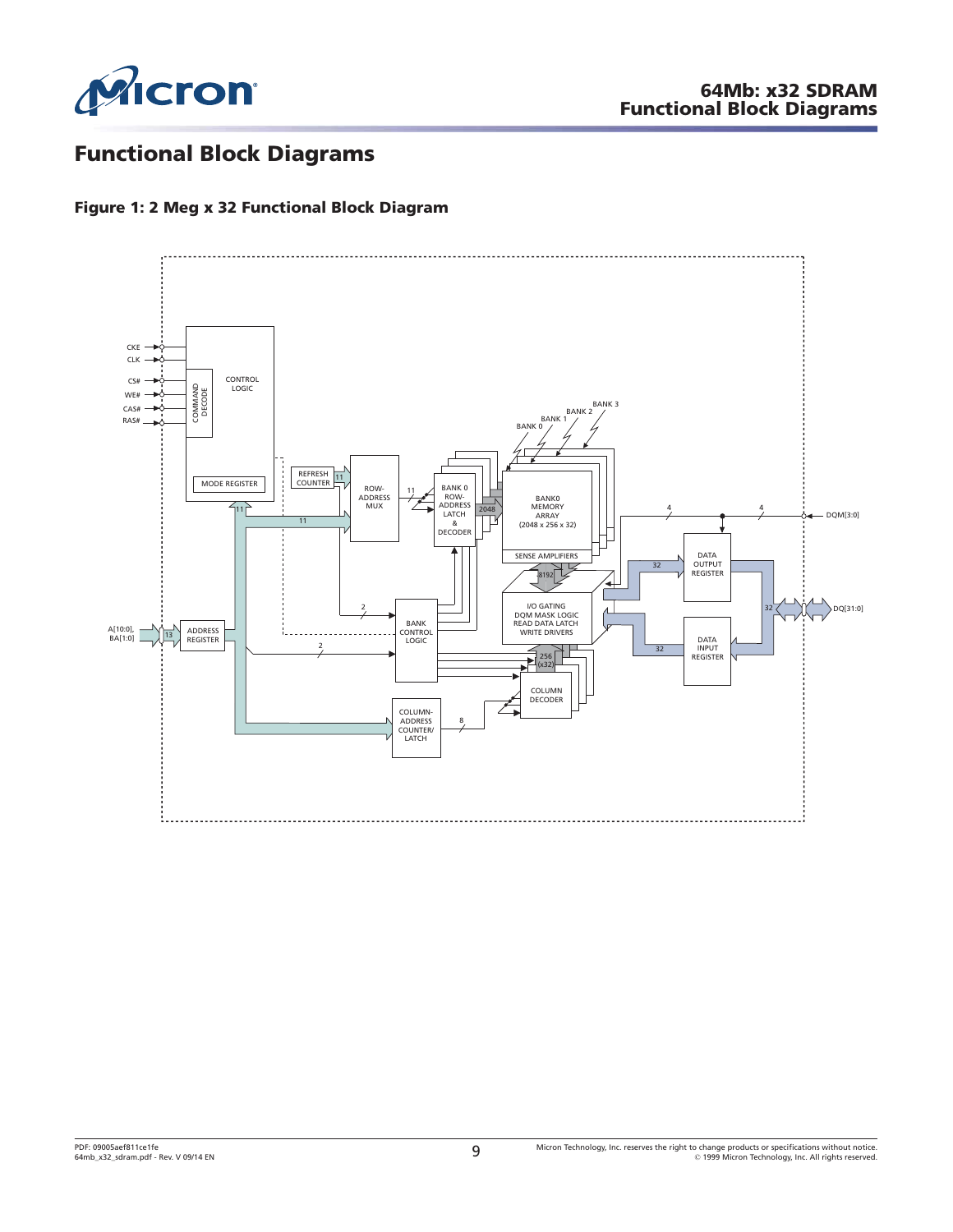# Functional Block Diagrams

**Figure 1: 2 Meg x 32 Functional Block Diagram**

CKE
CLK
CS#
WE#
CAS#
RAS#

COMMAND DECODE

CONTROL LOGIC

MODE REGISTER

REFRESH COUNTER

11

ROW-ADDRESS MUX

11

BANK 0 ROW-ADDRESS LATCH & DECODER

2048

BANK 0
BANK 1
BANK 2
BANK 3

BANK0 MEMORY ARRAY (2048 x 256 x 32)

SENSE AMPLIFIERS

8192

I/O GATING
DQM MASK LOGIC
READ DATA LATCH
WRITE DRIVERS

256 (x32)

COLUMN DECODER

BANK CONTROL LOGIC

2

2

COLUMN-ADDRESS COUNTER/LATCH

8

A[10:0], BA[1:0]

13

ADDRESS REGISTER

11

11

4

4

DQM[3:0]

32

DATA OUTPUT REGISTER

DATA INPUT REGISTER

32

32

DQ[31:0]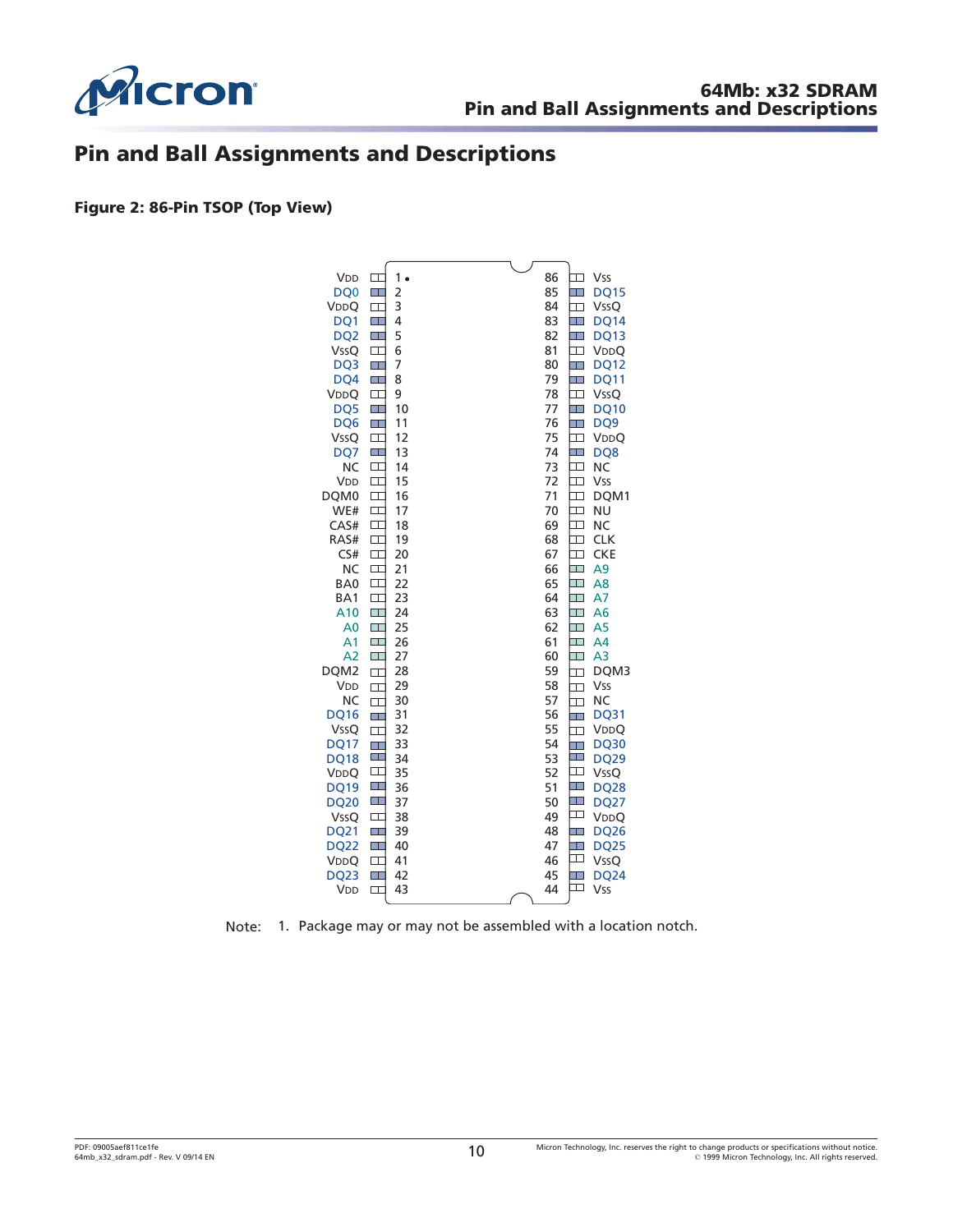# Pin and Ball Assignments and Descriptions

**Figure 2: 86-Pin TSOP (Top View)**

| Signal | Pin | Pin | Signal |
|---|---|---|---|
| VDD | 1 | 86 | VSS |
| DQ0 | 2 | 85 | DQ15 |
| VDDQ | 3 | 84 | VSSQ |
| DQ1 | 4 | 83 | DQ14 |
| DQ2 | 5 | 82 | DQ13 |
| VSSQ | 6 | 81 | VDDQ |
| DQ3 | 7 | 80 | DQ12 |
| DQ4 | 8 | 79 | DQ11 |
| VDDQ | 9 | 78 | VSSQ |
| DQ5 | 10 | 77 | DQ10 |
| DQ6 | 11 | 76 | DQ9 |
| VSSQ | 12 | 75 | VDDQ |
| DQ7 | 13 | 74 | DQ8 |
| NC | 14 | 73 | NC |
| VDD | 15 | 72 | VSS |
| DQM0 | 16 | 71 | DQM1 |
| WE# | 17 | 70 | NU |
| CAS# | 18 | 69 | NC |
| RAS# | 19 | 68 | CLK |
| CS# | 20 | 67 | CKE |
| NC | 21 | 66 | A9 |
| BA0 | 22 | 65 | A8 |
| BA1 | 23 | 64 | A7 |
| A10 | 24 | 63 | A6 |
| A0 | 25 | 62 | A5 |
| A1 | 26 | 61 | A4 |
| A2 | 27 | 60 | A3 |
| DQM2 | 28 | 59 | DQM3 |
| VDD | 29 | 58 | VSS |
| NC | 30 | 57 | NC |
| DQ16 | 31 | 56 | DQ31 |
| VSSQ | 32 | 55 | VDDQ |
| DQ17 | 33 | 54 | DQ30 |
| DQ18 | 34 | 53 | DQ29 |
| VDDQ | 35 | 52 | VSSQ |
| DQ19 | 36 | 51 | DQ28 |
| DQ20 | 37 | 50 | DQ27 |
| VSSQ | 38 | 49 | VDDQ |
| DQ21 | 39 | 48 | DQ26 |
| DQ22 | 40 | 47 | DQ25 |
| VDDQ | 41 | 46 | VSSQ |
| DQ23 | 42 | 45 | DQ24 |
| VDD | 43 | 44 | VSS |

Note: 1. Package may or may not be assembled with a location notch.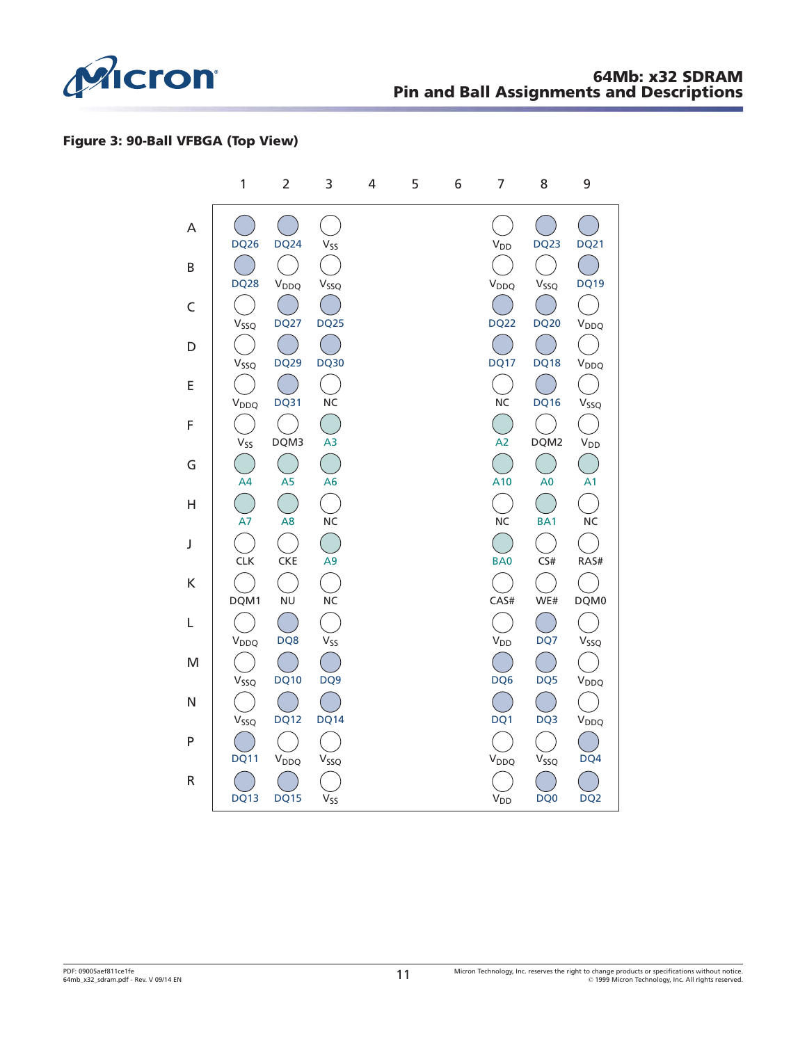**Figure 3: 90-Ball VFBGA (Top View)**

| | 1 | 2 | 3 | 4 | 5 | 6 | 7 | 8 | 9 |
|---|---|---|---|---|---|---|---|---|---|
| A | DQ26 | DQ24 | $V_{SS}$ | | | | $V_{DD}$ | DQ23 | DQ21 |
| B | DQ28 | $V_{DDQ}$ | $V_{SSQ}$ | | | | $V_{DDQ}$ | $V_{SSQ}$ | DQ19 |
| C | $V_{SSQ}$ | DQ27 | DQ25 | | | | DQ22 | DQ20 | $V_{DDQ}$ |
| D | $V_{SSQ}$ | DQ29 | DQ30 | | | | DQ17 | DQ18 | $V_{DDQ}$ |
| E | $V_{DDQ}$ | DQ31 | NC | | | | NC | DQ16 | $V_{SSQ}$ |
| F | $V_{SS}$ | DQM3 | A3 | | | | A2 | DQM2 | $V_{DD}$ |
| G | A4 | A5 | A6 | | | | A10 | A0 | A1 |
| H | A7 | A8 | NC | | | | NC | BA1 | NC |
| J | CLK | CKE | A9 | | | | BA0 | CS# | RAS# |
| K | DQM1 | NU | NC | | | | CAS# | WE# | DQM0 |
| L | $V_{DDQ}$ | DQ8 | $V_{SS}$ | | | | $V_{DD}$ | DQ7 | $V_{SSQ}$ |
| M | $V_{SSQ}$ | DQ10 | DQ9 | | | | DQ6 | DQ5 | $V_{DDQ}$ |
| N | $V_{SSQ}$ | DQ12 | DQ14 | | | | DQ1 | DQ3 | $V_{DDQ}$ |
| P | DQ11 | $V_{DDQ}$ | $V_{SSQ}$ | | | | $V_{DDQ}$ | $V_{SSQ}$ | DQ4 |
| R | DQ13 | DQ15 | $V_{SS}$ | | | | $V_{DD}$ | DQ0 | DQ2 |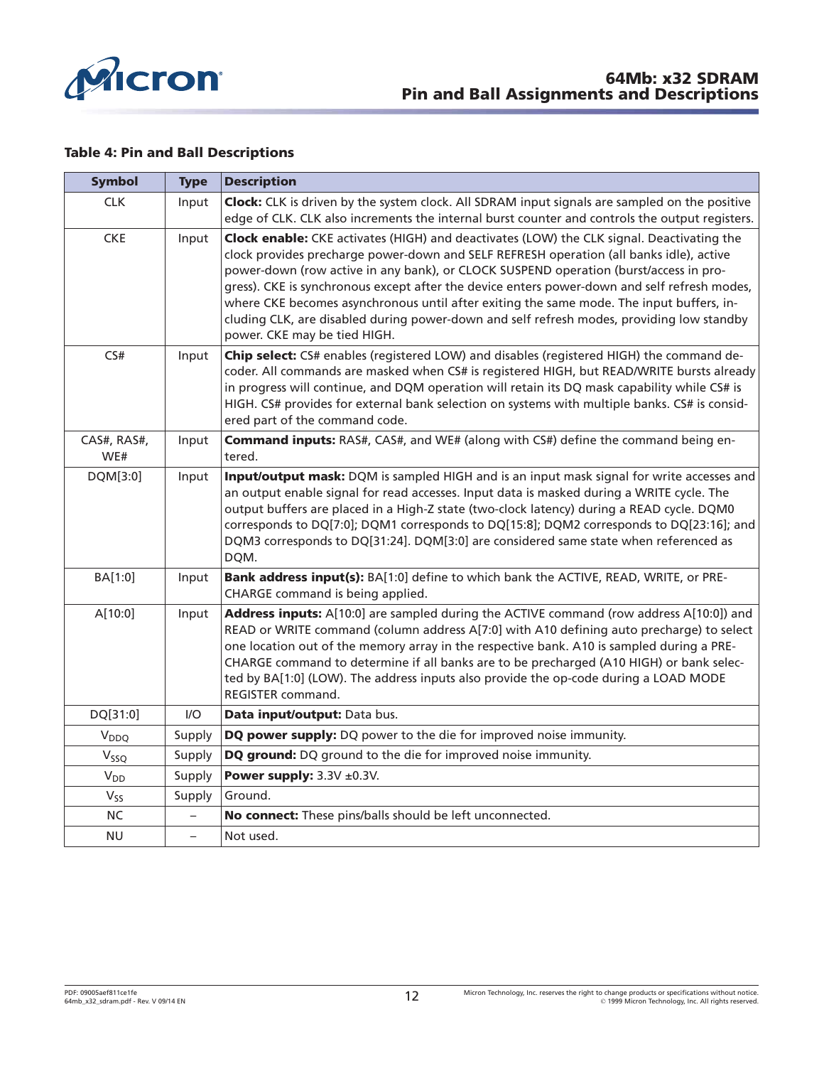**Table 4: Pin and Ball Descriptions**

| Symbol | Type | Description |
|---|---|---|
| CLK | Input | **Clock:** CLK is driven by the system clock. All SDRAM input signals are sampled on the positive edge of CLK. CLK also increments the internal burst counter and controls the output registers. |
| CKE | Input | **Clock enable:** CKE activates (HIGH) and deactivates (LOW) the CLK signal. Deactivating the clock provides precharge power-down and SELF REFRESH operation (all banks idle), active power-down (row active in any bank), or CLOCK SUSPEND operation (burst/access in progress). CKE is synchronous except after the device enters power-down and self refresh modes, where CKE becomes asynchronous until after exiting the same mode. The input buffers, including CLK, are disabled during power-down and self refresh modes, providing low standby power. CKE may be tied HIGH. |
| CS# | Input | **Chip select:** CS# enables (registered LOW) and disables (registered HIGH) the command decoder. All commands are masked when CS# is registered HIGH, but READ/WRITE bursts already in progress will continue, and DQM operation will retain its DQ mask capability while CS# is HIGH. CS# provides for external bank selection on systems with multiple banks. CS# is considered part of the command code. |
| CAS#, RAS#, WE# | Input | **Command inputs:** RAS#, CAS#, and WE# (along with CS#) define the command being entered. |
| DQM[3:0] | Input | **Input/output mask:** DQM is sampled HIGH and is an input mask signal for write accesses and an output enable signal for read accesses. Input data is masked during a WRITE cycle. The output buffers are placed in a High-Z state (two-clock latency) during a READ cycle. DQM0 corresponds to DQ[7:0]; DQM1 corresponds to DQ[15:8]; DQM2 corresponds to DQ[23:16]; and DQM3 corresponds to DQ[31:24]. DQM[3:0] are considered same state when referenced as DQM. |
| BA[1:0] | Input | **Bank address input(s):** BA[1:0] define to which bank the ACTIVE, READ, WRITE, or PRECHARGE command is being applied. |
| A[10:0] | Input | **Address inputs:** A[10:0] are sampled during the ACTIVE command (row address A[10:0]) and READ or WRITE command (column address A[7:0] with A10 defining auto precharge) to select one location out of the memory array in the respective bank. A10 is sampled during a PRECHARGE command to determine if all banks are to be precharged (A10 HIGH) or bank selected by BA[1:0] (LOW). The address inputs also provide the op-code during a LOAD MODE REGISTER command. |
| DQ[31:0] | I/O | **Data input/output:** Data bus. |
| $V_{DDQ}$ | Supply | **DQ power supply:** DQ power to the die for improved noise immunity. |
| $V_{SSQ}$ | Supply | **DQ ground:** DQ ground to the die for improved noise immunity. |
| $V_{DD}$ | Supply | **Power supply:** 3.3V ±0.3V. |
| $V_{SS}$ | Supply | Ground. |
| NC | – | **No connect:** These pins/balls should be left unconnected. |
| NU | – | Not used. |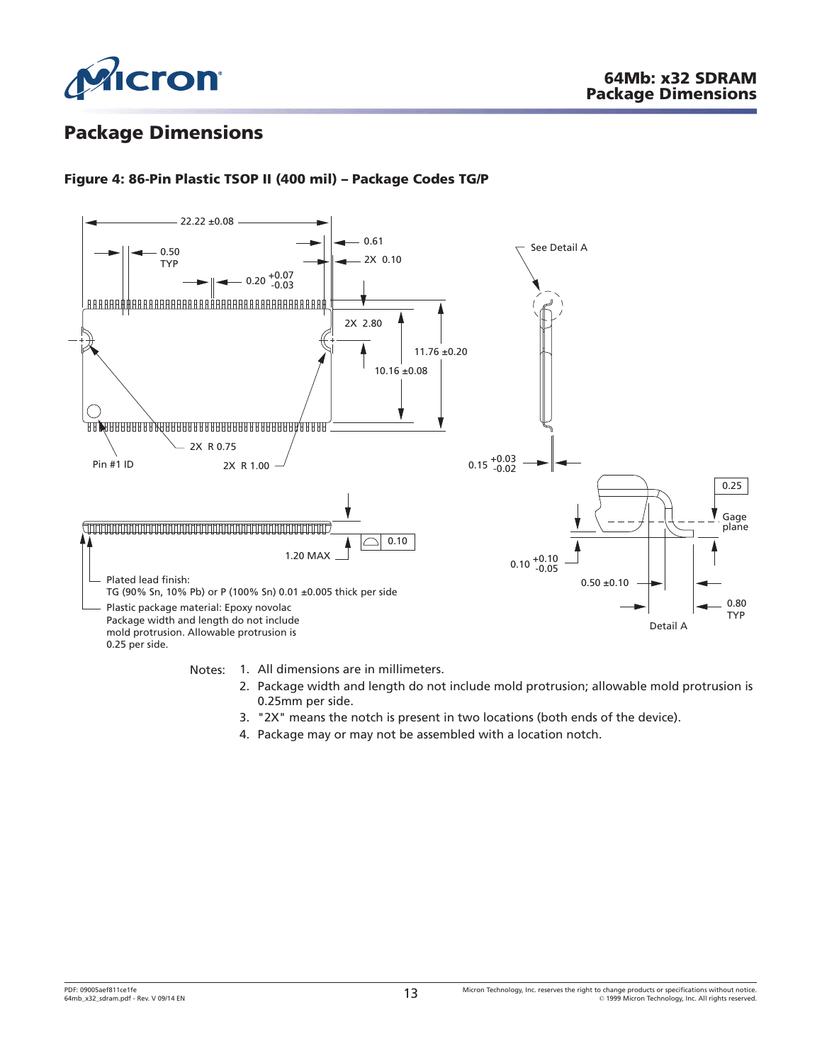## Package Dimensions

**Figure 4: 86-Pin Plastic TSOP II (400 mil) – Package Codes TG/P**

22.22 ±0.08

0.61

0.50 TYP

2X 0.10

0.20 $^{+0.07}_{-0.03}$

See Detail A

2X 2.80

11.76 ±0.20

10.16 ±0.08

2X R 0.75

Pin #1 ID

2X R 1.00

0.15 $^{+0.03}_{-0.02}$

0.25

Gage plane

0.10

1.20 MAX

0.10 $^{+0.10}_{-0.05}$

0.50 ±0.10

0.80 TYP

Detail A

Plated lead finish:
TG (90% Sn, 10% Pb) or P (100% Sn) 0.01 ±0.005 thick per side

Plastic package material: Epoxy novolac
Package width and length do not include mold protrusion. Allowable protrusion is 0.25 per side.

Notes:
1. All dimensions are in millimeters.
2. Package width and length do not include mold protrusion; allowable mold protrusion is 0.25mm per side.
3. "2X" means the notch is present in two locations (both ends of the device).
4. Package may or may not be assembled with a location notch.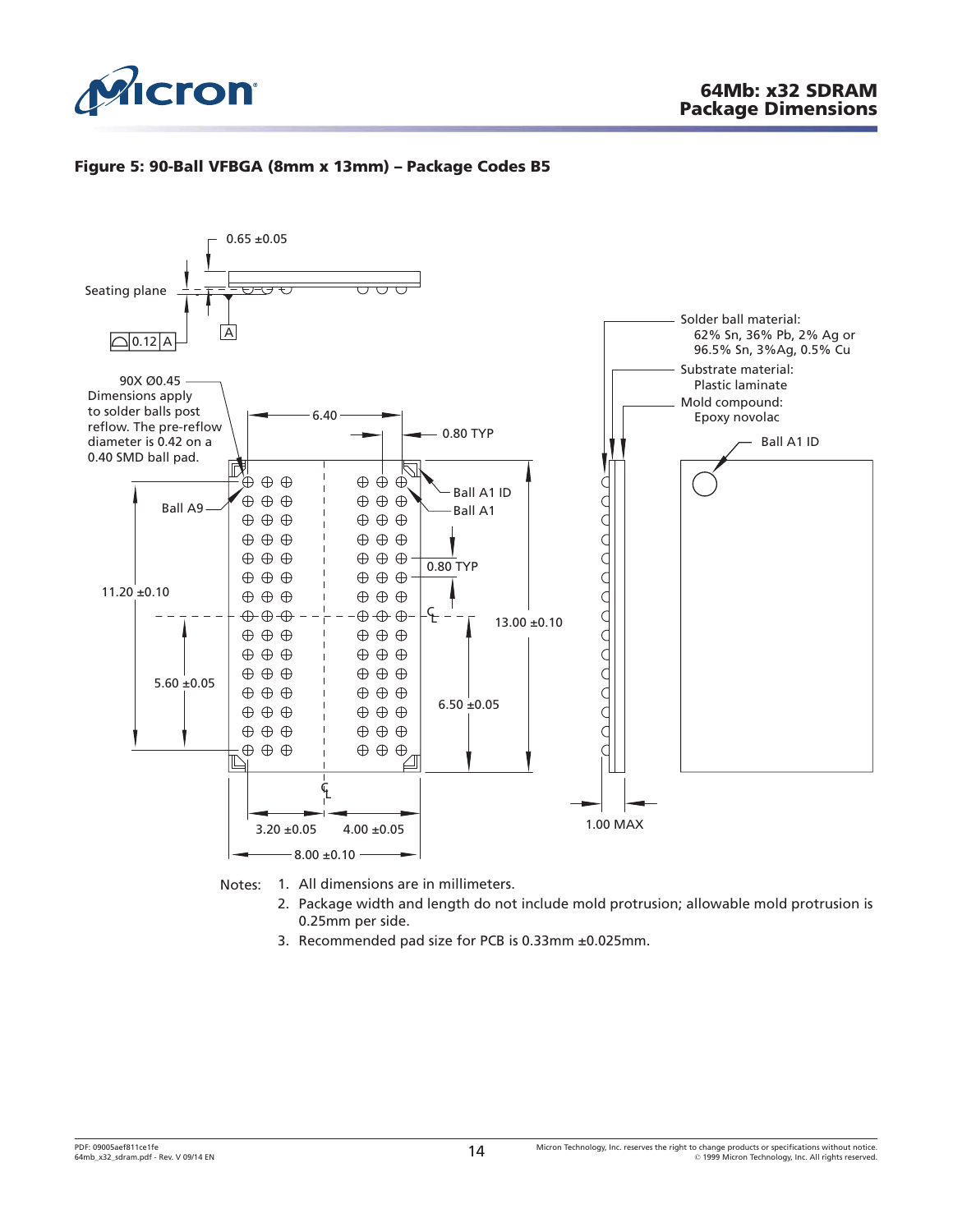**Figure 5: 90-Ball VFBGA (8mm x 13mm) – Package Codes B5**

0.65 ±0.05

Seating plane

0.12 A

A

90X Ø0.45
Dimensions apply to solder balls post reflow. The pre-reflow diameter is 0.42 on a 0.40 SMD ball pad.

6.40

0.80 TYP

Ball A1 ID

Ball A1

Ball A9

0.80 TYP

11.20 ±0.10

13.00 ±0.10

5.60 ±0.05

6.50 ±0.05

3.20 ±0.05

4.00 ±0.05

8.00 ±0.10

Solder ball material:
62% Sn, 36% Pb, 2% Ag or 96.5% Sn, 3%Ag, 0.5% Cu

Substrate material:
Plastic laminate

Mold compound:
Epoxy novolac

Ball A1 ID

1.00 MAX

Notes:
1. All dimensions are in millimeters.
2. Package width and length do not include mold protrusion; allowable mold protrusion is 0.25mm per side.
3. Recommended pad size for PCB is 0.33mm ±0.025mm.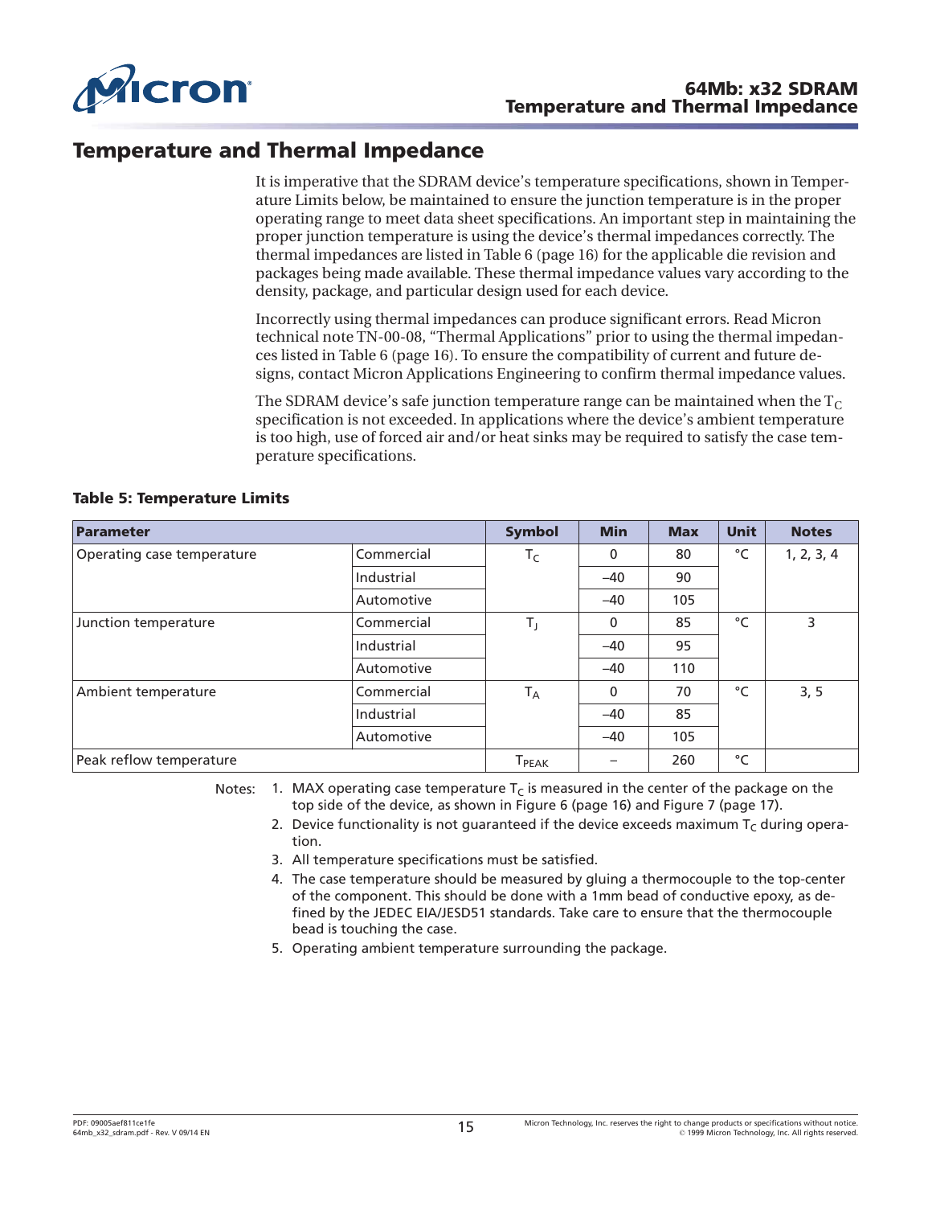## Temperature and Thermal Impedance

It is imperative that the SDRAM device's temperature specifications, shown in Temperature Limits below, be maintained to ensure the junction temperature is in the proper operating range to meet data sheet specifications. An important step in maintaining the proper junction temperature is using the device's thermal impedances correctly. The thermal impedances are listed in Table 6 (page 16) for the applicable die revision and packages being made available. These thermal impedance values vary according to the density, package, and particular design used for each device.

Incorrectly using thermal impedances can produce significant errors. Read Micron technical note TN-00-08, "Thermal Applications" prior to using the thermal impedances listed in Table 6 (page 16). To ensure the compatibility of current and future designs, contact Micron Applications Engineering to confirm thermal impedance values.

The SDRAM device's safe junction temperature range can be maintained when the $T_C$ specification is not exceeded. In applications where the device's ambient temperature is too high, use of forced air and/or heat sinks may be required to satisfy the case temperature specifications.

**Table 5: Temperature Limits**

| Parameter | | Symbol | Min | Max | Unit | Notes |
|---|---|---|---|---|---|---|
| Operating case temperature | Commercial | $T_C$ | 0 | 80 | °C | 1, 2, 3, 4 |
| | Industrial | | –40 | 90 | | |
| | Automotive | | –40 | 105 | | |
| Junction temperature | Commercial | $T_J$ | 0 | 85 | °C | 3 |
| | Industrial | | –40 | 95 | | |
| | Automotive | | –40 | 110 | | |
| Ambient temperature | Commercial | $T_A$ | 0 | 70 | °C | 3, 5 |
| | Industrial | | –40 | 85 | | |
| | Automotive | | –40 | 105 | | |
| Peak reflow temperature | | $T_{PEAK}$ | – | 260 | °C | |

Notes:
1. MAX operating case temperature $T_C$ is measured in the center of the package on the top side of the device, as shown in Figure 6 (page 16) and Figure 7 (page 17).
2. Device functionality is not guaranteed if the device exceeds maximum $T_C$ during operation.
3. All temperature specifications must be satisfied.
4. The case temperature should be measured by gluing a thermocouple to the top-center of the component. This should be done with a 1mm bead of conductive epoxy, as defined by the JEDEC EIA/JESD51 standards. Take care to ensure that the thermocouple bead is touching the case.
5. Operating ambient temperature surrounding the package.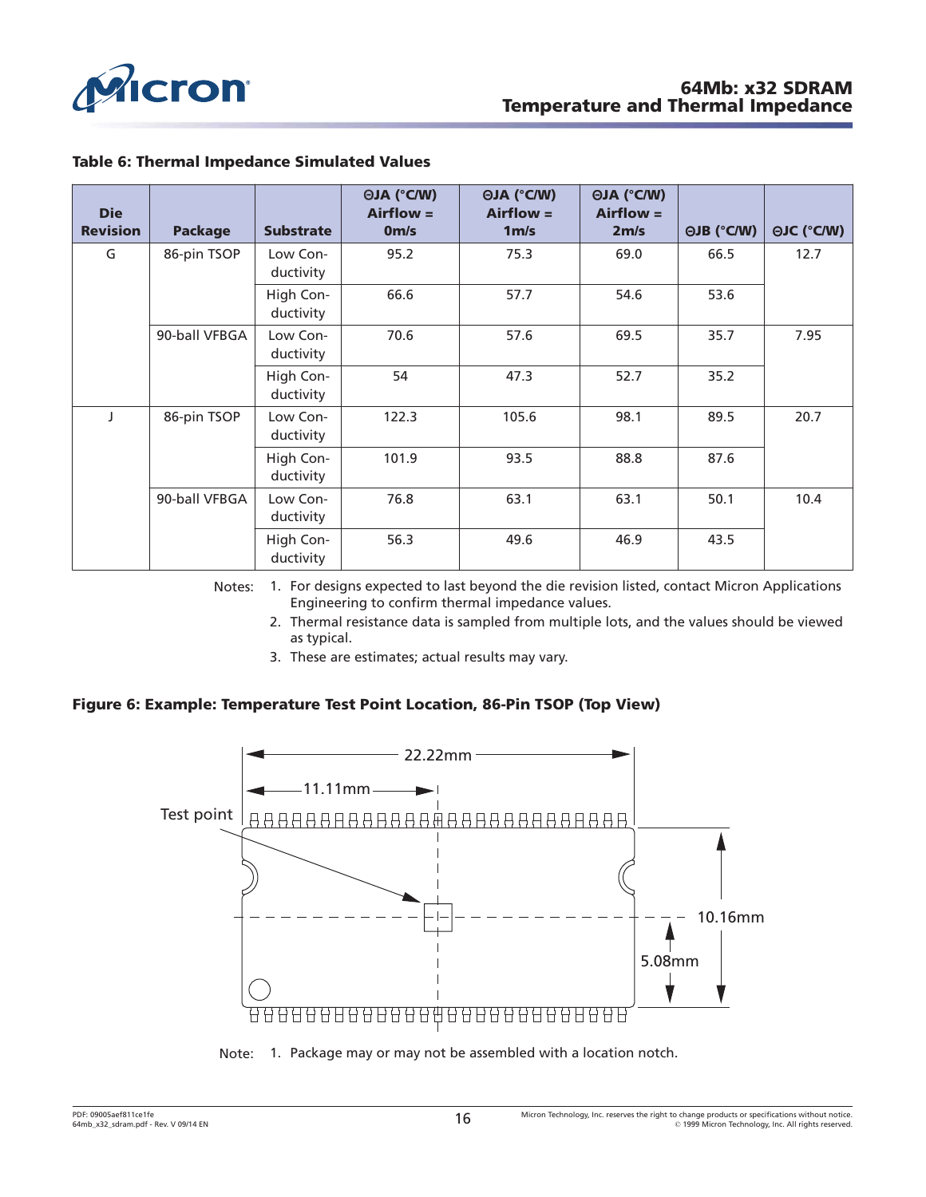**Table 6: Thermal Impedance Simulated Values**

| Die Revision | Package | Substrate | ΘJA (°C/W) Airflow = 0m/s | ΘJA (°C/W) Airflow = 1m/s | ΘJA (°C/W) Airflow = 2m/s | ΘJB (°C/W) | ΘJC (°C/W) |
|---|---|---|---|---|---|---|---|
| G | 86-pin TSOP | Low Conductivity | 95.2 | 75.3 | 69.0 | 66.5 | 12.7 |
| | | High Conductivity | 66.6 | 57.7 | 54.6 | 53.6 | |
| | 90-ball VFBGA | Low Conductivity | 70.6 | 57.6 | 69.5 | 35.7 | 7.95 |
| | | High Conductivity | 54 | 47.3 | 52.7 | 35.2 | |
| J | 86-pin TSOP | Low Conductivity | 122.3 | 105.6 | 98.1 | 89.5 | 20.7 |
| | | High Conductivity | 101.9 | 93.5 | 88.8 | 87.6 | |
| | 90-ball VFBGA | Low Conductivity | 76.8 | 63.1 | 63.1 | 50.1 | 10.4 |
| | | High Conductivity | 56.3 | 49.6 | 46.9 | 43.5 | |

Notes:
1. For designs expected to last beyond the die revision listed, contact Micron Applications Engineering to confirm thermal impedance values.
2. Thermal resistance data is sampled from multiple lots, and the values should be viewed as typical.
3. These are estimates; actual results may vary.

**Figure 6: Example: Temperature Test Point Location, 86-Pin TSOP (Top View)**

Test point

22.22mm

11.11mm

10.16mm

5.08mm

Note:
1. Package may or may not be assembled with a location notch.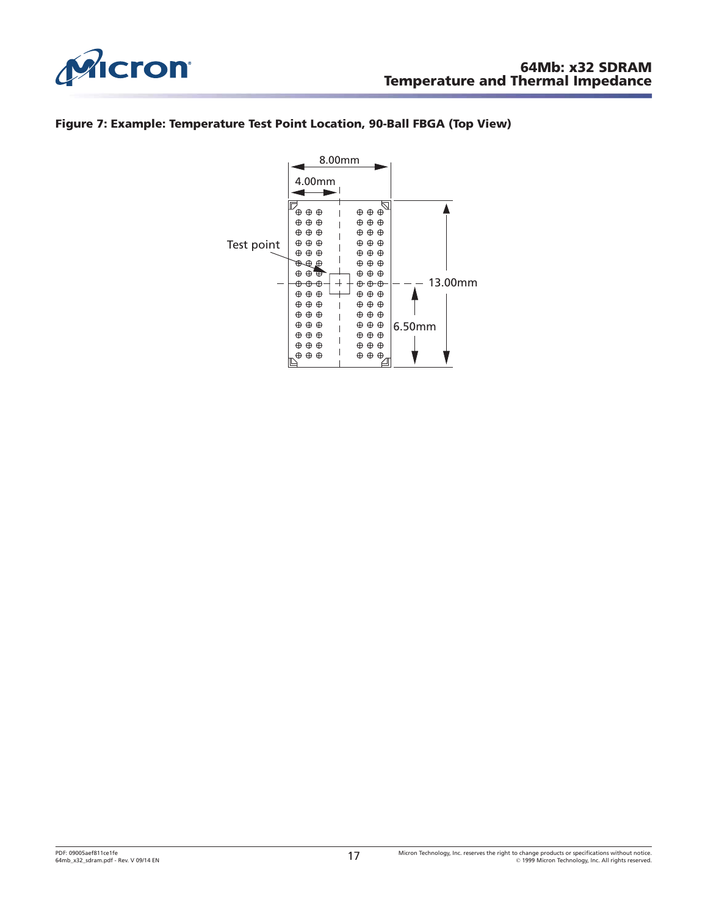**Figure 7: Example: Temperature Test Point Location, 90-Ball FBGA (Top View)**

8.00mm

4.00mm

Test point

13.00mm

6.50mm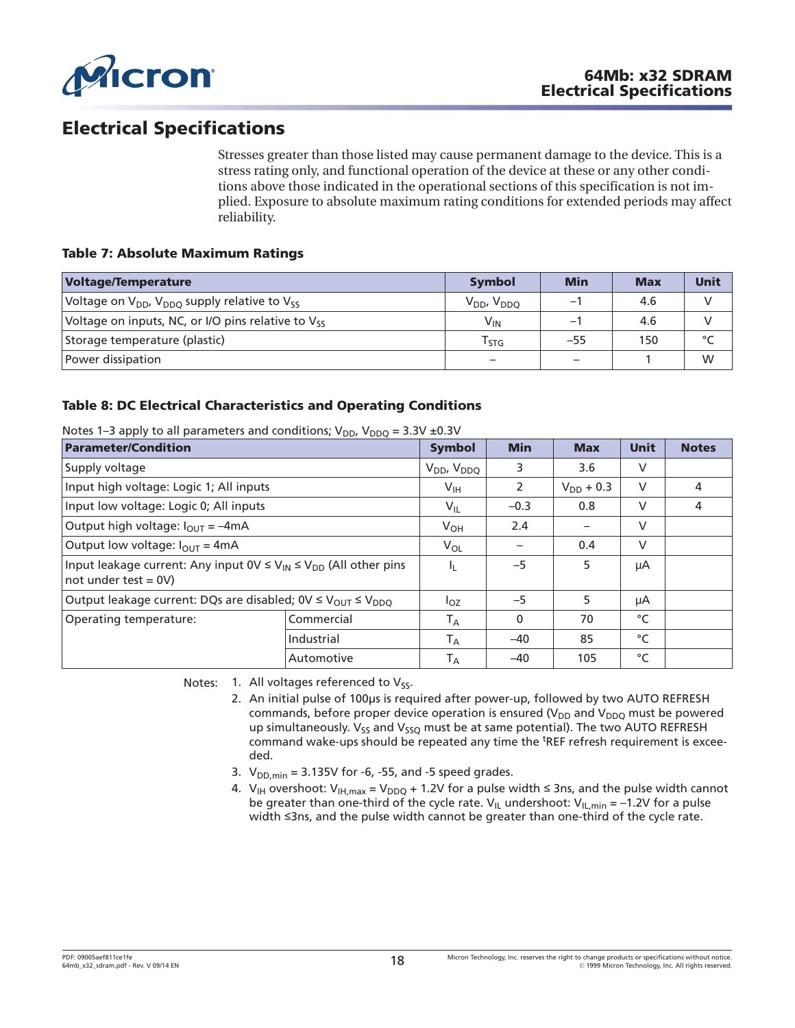# Electrical Specifications

Stresses greater than those listed may cause permanent damage to the device. This is a stress rating only, and functional operation of the device at these or any other conditions above those indicated in the operational sections of this specification is not implied. Exposure to absolute maximum rating conditions for extended periods may affect reliability.

**Table 7: Absolute Maximum Ratings**

| Voltage/Temperature | Symbol | Min | Max | Unit |
|---|---|---|---|---|
| Voltage on $V_{DD}$, $V_{DDQ}$ supply relative to $V_{SS}$ | $V_{DD}$, $V_{DDQ}$ | –1 | 4.6 | V |
| Voltage on inputs, NC, or I/O pins relative to $V_{SS}$ | $V_{IN}$ | –1 | 4.6 | V |
| Storage temperature (plastic) | $T_{STG}$ | –55 | 150 | °C |
| Power dissipation | – | – | 1 | W |

**Table 8: DC Electrical Characteristics and Operating Conditions**

Notes 1–3 apply to all parameters and conditions; $V_{DD}$, $V_{DDQ}$ = 3.3V ±0.3V

| Parameter/Condition | | Symbol | Min | Max | Unit | Notes |
|---|---|---|---|---|---|---|
| Supply voltage | | $V_{DD}$, $V_{DDQ}$ | 3 | 3.6 | V | |
| Input high voltage: Logic 1; All inputs | | $V_{IH}$ | 2 | $V_{DD}$ + 0.3 | V | 4 |
| Input low voltage: Logic 0; All inputs | | $V_{IL}$ | –0.3 | 0.8 | V | 4 |
| Output high voltage: $I_{OUT}$ = –4mA | | $V_{OH}$ | 2.4 | – | V | |
| Output low voltage: $I_{OUT}$ = 4mA | | $V_{OL}$ | – | 0.4 | V | |
| Input leakage current: Any input 0V ≤ $V_{IN}$ ≤ $V_{DD}$ (All other pins not under test = 0V) | | $I_L$ | –5 | 5 | µA | |
| Output leakage current: DQs are disabled; 0V ≤ $V_{OUT}$ ≤ $V_{DDQ}$ | | $I_{OZ}$ | –5 | 5 | µA | |
| Operating temperature: | Commercial | $T_A$ | 0 | 70 | °C | |
| | Industrial | $T_A$ | –40 | 85 | °C | |
| | Automotive | $T_A$ | –40 | 105 | °C | |

Notes:
1. All voltages referenced to $V_{SS}$.
2. An initial pulse of 100µs is required after power-up, followed by two AUTO REFRESH commands, before proper device operation is ensured ($V_{DD}$ and $V_{DDQ}$ must be powered up simultaneously. $V_{SS}$ and $V_{SSQ}$ must be at same potential). The two AUTO REFRESH command wake-ups should be repeated any time the $^tREF$ refresh requirement is exceeded.
3. $V_{DD,min}$ = 3.135V for -6, -55, and -5 speed grades.
4. $V_{IH}$ overshoot: $V_{IH,max}$ = $V_{DDQ}$ + 1.2V for a pulse width ≤ 3ns, and the pulse width cannot be greater than one-third of the cycle rate. $V_{IL}$ undershoot: $V_{IL,min}$ = –1.2V for a pulse width ≤3ns, and the pulse width cannot be greater than one-third of the cycle rate.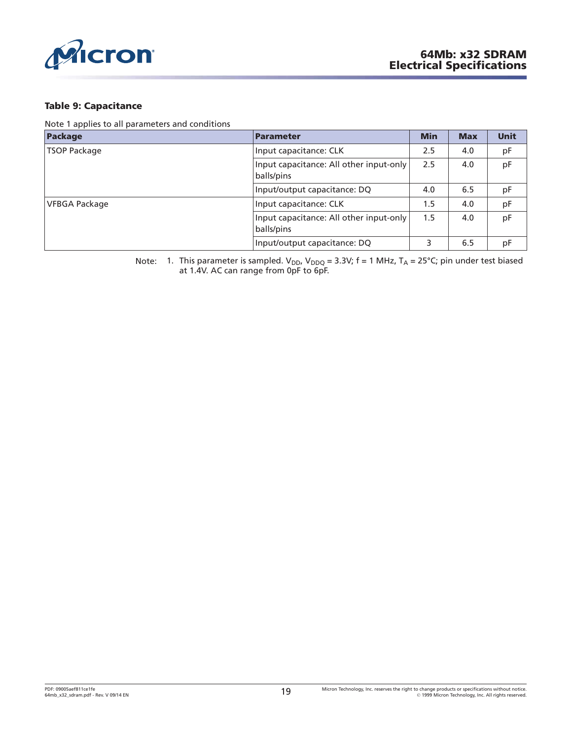**Table 9: Capacitance**

Note 1 applies to all parameters and conditions

| Package | Parameter | Min | Max | Unit |
|---|---|---|---|---|
| TSOP Package | Input capacitance: CLK | 2.5 | 4.0 | pF |
| | Input capacitance: All other input-only balls/pins | 2.5 | 4.0 | pF |
| | Input/output capacitance: DQ | 4.0 | 6.5 | pF |
| VFBGA Package | Input capacitance: CLK | 1.5 | 4.0 | pF |
| | Input capacitance: All other input-only balls/pins | 1.5 | 4.0 | pF |
| | Input/output capacitance: DQ | 3 | 6.5 | pF |

Note: 1. This parameter is sampled. $V_{DD}$, $V_{DDQ}$ = 3.3V; f = 1 MHz, $T_A$ = 25°C; pin under test biased at 1.4V. AC can range from 0pF to 6pF.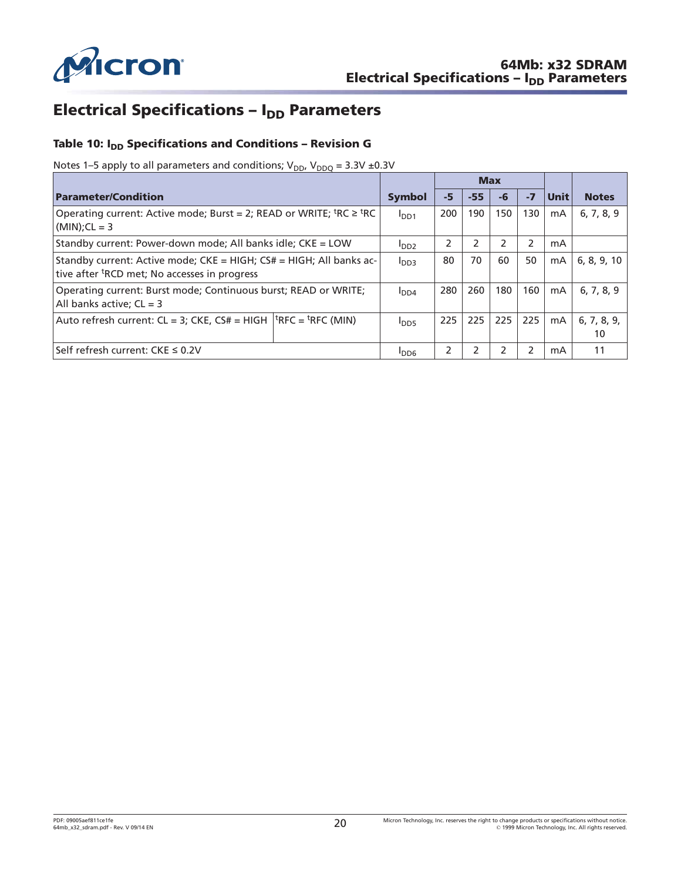# Electrical Specifications – $I_{DD}$ Parameters

### Table 10: $I_{DD}$ Specifications and Conditions – Revision G

Notes 1–5 apply to all parameters and conditions; $V_{DD}$, $V_{DDQ}$ = 3.3V ±0.3V

| Parameter/Condition | Symbol | Max | | | | Unit | Notes |
|---|---|---|---|---|---|---|---|
| | | -5 | -55 | -6 | -7 | | |
| Operating current: Active mode; Burst = 2; READ or WRITE; $^tRC \geq {}^tRC$ (MIN);CL = 3 | $I_{DD1}$ | 200 | 190 | 150 | 130 | mA | 6, 7, 8, 9 |
| Standby current: Power-down mode; All banks idle; CKE = LOW | $I_{DD2}$ | 2 | 2 | 2 | 2 | mA | |
| Standby current: Active mode; CKE = HIGH; CS# = HIGH; All banks active after $^tRCD$ met; No accesses in progress | $I_{DD3}$ | 80 | 70 | 60 | 50 | mA | 6, 8, 9, 10 |
| Operating current: Burst mode; Continuous burst; READ or WRITE; All banks active; CL = 3 | $I_{DD4}$ | 280 | 260 | 180 | 160 | mA | 6, 7, 8, 9 |
| Auto refresh current: CL = 3; CKE, CS# = HIGH; $^tRFC = {}^tRFC$ (MIN) | $I_{DD5}$ | 225 | 225 | 225 | 225 | mA | 6, 7, 8, 9, 10 |
| Self refresh current: CKE ≤ 0.2V | $I_{DD6}$ | 2 | 2 | 2 | 2 | mA | 11 |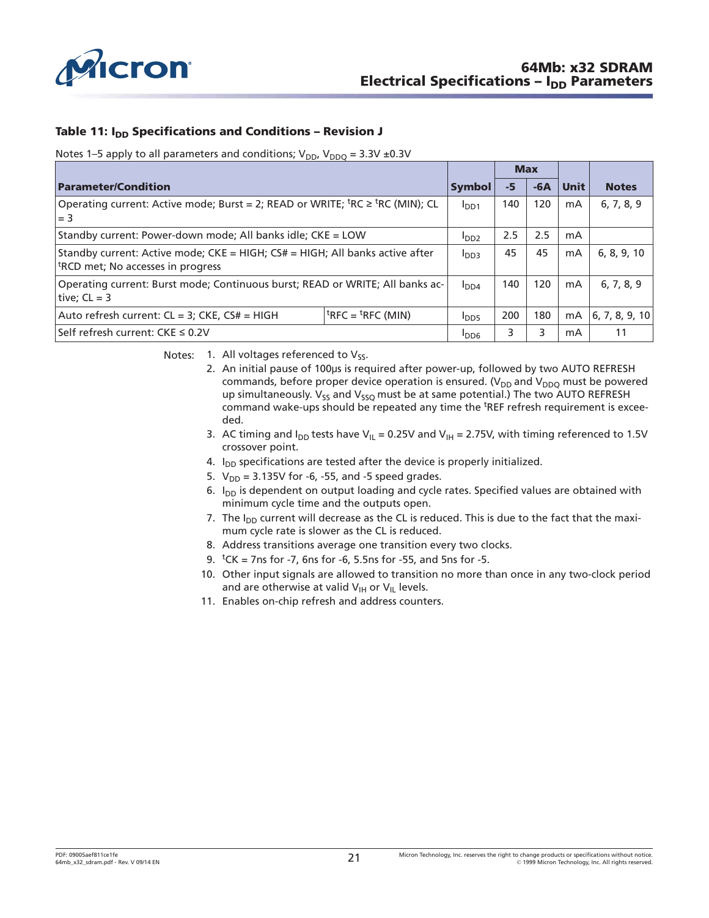### Table 11: $I_{DD}$ Specifications and Conditions – Revision J

Notes 1–5 apply to all parameters and conditions; $V_{DD}$, $V_{DDQ}$ = 3.3V ±0.3V

| Parameter/Condition | | Symbol | Max | | Unit | Notes |
|---|---|---|---|---|---|---|
| | | | -5 | -6A | | |
| Operating current: Active mode; Burst = 2; READ or WRITE; $^tRC \geq {}^tRC$ (MIN); CL = 3 | | $I_{DD1}$ | 140 | 120 | mA | 6, 7, 8, 9 |
| Standby current: Power-down mode; All banks idle; CKE = LOW | | $I_{DD2}$ | 2.5 | 2.5 | mA | |
| Standby current: Active mode; CKE = HIGH; CS# = HIGH; All banks active after $^tRCD$ met; No accesses in progress | | $I_{DD3}$ | 45 | 45 | mA | 6, 8, 9, 10 |
| Operating current: Burst mode; Continuous burst; READ or WRITE; All banks active; CL = 3 | | $I_{DD4}$ | 140 | 120 | mA | 6, 7, 8, 9 |
| Auto refresh current: CL = 3; CKE, CS# = HIGH | $^tRFC = {}^tRFC$ (MIN) | $I_{DD5}$ | 200 | 180 | mA | 6, 7, 8, 9, 10 |
| Self refresh current: CKE ≤ 0.2V | | $I_{DD6}$ | 3 | 3 | mA | 11 |

Notes:

1. All voltages referenced to $V_{SS}$.
2. An initial pause of 100µs is required after power-up, followed by two AUTO REFRESH commands, before proper device operation is ensured. ($V_{DD}$ and $V_{DDQ}$ must be powered up simultaneously. $V_{SS}$ and $V_{SSQ}$ must be at same potential.) The two AUTO REFRESH command wake-ups should be repeated any time the $^tREF$ refresh requirement is exceeded.
3. AC timing and $I_{DD}$ tests have $V_{IL}$ = 0.25V and $V_{IH}$ = 2.75V, with timing referenced to 1.5V crossover point.
4. $I_{DD}$ specifications are tested after the device is properly initialized.
5. $V_{DD}$ = 3.135V for -6, -55, and -5 speed grades.
6. $I_{DD}$ is dependent on output loading and cycle rates. Specified values are obtained with minimum cycle time and the outputs open.
7. The $I_{DD}$ current will decrease as the CL is reduced. This is due to the fact that the maximum cycle rate is slower as the CL is reduced.
8. Address transitions average one transition every two clocks.
9. $^tCK$ = 7ns for -7, 6ns for -6, 5.5ns for -55, and 5ns for -5.
10. Other input signals are allowed to transition no more than once in any two-clock period and are otherwise at valid $V_{IH}$ or $V_{IL}$ levels.
11. Enables on-chip refresh and address counters.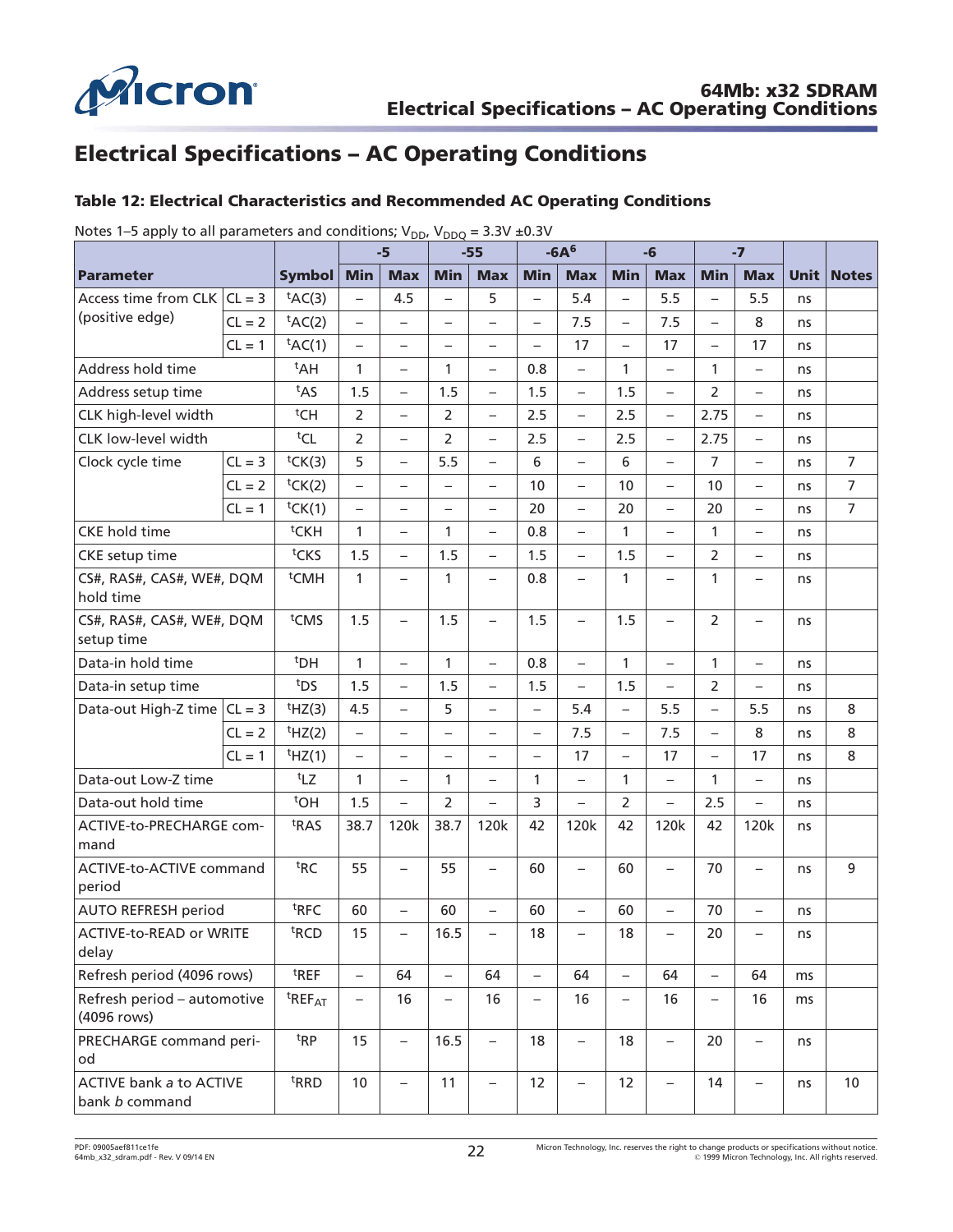# Electrical Specifications – AC Operating Conditions

### Table 12: Electrical Characteristics and Recommended AC Operating Conditions

Notes 1–5 apply to all parameters and conditions; $V_{DD}$, $V_{DDQ}$ = 3.3V ±0.3V

| Parameter | | Symbol | -5 | | -55 | | -6A[6] | | -6 | | -7 | | Unit | Notes |
|---|---|---|---|---|---|---|---|---|---|---|---|---|---|---|
| | | | Min | Max | Min | Max | Min | Max | Min | Max | Min | Max | | |
| Access time from CLK (positive edge) | CL = 3 | $^tAC(3)$ | – | 4.5 | – | 5 | – | 5.4 | – | 5.5 | – | 5.5 | ns | |
| | CL = 2 | $^tAC(2)$ | – | – | – | – | – | 7.5 | – | 7.5 | – | 8 | ns | |
| | CL = 1 | $^tAC(1)$ | – | – | – | – | – | 17 | – | 17 | – | 17 | ns | |
| Address hold time | | $^tAH$ | 1 | – | 1 | – | 0.8 | – | 1 | – | 1 | – | ns | |
| Address setup time | | $^tAS$ | 1.5 | – | 1.5 | – | 1.5 | – | 1.5 | – | 2 | – | ns | |
| CLK high-level width | | $^tCH$ | 2 | – | 2 | – | 2.5 | – | 2.5 | – | 2.75 | – | ns | |
| CLK low-level width | | $^tCL$ | 2 | – | 2 | – | 2.5 | – | 2.5 | – | 2.75 | – | ns | |
| Clock cycle time | CL = 3 | $^tCK(3)$ | 5 | – | 5.5 | – | 6 | – | 6 | – | 7 | – | ns | 7 |
| | CL = 2 | $^tCK(2)$ | – | – | – | – | 10 | – | 10 | – | 10 | – | ns | 7 |
| | CL = 1 | $^tCK(1)$ | – | – | – | – | 20 | – | 20 | – | 20 | – | ns | 7 |
| CKE hold time | | $^tCKH$ | 1 | – | 1 | – | 0.8 | – | 1 | – | 1 | – | ns | |
| CKE setup time | | $^tCKS$ | 1.5 | – | 1.5 | – | 1.5 | – | 1.5 | – | 2 | – | ns | |
| CS#, RAS#, CAS#, WE#, DQM hold time | | $^tCMH$ | 1 | – | 1 | – | 0.8 | – | 1 | – | 1 | – | ns | |
| CS#, RAS#, CAS#, WE#, DQM setup time | | $^tCMS$ | 1.5 | – | 1.5 | – | 1.5 | – | 1.5 | – | 2 | – | ns | |
| Data-in hold time | | $^tDH$ | 1 | – | 1 | – | 0.8 | – | 1 | – | 1 | – | ns | |
| Data-in setup time | | $^tDS$ | 1.5 | – | 1.5 | – | 1.5 | – | 1.5 | – | 2 | – | ns | |
| Data-out High-Z time | CL = 3 | $^tHZ(3)$ | 4.5 | – | 5 | – | – | 5.4 | – | 5.5 | – | 5.5 | ns | 8 |
| | CL = 2 | $^tHZ(2)$ | – | – | – | – | – | 7.5 | – | 7.5 | – | 8 | ns | 8 |
| | CL = 1 | $^tHZ(1)$ | – | – | – | – | – | 17 | – | 17 | – | 17 | ns | 8 |
| Data-out Low-Z time | | $^tLZ$ | 1 | – | 1 | – | 1 | – | 1 | – | 1 | – | ns | |
| Data-out hold time | | $^tOH$ | 1.5 | – | 2 | – | 3 | – | 2 | – | 2.5 | – | ns | |
| ACTIVE-to-PRECHARGE command | | $^tRAS$ | 38.7 | 120k | 38.7 | 120k | 42 | 120k | 42 | 120k | 42 | 120k | ns | |
| ACTIVE-to-ACTIVE command period | | $^tRC$ | 55 | – | 55 | – | 60 | – | 60 | – | 70 | – | ns | 9 |
| AUTO REFRESH period | | $^tRFC$ | 60 | – | 60 | – | 60 | – | 60 | – | 70 | – | ns | |
| ACTIVE-to-READ or WRITE delay | | $^tRCD$ | 15 | – | 16.5 | – | 18 | – | 18 | – | 20 | – | ns | |
| Refresh period (4096 rows) | | $^tREF$ | – | 64 | – | 64 | – | 64 | – | 64 | – | 64 | ms | |
| Refresh period – automotive (4096 rows) | | $^tREF_{AT}$ | – | 16 | – | 16 | – | 16 | – | 16 | – | 16 | ms | |
| PRECHARGE command period | | $^tRP$ | 15 | – | 16.5 | – | 18 | – | 18 | – | 20 | – | ns | |
| ACTIVE bank *a* to ACTIVE bank *b* command | | $^tRRD$ | 10 | – | 11 | – | 12 | – | 12 | – | 14 | – | ns | 10 |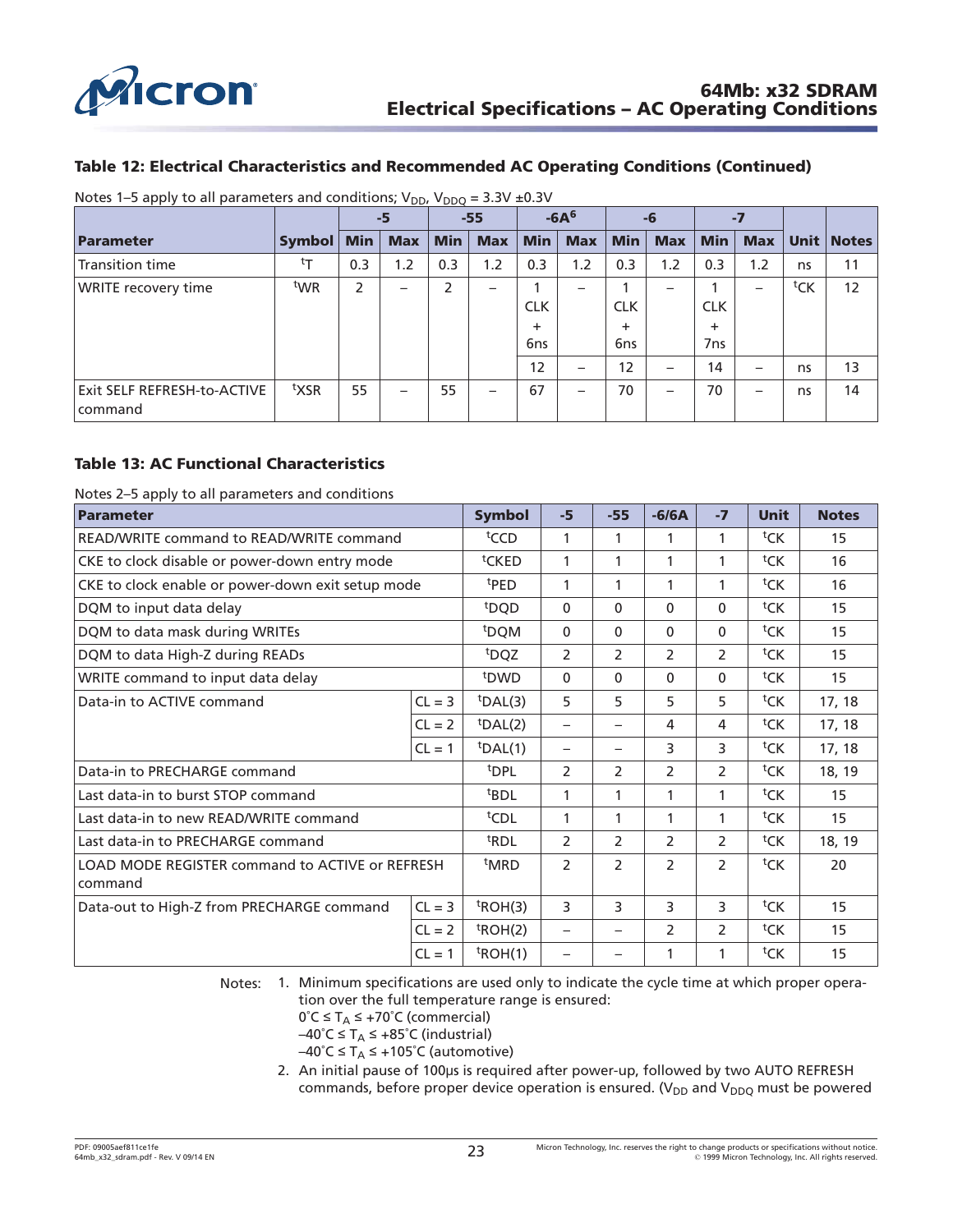### Table 12: Electrical Characteristics and Recommended AC Operating Conditions (Continued)

Notes 1–5 apply to all parameters and conditions; $V_{DD}$, $V_{DDQ}$ = 3.3V ±0.3V

| Parameter | Symbol | -5 | | -55 | | -6A[6] | | -6 | | -7 | | Unit | Notes |
|---|---|---|---|---|---|---|---|---|---|---|---|---|---|
| | | Min | Max | Min | Max | Min | Max | Min | Max | Min | Max | | |
| Transition time | ${}^tT$ | 0.3 | 1.2 | 0.3 | 1.2 | 0.3 | 1.2 | 0.3 | 1.2 | 0.3 | 1.2 | ns | 11 |
| WRITE recovery time | ${}^tWR$ | 2 | – | 2 | – | 1 CLK + 6ns | – | 1 CLK + 6ns | – | 1 CLK + 7ns | – | ${}^tCK$ | 12 |
| | | | | | | 12 | – | 12 | – | 14 | – | ns | 13 |
| Exit SELF REFRESH-to-ACTIVE command | ${}^tXSR$ | 55 | – | 55 | – | 67 | – | 70 | – | 70 | – | ns | 14 |

### Table 13: AC Functional Characteristics

Notes 2–5 apply to all parameters and conditions

| Parameter | | Symbol | -5 | -55 | -6/6A | -7 | Unit | Notes |
|---|---|---|---|---|---|---|---|---|
| READ/WRITE command to READ/WRITE command | | ${}^tCCD$ | 1 | 1 | 1 | 1 | ${}^tCK$ | 15 |
| CKE to clock disable or power-down entry mode | | ${}^tCKED$ | 1 | 1 | 1 | 1 | ${}^tCK$ | 16 |
| CKE to clock enable or power-down exit setup mode | | ${}^tPED$ | 1 | 1 | 1 | 1 | ${}^tCK$ | 16 |
| DQM to input data delay | | ${}^tDQD$ | 0 | 0 | 0 | 0 | ${}^tCK$ | 15 |
| DQM to data mask during WRITEs | | ${}^tDQM$ | 0 | 0 | 0 | 0 | ${}^tCK$ | 15 |
| DQM to data High-Z during READs | | ${}^tDQZ$ | 2 | 2 | 2 | 2 | ${}^tCK$ | 15 |
| WRITE command to input data delay | | ${}^tDWD$ | 0 | 0 | 0 | 0 | ${}^tCK$ | 15 |
| Data-in to ACTIVE command | CL = 3 | ${}^tDAL(3)$ | 5 | 5 | 5 | 5 | ${}^tCK$ | 17, 18 |
| | CL = 2 | ${}^tDAL(2)$ | – | – | 4 | 4 | ${}^tCK$ | 17, 18 |
| | CL = 1 | ${}^tDAL(1)$ | – | – | 3 | 3 | ${}^tCK$ | 17, 18 |
| Data-in to PRECHARGE command | | ${}^tDPL$ | 2 | 2 | 2 | 2 | ${}^tCK$ | 18, 19 |
| Last data-in to burst STOP command | | ${}^tBDL$ | 1 | 1 | 1 | 1 | ${}^tCK$ | 15 |
| Last data-in to new READ/WRITE command | | ${}^tCDL$ | 1 | 1 | 1 | 1 | ${}^tCK$ | 15 |
| Last data-in to PRECHARGE command | | ${}^tRDL$ | 2 | 2 | 2 | 2 | ${}^tCK$ | 18, 19 |
| LOAD MODE REGISTER command to ACTIVE or REFRESH command | | ${}^tMRD$ | 2 | 2 | 2 | 2 | ${}^tCK$ | 20 |
| Data-out to High-Z from PRECHARGE command | CL = 3 | ${}^tROH(3)$ | 3 | 3 | 3 | 3 | ${}^tCK$ | 15 |
| | CL = 2 | ${}^tROH(2)$ | – | – | 2 | 2 | ${}^tCK$ | 15 |
| | CL = 1 | ${}^tROH(1)$ | – | – | 1 | 1 | ${}^tCK$ | 15 |

Notes:
1. Minimum specifications are used only to indicate the cycle time at which proper operation over the full temperature range is ensured:
   0°C ≤ $T_A$ ≤ +70°C (commercial)
   –40°C ≤ $T_A$ ≤ +85°C (industrial)
   –40°C ≤ $T_A$ ≤ +105°C (automotive)
2. An initial pause of 100μs is required after power-up, followed by two AUTO REFRESH commands, before proper device operation is ensured. ($V_{DD}$ and $V_{DDQ}$ must be powered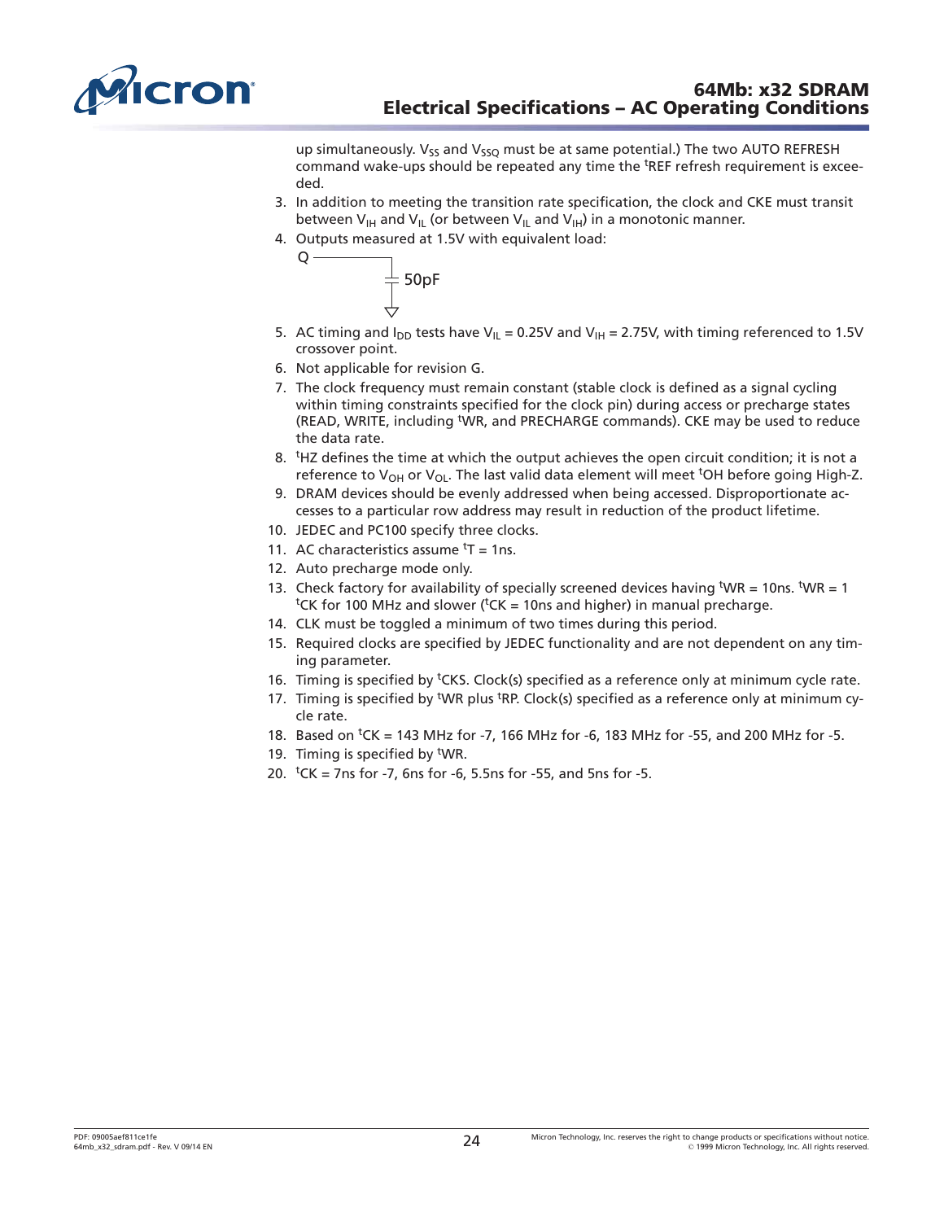up simultaneously. $V_{SS}$ and $V_{SSQ}$ must be at same potential.) The two AUTO REFRESH command wake-ups should be repeated any time the $^tREF$ refresh requirement is exceeded.

3. In addition to meeting the transition rate specification, the clock and CKE must transit between $V_{IH}$ and $V_{IL}$ (or between $V_{IL}$ and $V_{IH}$) in a monotonic manner.
4. Outputs measured at 1.5V with equivalent load:

   Q —— 50pF to ground

5. AC timing and $I_{DD}$ tests have $V_{IL}$ = 0.25V and $V_{IH}$ = 2.75V, with timing referenced to 1.5V crossover point.
6. Not applicable for revision G.
7. The clock frequency must remain constant (stable clock is defined as a signal cycling within timing constraints specified for the clock pin) during access or precharge states (READ, WRITE, including $^tWR$, and PRECHARGE commands). CKE may be used to reduce the data rate.
8. $^tHZ$ defines the time at which the output achieves the open circuit condition; it is not a reference to $V_{OH}$ or $V_{OL}$. The last valid data element will meet $^tOH$ before going High-Z.
9. DRAM devices should be evenly addressed when being accessed. Disproportionate accesses to a particular row address may result in reduction of the product lifetime.
10. JEDEC and PC100 specify three clocks.
11. AC characteristics assume $^tT$ = 1ns.
12. Auto precharge mode only.
13. Check factory for availability of specially screened devices having $^tWR$ = 10ns. $^tWR$ = 1 $^tCK$ for 100 MHz and slower ($^tCK$ = 10ns and higher) in manual precharge.
14. CLK must be toggled a minimum of two times during this period.
15. Required clocks are specified by JEDEC functionality and are not dependent on any timing parameter.
16. Timing is specified by $^tCKS$. Clock(s) specified as a reference only at minimum cycle rate.
17. Timing is specified by $^tWR$ plus $^tRP$. Clock(s) specified as a reference only at minimum cycle rate.
18. Based on $^tCK$ = 143 MHz for -7, 166 MHz for -6, 183 MHz for -55, and 200 MHz for -5.
19. Timing is specified by $^tWR$.
20. $^tCK$ = 7ns for -7, 6ns for -6, 5.5ns for -55, and 5ns for -5.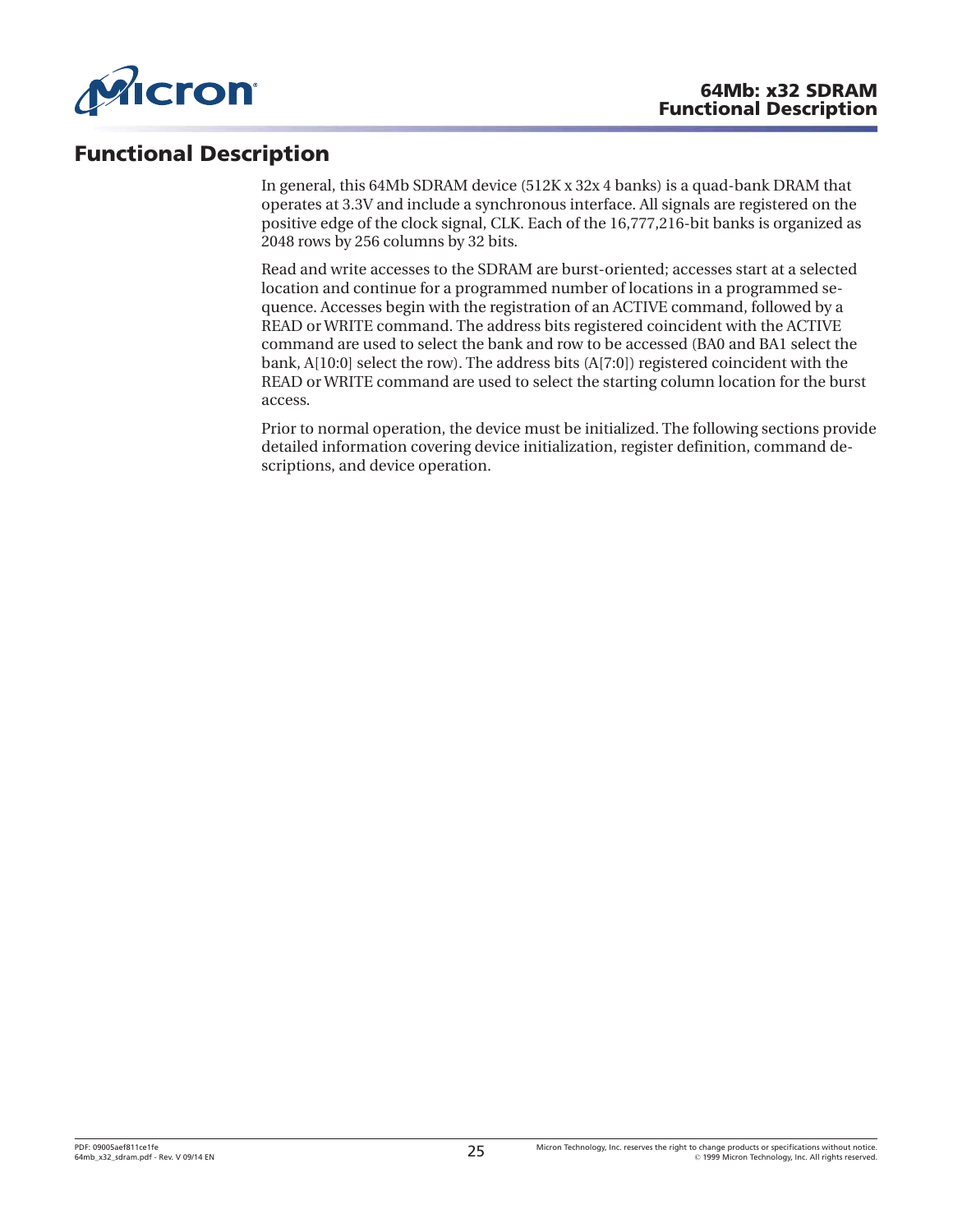# Functional Description

In general, this 64Mb SDRAM device (512K x 32x 4 banks) is a quad-bank DRAM that operates at 3.3V and include a synchronous interface. All signals are registered on the positive edge of the clock signal, CLK. Each of the 16,777,216-bit banks is organized as 2048 rows by 256 columns by 32 bits.

Read and write accesses to the SDRAM are burst-oriented; accesses start at a selected location and continue for a programmed number of locations in a programmed sequence. Accesses begin with the registration of an ACTIVE command, followed by a READ or WRITE command. The address bits registered coincident with the ACTIVE command are used to select the bank and row to be accessed (BA0 and BA1 select the bank, A[10:0] select the row). The address bits (A[7:0]) registered coincident with the READ or WRITE command are used to select the starting column location for the burst access.

Prior to normal operation, the device must be initialized. The following sections provide detailed information covering device initialization, register definition, command descriptions, and device operation.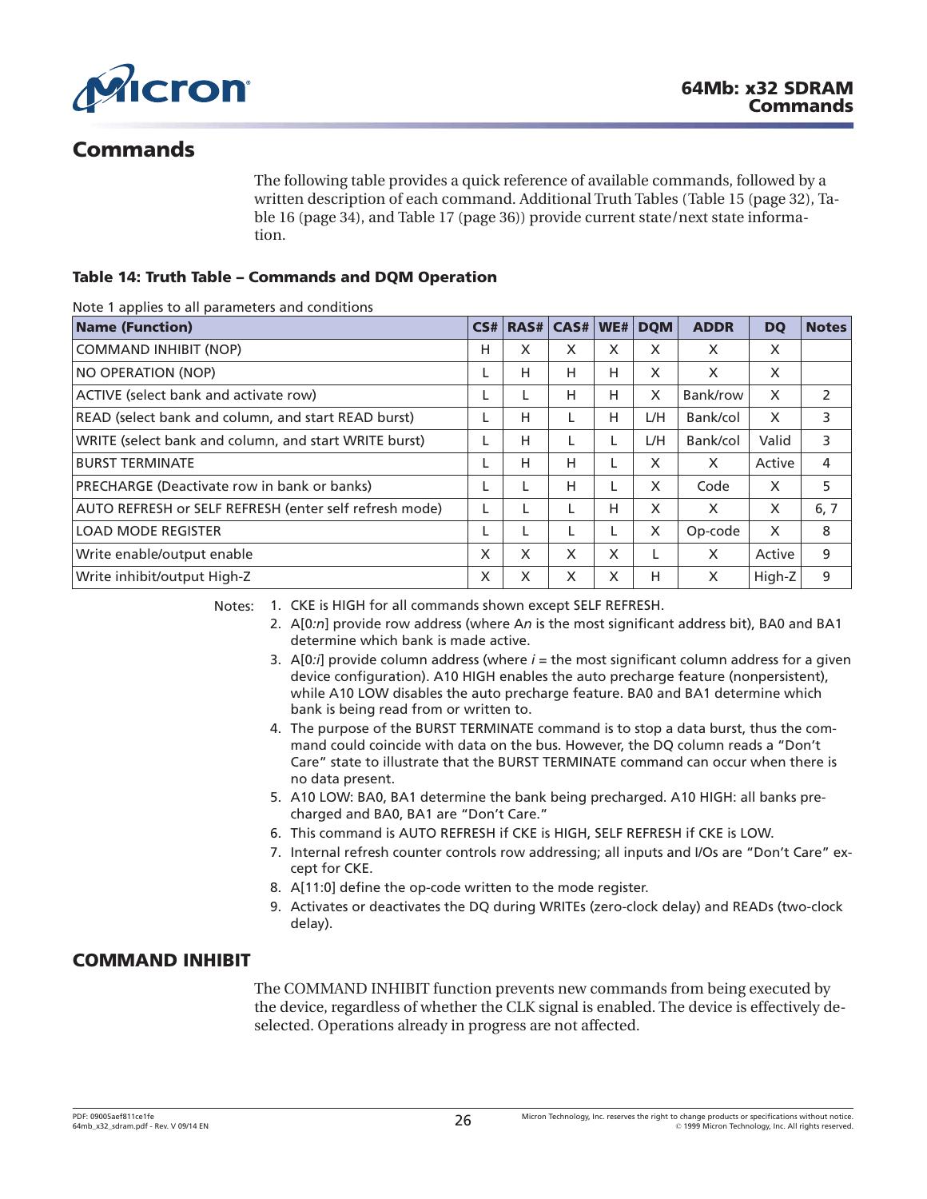# Commands

The following table provides a quick reference of available commands, followed by a written description of each command. Additional Truth Tables (Table 15 (page 32), Table 16 (page 34), and Table 17 (page 36)) provide current state/next state information.

### Table 14: Truth Table – Commands and DQM Operation

Note 1 applies to all parameters and conditions

| Name (Function) | CS# | RAS# | CAS# | WE# | DQM | ADDR | DQ | Notes |
|---|---|---|---|---|---|---|---|---|
| COMMAND INHIBIT (NOP) | H | X | X | X | X | X | X | |
| NO OPERATION (NOP) | L | H | H | H | X | X | X | |
| ACTIVE (select bank and activate row) | L | L | H | H | X | Bank/row | X | 2 |
| READ (select bank and column, and start READ burst) | L | H | L | H | L/H | Bank/col | X | 3 |
| WRITE (select bank and column, and start WRITE burst) | L | H | L | L | L/H | Bank/col | Valid | 3 |
| BURST TERMINATE | L | H | H | L | X | X | Active | 4 |
| PRECHARGE (Deactivate row in bank or banks) | L | L | H | L | X | Code | X | 5 |
| AUTO REFRESH or SELF REFRESH (enter self refresh mode) | L | L | L | H | X | X | X | 6, 7 |
| LOAD MODE REGISTER | L | L | L | L | X | Op-code | X | 8 |
| Write enable/output enable | X | X | X | X | L | X | Active | 9 |
| Write inhibit/output High-Z | X | X | X | X | H | X | High-Z | 9 |

Notes:
1. CKE is HIGH for all commands shown except SELF REFRESH.
2. A[0:*n*] provide row address (where A*n* is the most significant address bit), BA0 and BA1 determine which bank is made active.
3. A[0:*i*] provide column address (where *i* = the most significant column address for a given device configuration). A10 HIGH enables the auto precharge feature (nonpersistent), while A10 LOW disables the auto precharge feature. BA0 and BA1 determine which bank is being read from or written to.
4. The purpose of the BURST TERMINATE command is to stop a data burst, thus the command could coincide with data on the bus. However, the DQ column reads a "Don't Care" state to illustrate that the BURST TERMINATE command can occur when there is no data present.
5. A10 LOW: BA0, BA1 determine the bank being precharged. A10 HIGH: all banks precharged and BA0, BA1 are "Don't Care."
6. This command is AUTO REFRESH if CKE is HIGH, SELF REFRESH if CKE is LOW.
7. Internal refresh counter controls row addressing; all inputs and I/Os are "Don't Care" except for CKE.
8. A[11:0] define the op-code written to the mode register.
9. Activates or deactivates the DQ during WRITEs (zero-clock delay) and READs (two-clock delay).

## COMMAND INHIBIT

The COMMAND INHIBIT function prevents new commands from being executed by the device, regardless of whether the CLK signal is enabled. The device is effectively deselected. Operations already in progress are not affected.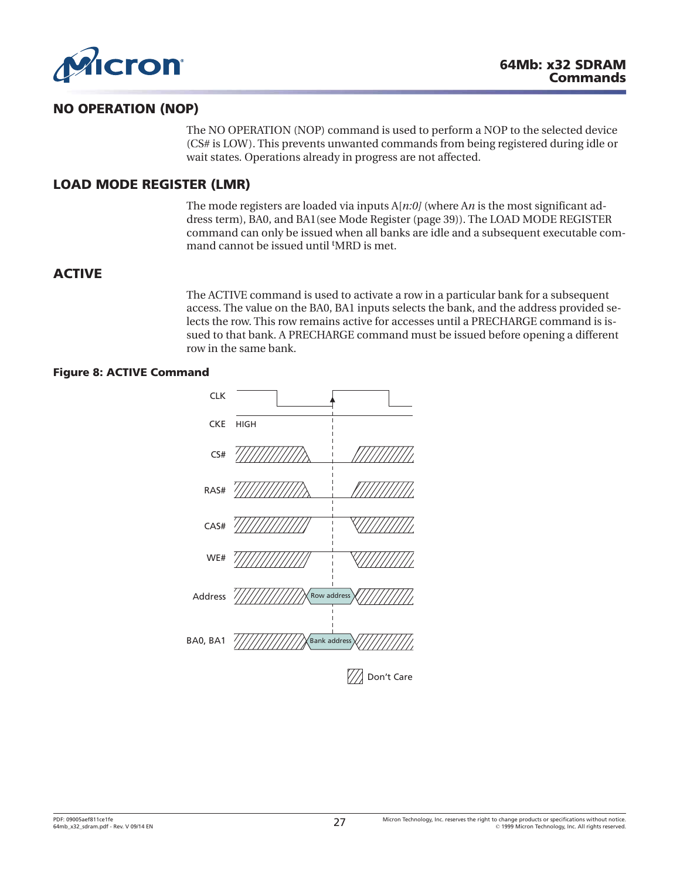## NO OPERATION (NOP)

The NO OPERATION (NOP) command is used to perform a NOP to the selected device (CS# is LOW). This prevents unwanted commands from being registered during idle or wait states. Operations already in progress are not affected.

## LOAD MODE REGISTER (LMR)

The mode registers are loaded via inputs A[*n:0*] (where A*n* is the most significant address term), BA0, and BA1(see Mode Register (page 39)). The LOAD MODE REGISTER command can only be issued when all banks are idle and a subsequent executable command cannot be issued until $^{t}$MRD is met.

## ACTIVE

The ACTIVE command is used to activate a row in a particular bank for a subsequent access. The value on the BA0, BA1 inputs selects the bank, and the address provided selects the row. This row remains active for accesses until a PRECHARGE command is issued to that bank. A PRECHARGE command must be issued before opening a different row in the same bank.

**Figure 8: ACTIVE Command**

CLK

CKE HIGH

CS#

RAS#

CAS#

WE#

Address — Row address

BA0, BA1 — Bank address

Don't Care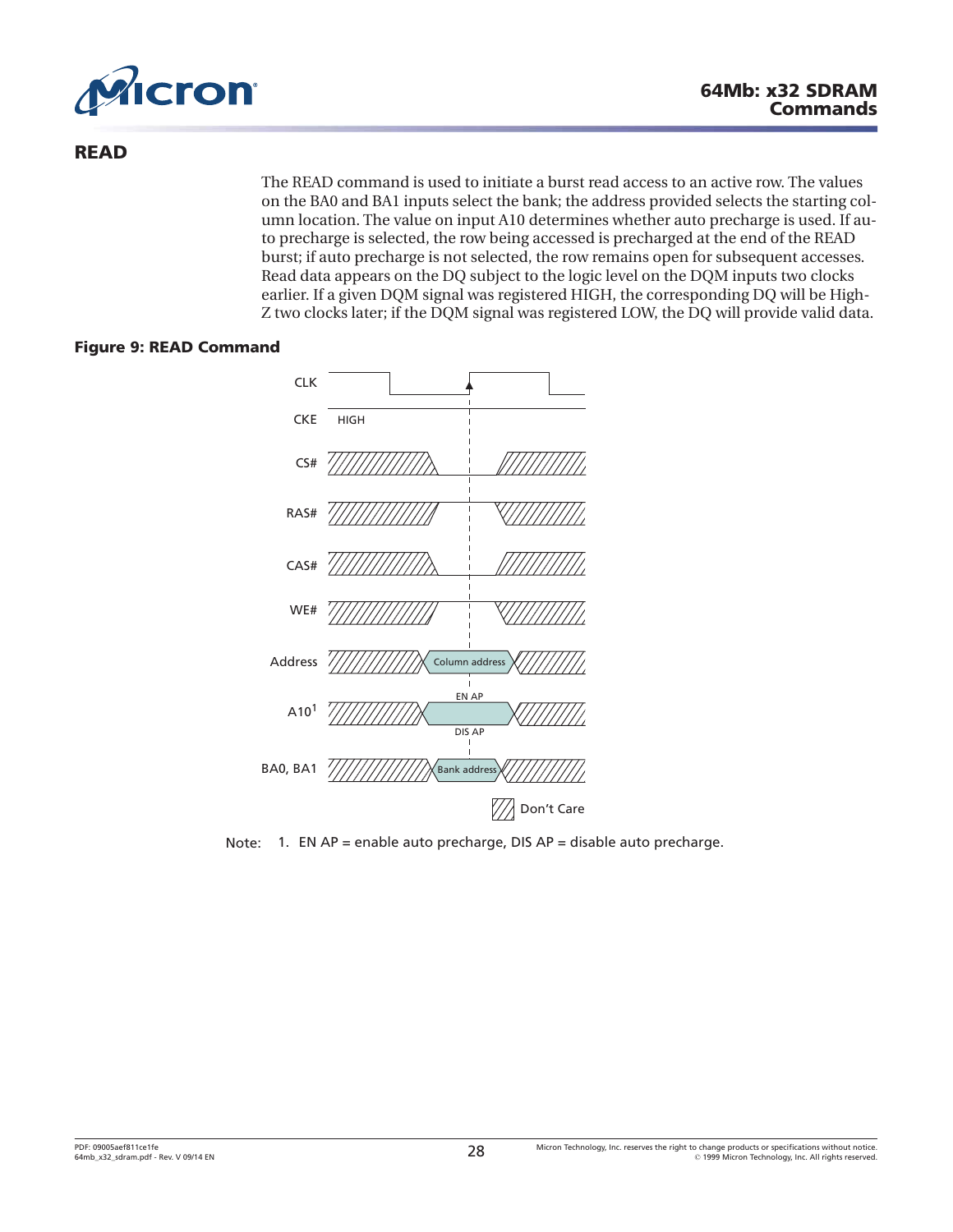## READ

The READ command is used to initiate a burst read access to an active row. The values on the BA0 and BA1 inputs select the bank; the address provided selects the starting column location. The value on input A10 determines whether auto precharge is used. If auto precharge is selected, the row being accessed is precharged at the end of the READ burst; if auto precharge is not selected, the row remains open for subsequent accesses. Read data appears on the DQ subject to the logic level on the DQM inputs two clocks earlier. If a given DQM signal was registered HIGH, the corresponding DQ will be High-Z two clocks later; if the DQM signal was registered LOW, the DQ will provide valid data.

**Figure 9: READ Command**

CLK

CKE HIGH

CS#

RAS#

CAS#

WE#

Address — Column address

A10[1] — EN AP / DIS AP

BA0, BA1 — Bank address

Don't Care

Note: 1. EN AP = enable auto precharge, DIS AP = disable auto precharge.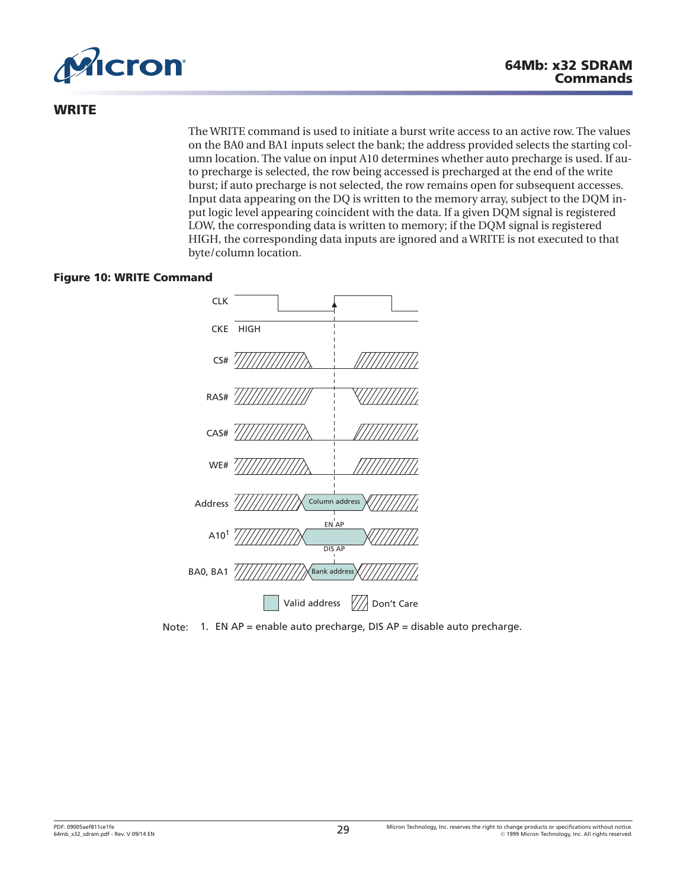## WRITE

The WRITE command is used to initiate a burst write access to an active row. The values on the BA0 and BA1 inputs select the bank; the address provided selects the starting column location. The value on input A10 determines whether auto precharge is used. If auto precharge is selected, the row being accessed is precharged at the end of the write burst; if auto precharge is not selected, the row remains open for subsequent accesses. Input data appearing on the DQ is written to the memory array, subject to the DQM input logic level appearing coincident with the data. If a given DQM signal is registered LOW, the corresponding data is written to memory; if the DQM signal is registered HIGH, the corresponding data inputs are ignored and a WRITE is not executed to that byte/column location.

**Figure 10: WRITE Command**

CLK

CKE HIGH

CS#

RAS#

CAS#

WE#

Address — Column address

A10[1] — EN AP / DIS AP

BA0, BA1 — Bank address

Valid address   Don't Care

Note: 1. EN AP = enable auto precharge, DIS AP = disable auto precharge.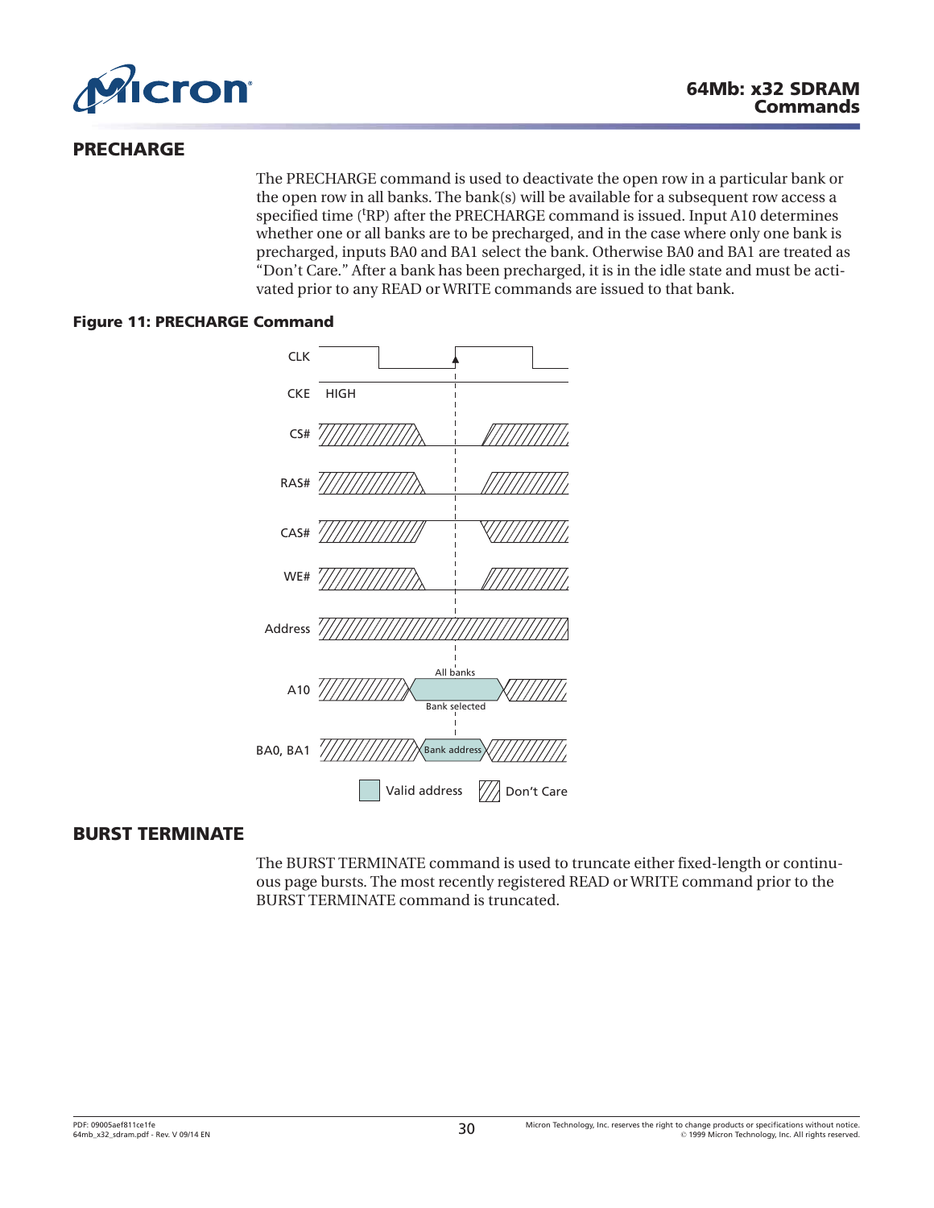## PRECHARGE

The PRECHARGE command is used to deactivate the open row in a particular bank or the open row in all banks. The bank(s) will be available for a subsequent row access a specified time ($^t$RP) after the PRECHARGE command is issued. Input A10 determines whether one or all banks are to be precharged, and in the case where only one bank is precharged, inputs BA0 and BA1 select the bank. Otherwise BA0 and BA1 are treated as "Don't Care." After a bank has been precharged, it is in the idle state and must be activated prior to any READ or WRITE commands are issued to that bank.

**Figure 11: PRECHARGE Command**

## BURST TERMINATE

The BURST TERMINATE command is used to truncate either fixed-length or continuous page bursts. The most recently registered READ or WRITE command prior to the BURST TERMINATE command is truncated.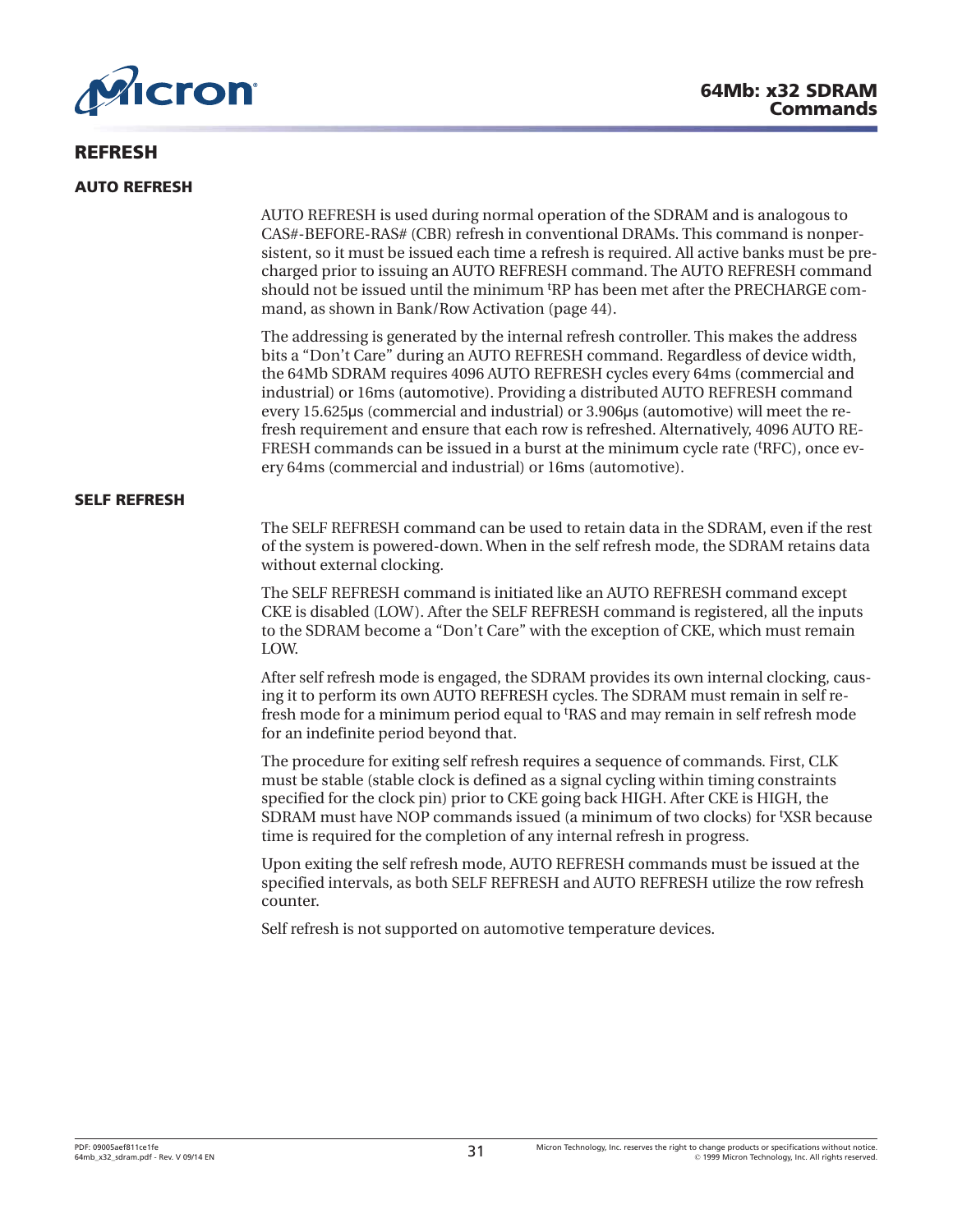## REFRESH

### AUTO REFRESH

AUTO REFRESH is used during normal operation of the SDRAM and is analogous to CAS#-BEFORE-RAS# (CBR) refresh in conventional DRAMs. This command is nonpersistent, so it must be issued each time a refresh is required. All active banks must be precharged prior to issuing an AUTO REFRESH command. The AUTO REFRESH command should not be issued until the minimum $^tRP$ has been met after the PRECHARGE command, as shown in Bank/Row Activation (page 44).

The addressing is generated by the internal refresh controller. This makes the address bits a "Don't Care" during an AUTO REFRESH command. Regardless of device width, the 64Mb SDRAM requires 4096 AUTO REFRESH cycles every 64ms (commercial and industrial) or 16ms (automotive). Providing a distributed AUTO REFRESH command every 15.625μs (commercial and industrial) or 3.906μs (automotive) will meet the refresh requirement and ensure that each row is refreshed. Alternatively, 4096 AUTO REFRESH commands can be issued in a burst at the minimum cycle rate ($^tRFC$), once every 64ms (commercial and industrial) or 16ms (automotive).

### SELF REFRESH

The SELF REFRESH command can be used to retain data in the SDRAM, even if the rest of the system is powered-down. When in the self refresh mode, the SDRAM retains data without external clocking.

The SELF REFRESH command is initiated like an AUTO REFRESH command except CKE is disabled (LOW). After the SELF REFRESH command is registered, all the inputs to the SDRAM become a "Don't Care" with the exception of CKE, which must remain LOW.

After self refresh mode is engaged, the SDRAM provides its own internal clocking, causing it to perform its own AUTO REFRESH cycles. The SDRAM must remain in self refresh mode for a minimum period equal to $^tRAS$ and may remain in self refresh mode for an indefinite period beyond that.

The procedure for exiting self refresh requires a sequence of commands. First, CLK must be stable (stable clock is defined as a signal cycling within timing constraints specified for the clock pin) prior to CKE going back HIGH. After CKE is HIGH, the SDRAM must have NOP commands issued (a minimum of two clocks) for $^tXSR$ because time is required for the completion of any internal refresh in progress.

Upon exiting the self refresh mode, AUTO REFRESH commands must be issued at the specified intervals, as both SELF REFRESH and AUTO REFRESH utilize the row refresh counter.

Self refresh is not supported on automotive temperature devices.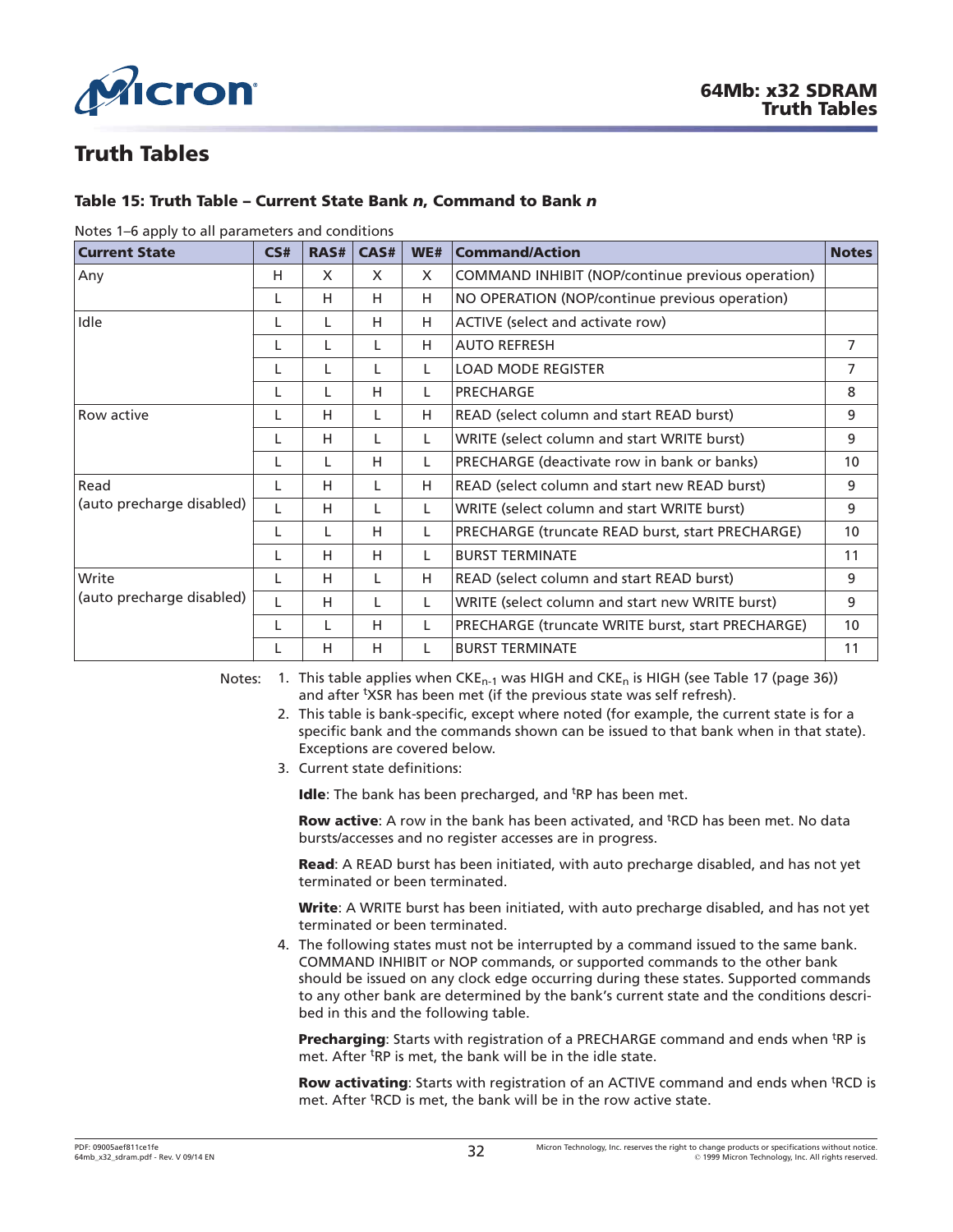# Truth Tables

### Table 15: Truth Table – Current State Bank *n*, Command to Bank *n*

Notes 1–6 apply to all parameters and conditions

| Current State | CS# | RAS# | CAS# | WE# | Command/Action | Notes |
|---|---|---|---|---|---|---|
| Any | H | X | X | X | COMMAND INHIBIT (NOP/continue previous operation) | |
| | L | H | H | H | NO OPERATION (NOP/continue previous operation) | |
| Idle | L | L | H | H | ACTIVE (select and activate row) | |
| | L | L | L | H | AUTO REFRESH | 7 |
| | L | L | L | L | LOAD MODE REGISTER | 7 |
| | L | L | H | L | PRECHARGE | 8 |
| Row active | L | H | L | H | READ (select column and start READ burst) | 9 |
| | L | H | L | L | WRITE (select column and start WRITE burst) | 9 |
| | L | L | H | L | PRECHARGE (deactivate row in bank or banks) | 10 |
| Read (auto precharge disabled) | L | H | L | H | READ (select column and start new READ burst) | 9 |
| | L | H | L | L | WRITE (select column and start WRITE burst) | 9 |
| | L | L | H | L | PRECHARGE (truncate READ burst, start PRECHARGE) | 10 |
| | L | H | H | L | BURST TERMINATE | 11 |
| Write (auto precharge disabled) | L | H | L | H | READ (select column and start READ burst) | 9 |
| | L | H | L | L | WRITE (select column and start new WRITE burst) | 9 |
| | L | L | H | L | PRECHARGE (truncate WRITE burst, start PRECHARGE) | 10 |
| | L | H | H | L | BURST TERMINATE | 11 |

Notes:

1. This table applies when $CKE_{n-1}$ was HIGH and $CKE_n$ is HIGH (see Table 17 (page 36)) and after $^tXSR$ has been met (if the previous state was self refresh).
2. This table is bank-specific, except where noted (for example, the current state is for a specific bank and the commands shown can be issued to that bank when in that state). Exceptions are covered below.
3. Current state definitions:

   **Idle**: The bank has been precharged, and $^tRP$ has been met.

   **Row active**: A row in the bank has been activated, and $^tRCD$ has been met. No data bursts/accesses and no register accesses are in progress.

   **Read**: A READ burst has been initiated, with auto precharge disabled, and has not yet terminated or been terminated.

   **Write**: A WRITE burst has been initiated, with auto precharge disabled, and has not yet terminated or been terminated.
4. The following states must not be interrupted by a command issued to the same bank. COMMAND INHIBIT or NOP commands, or supported commands to the other bank should be issued on any clock edge occurring during these states. Supported commands to any other bank are determined by the bank's current state and the conditions described in this and the following table.

   **Precharging**: Starts with registration of a PRECHARGE command and ends when $^tRP$ is met. After $^tRP$ is met, the bank will be in the idle state.

   **Row activating**: Starts with registration of an ACTIVE command and ends when $^tRCD$ is met. After $^tRCD$ is met, the bank will be in the row active state.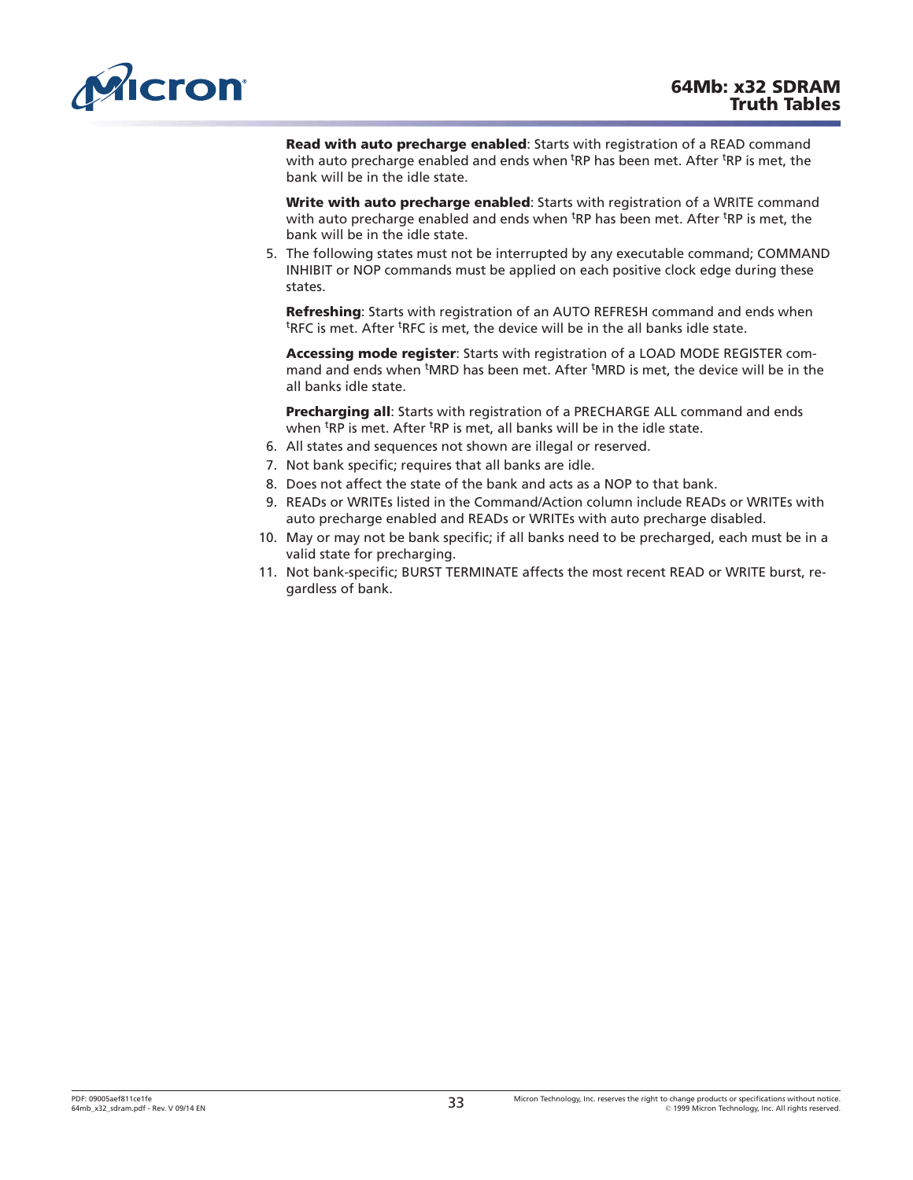**Read with auto precharge enabled**: Starts with registration of a READ command with auto precharge enabled and ends when $^{t}RP$ has been met. After $^{t}RP$ is met, the bank will be in the idle state.

**Write with auto precharge enabled**: Starts with registration of a WRITE command with auto precharge enabled and ends when $^{t}RP$ has been met. After $^{t}RP$ is met, the bank will be in the idle state.

5. The following states must not be interrupted by any executable command; COMMAND INHIBIT or NOP commands must be applied on each positive clock edge during these states.

   **Refreshing**: Starts with registration of an AUTO REFRESH command and ends when $^{t}RFC$ is met. After $^{t}RFC$ is met, the device will be in the all banks idle state.

   **Accessing mode register**: Starts with registration of a LOAD MODE REGISTER command and ends when $^{t}MRD$ has been met. After $^{t}MRD$ is met, the device will be in the all banks idle state.

   **Precharging all**: Starts with registration of a PRECHARGE ALL command and ends when $^{t}RP$ is met. After $^{t}RP$ is met, all banks will be in the idle state.

6. All states and sequences not shown are illegal or reserved.
7. Not bank specific; requires that all banks are idle.
8. Does not affect the state of the bank and acts as a NOP to that bank.
9. READs or WRITEs listed in the Command/Action column include READs or WRITEs with auto precharge enabled and READs or WRITEs with auto precharge disabled.
10. May or may not be bank specific; if all banks need to be precharged, each must be in a valid state for precharging.
11. Not bank-specific; BURST TERMINATE affects the most recent READ or WRITE burst, regardless of bank.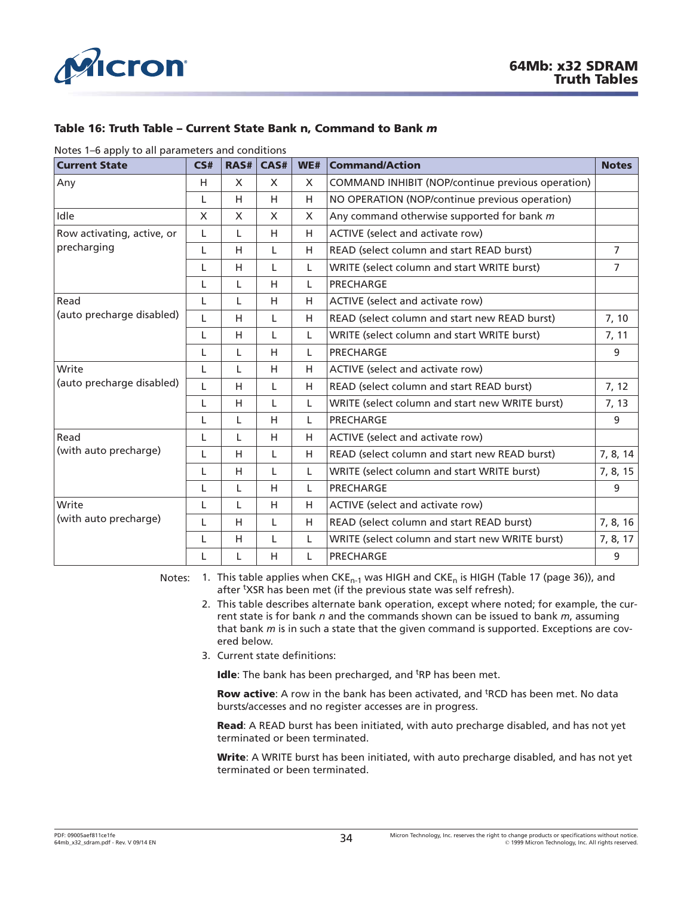### Table 16: Truth Table – Current State Bank n, Command to Bank *m*

Notes 1–6 apply to all parameters and conditions

| Current State | CS# | RAS# | CAS# | WE# | Command/Action | Notes |
|---|---|---|---|---|---|---|
| Any | H | X | X | X | COMMAND INHIBIT (NOP/continue previous operation) | |
| | L | H | H | H | NO OPERATION (NOP/continue previous operation) | |
| Idle | X | X | X | X | Any command otherwise supported for bank *m* | |
| Row activating, active, or precharging | L | L | H | H | ACTIVE (select and activate row) | |
| | L | H | L | H | READ (select column and start READ burst) | 7 |
| | L | H | L | L | WRITE (select column and start WRITE burst) | 7 |
| | L | L | H | L | PRECHARGE | |
| Read (auto precharge disabled) | L | L | H | H | ACTIVE (select and activate row) | |
| | L | H | L | H | READ (select column and start new READ burst) | 7, 10 |
| | L | H | L | L | WRITE (select column and start WRITE burst) | 7, 11 |
| | L | L | H | L | PRECHARGE | 9 |
| Write (auto precharge disabled) | L | L | H | H | ACTIVE (select and activate row) | |
| | L | H | L | H | READ (select column and start READ burst) | 7, 12 |
| | L | H | L | L | WRITE (select column and start new WRITE burst) | 7, 13 |
| | L | L | H | L | PRECHARGE | 9 |
| Read (with auto precharge) | L | L | H | H | ACTIVE (select and activate row) | |
| | L | H | L | H | READ (select column and start new READ burst) | 7, 8, 14 |
| | L | H | L | L | WRITE (select column and start WRITE burst) | 7, 8, 15 |
| | L | L | H | L | PRECHARGE | 9 |
| Write (with auto precharge) | L | L | H | H | ACTIVE (select and activate row) | |
| | L | H | L | H | READ (select column and start READ burst) | 7, 8, 16 |
| | L | H | L | L | WRITE (select column and start new WRITE burst) | 7, 8, 17 |
| | L | L | H | L | PRECHARGE | 9 |

Notes:

1. This table applies when $CKE_{n-1}$ was HIGH and $CKE_n$ is HIGH (Table 17 (page 36)), and after $^tXSR$ has been met (if the previous state was self refresh).
2. This table describes alternate bank operation, except where noted; for example, the current state is for bank *n* and the commands shown can be issued to bank *m*, assuming that bank *m* is in such a state that the given command is supported. Exceptions are covered below.
3. Current state definitions:

   **Idle**: The bank has been precharged, and $^tRP$ has been met.

   **Row active**: A row in the bank has been activated, and $^tRCD$ has been met. No data bursts/accesses and no register accesses are in progress.

   **Read**: A READ burst has been initiated, with auto precharge disabled, and has not yet terminated or been terminated.

   **Write**: A WRITE burst has been initiated, with auto precharge disabled, and has not yet terminated or been terminated.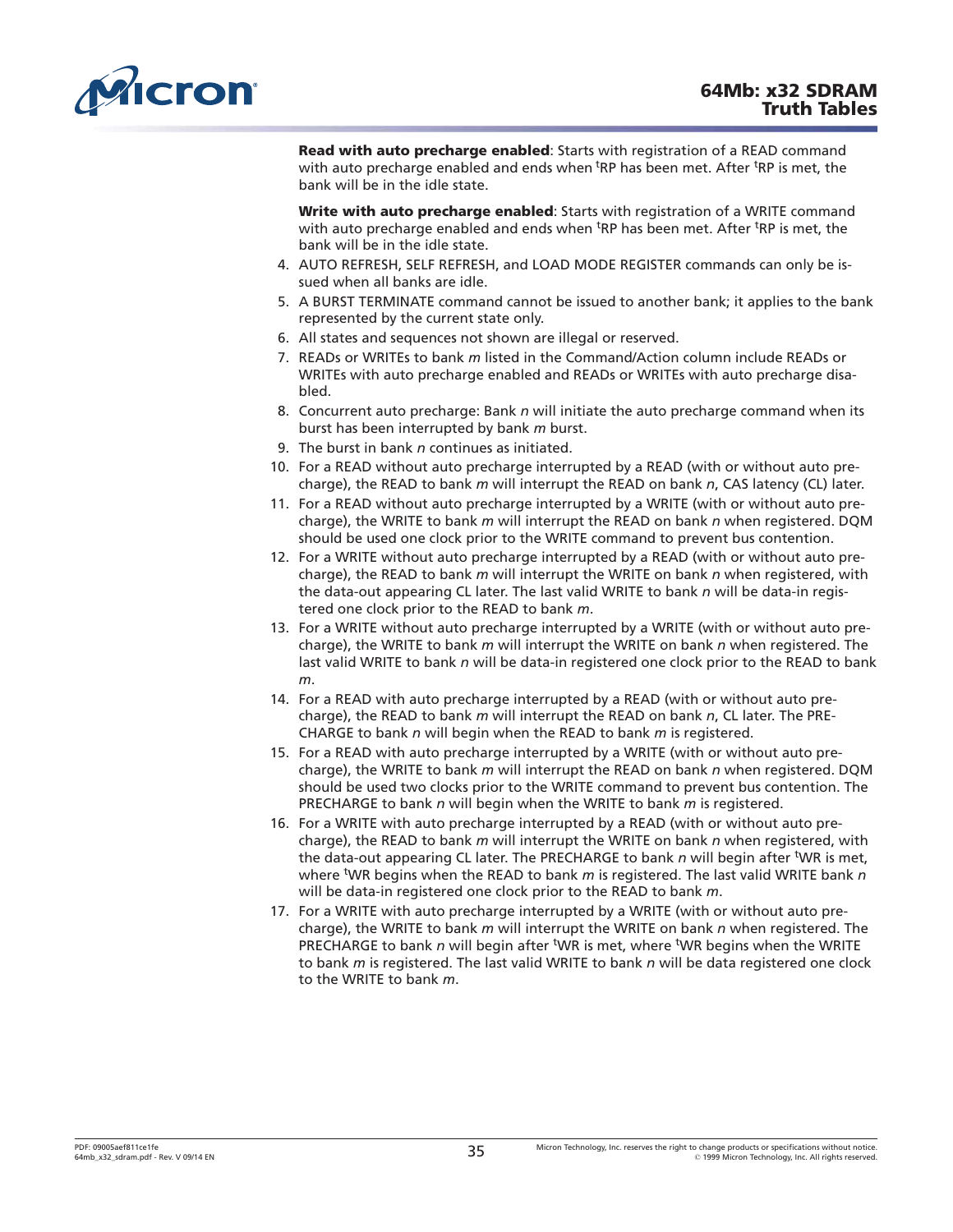**Read with auto precharge enabled**: Starts with registration of a READ command with auto precharge enabled and ends when $^tRP$ has been met. After $^tRP$ is met, the bank will be in the idle state.

**Write with auto precharge enabled**: Starts with registration of a WRITE command with auto precharge enabled and ends when $^tRP$ has been met. After $^tRP$ is met, the bank will be in the idle state.

4. AUTO REFRESH, SELF REFRESH, and LOAD MODE REGISTER commands can only be issued when all banks are idle.
5. A BURST TERMINATE command cannot be issued to another bank; it applies to the bank represented by the current state only.
6. All states and sequences not shown are illegal or reserved.
7. READs or WRITEs to bank *m* listed in the Command/Action column include READs or WRITEs with auto precharge enabled and READs or WRITEs with auto precharge disabled.
8. Concurrent auto precharge: Bank *n* will initiate the auto precharge command when its burst has been interrupted by bank *m* burst.
9. The burst in bank *n* continues as initiated.
10. For a READ without auto precharge interrupted by a READ (with or without auto precharge), the READ to bank *m* will interrupt the READ on bank *n*, CAS latency (CL) later.
11. For a READ without auto precharge interrupted by a WRITE (with or without auto precharge), the WRITE to bank *m* will interrupt the READ on bank *n* when registered. DQM should be used one clock prior to the WRITE command to prevent bus contention.
12. For a WRITE without auto precharge interrupted by a READ (with or without auto precharge), the READ to bank *m* will interrupt the WRITE on bank *n* when registered, with the data-out appearing CL later. The last valid WRITE to bank *n* will be data-in registered one clock prior to the READ to bank *m*.
13. For a WRITE without auto precharge interrupted by a WRITE (with or without auto precharge), the WRITE to bank *m* will interrupt the WRITE on bank *n* when registered. The last valid WRITE to bank *n* will be data-in registered one clock prior to the READ to bank *m*.
14. For a READ with auto precharge interrupted by a READ (with or without auto precharge), the READ to bank *m* will interrupt the READ on bank *n*, CL later. The PRECHARGE to bank *n* will begin when the READ to bank *m* is registered.
15. For a READ with auto precharge interrupted by a WRITE (with or without auto precharge), the WRITE to bank *m* will interrupt the READ on bank *n* when registered. DQM should be used two clocks prior to the WRITE command to prevent bus contention. The PRECHARGE to bank *n* will begin when the WRITE to bank *m* is registered.
16. For a WRITE with auto precharge interrupted by a READ (with or without auto precharge), the READ to bank *m* will interrupt the WRITE on bank *n* when registered, with the data-out appearing CL later. The PRECHARGE to bank *n* will begin after $^tWR$ is met, where $^tWR$ begins when the READ to bank *m* is registered. The last valid WRITE bank *n* will be data-in registered one clock prior to the READ to bank *m*.
17. For a WRITE with auto precharge interrupted by a WRITE (with or without auto precharge), the WRITE to bank *m* will interrupt the WRITE on bank *n* when registered. The PRECHARGE to bank *n* will begin after $^tWR$ is met, where $^tWR$ begins when the WRITE to bank *m* is registered. The last valid WRITE to bank *n* will be data registered one clock to the WRITE to bank *m*.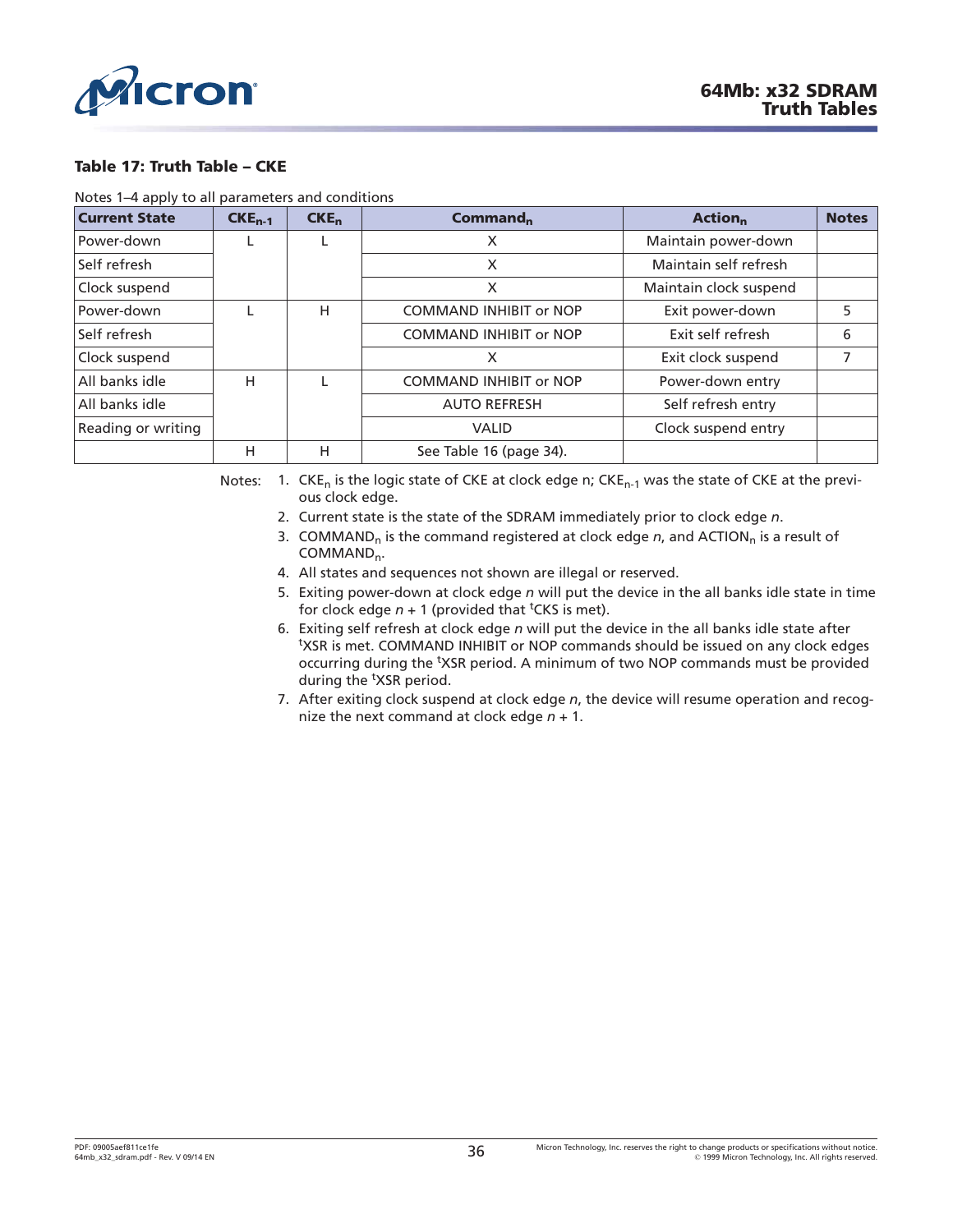**Table 17: Truth Table – CKE**

Notes 1–4 apply to all parameters and conditions

| Current State | $CKE_{n-1}$ | $CKE_n$ | $Command_n$ | $Action_n$ | Notes |
|---|---|---|---|---|---|
| Power-down | L | L | X | Maintain power-down | |
| Self refresh | | | X | Maintain self refresh | |
| Clock suspend | | | X | Maintain clock suspend | |
| Power-down | L | H | COMMAND INHIBIT or NOP | Exit power-down | 5 |
| Self refresh | | | COMMAND INHIBIT or NOP | Exit self refresh | 6 |
| Clock suspend | | | X | Exit clock suspend | 7 |
| All banks idle | H | L | COMMAND INHIBIT or NOP | Power-down entry | |
| All banks idle | | | AUTO REFRESH | Self refresh entry | |
| Reading or writing | | | VALID | Clock suspend entry | |
| | H | H | See Table 16 (page 34). | | |

Notes:
1. $CKE_n$ is the logic state of CKE at clock edge n; $CKE_{n-1}$ was the state of CKE at the previous clock edge.
2. Current state is the state of the SDRAM immediately prior to clock edge *n*.
3. $COMMAND_n$ is the command registered at clock edge *n*, and $ACTION_n$ is a result of $COMMAND_n$.
4. All states and sequences not shown are illegal or reserved.
5. Exiting power-down at clock edge *n* will put the device in the all banks idle state in time for clock edge *n* + 1 (provided that $^tCKS$ is met).
6. Exiting self refresh at clock edge *n* will put the device in the all banks idle state after $^tXSR$ is met. COMMAND INHIBIT or NOP commands should be issued on any clock edges occurring during the $^tXSR$ period. A minimum of two NOP commands must be provided during the $^tXSR$ period.
7. After exiting clock suspend at clock edge *n*, the device will resume operation and recognize the next command at clock edge *n* + 1.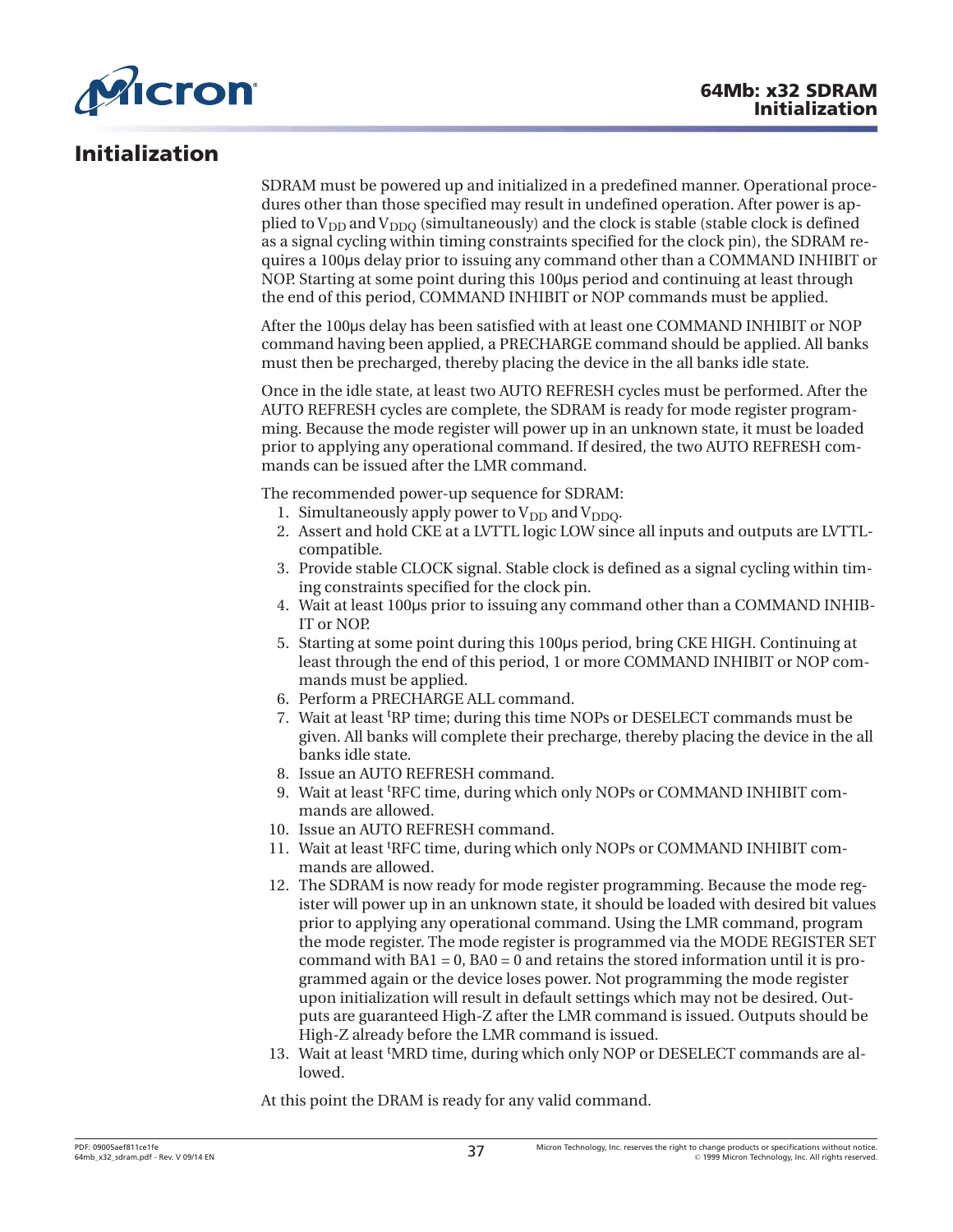# Initialization

SDRAM must be powered up and initialized in a predefined manner. Operational procedures other than those specified may result in undefined operation. After power is applied to $V_{DD}$ and $V_{DDQ}$ (simultaneously) and the clock is stable (stable clock is defined as a signal cycling within timing constraints specified for the clock pin), the SDRAM requires a 100µs delay prior to issuing any command other than a COMMAND INHIBIT or NOP. Starting at some point during this 100µs period and continuing at least through the end of this period, COMMAND INHIBIT or NOP commands must be applied.

After the 100µs delay has been satisfied with at least one COMMAND INHIBIT or NOP command having been applied, a PRECHARGE command should be applied. All banks must then be precharged, thereby placing the device in the all banks idle state.

Once in the idle state, at least two AUTO REFRESH cycles must be performed. After the AUTO REFRESH cycles are complete, the SDRAM is ready for mode register programming. Because the mode register will power up in an unknown state, it must be loaded prior to applying any operational command. If desired, the two AUTO REFRESH commands can be issued after the LMR command.

The recommended power-up sequence for SDRAM:

1. Simultaneously apply power to $V_{DD}$ and $V_{DDQ}$.
2. Assert and hold CKE at a LVTTL logic LOW since all inputs and outputs are LVTTL-compatible.
3. Provide stable CLOCK signal. Stable clock is defined as a signal cycling within timing constraints specified for the clock pin.
4. Wait at least 100µs prior to issuing any command other than a COMMAND INHIBIT or NOP.
5. Starting at some point during this 100µs period, bring CKE HIGH. Continuing at least through the end of this period, 1 or more COMMAND INHIBIT or NOP commands must be applied.
6. Perform a PRECHARGE ALL command.
7. Wait at least $^tRP$ time; during this time NOPs or DESELECT commands must be given. All banks will complete their precharge, thereby placing the device in the all banks idle state.
8. Issue an AUTO REFRESH command.
9. Wait at least $^tRFC$ time, during which only NOPs or COMMAND INHIBIT commands are allowed.
10. Issue an AUTO REFRESH command.
11. Wait at least $^tRFC$ time, during which only NOPs or COMMAND INHIBIT commands are allowed.
12. The SDRAM is now ready for mode register programming. Because the mode register will power up in an unknown state, it should be loaded with desired bit values prior to applying any operational command. Using the LMR command, program the mode register. The mode register is programmed via the MODE REGISTER SET command with BA1 = 0, BA0 = 0 and retains the stored information until it is programmed again or the device loses power. Not programming the mode register upon initialization will result in default settings which may not be desired. Outputs are guaranteed High-Z after the LMR command is issued. Outputs should be High-Z already before the LMR command is issued.
13. Wait at least $^tMRD$ time, during which only NOP or DESELECT commands are allowed.

At this point the DRAM is ready for any valid command.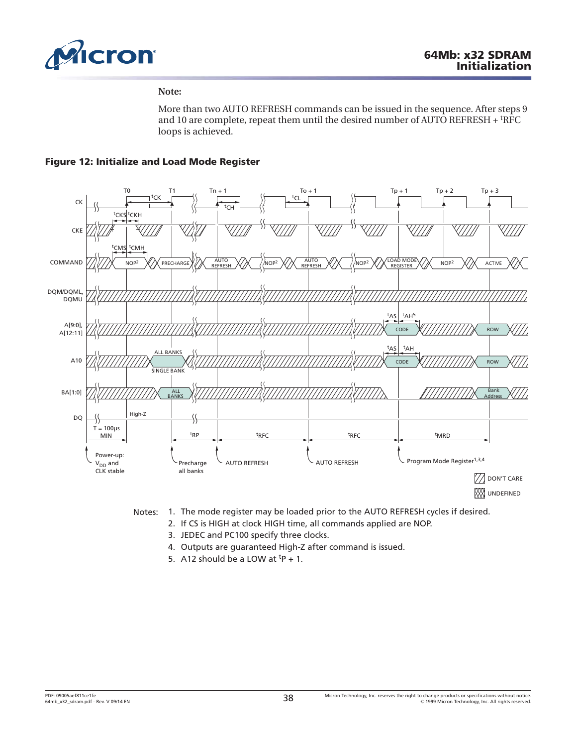**Note:**

More than two AUTO REFRESH commands can be issued in the sequence. After steps 9 and 10 are complete, repeat them until the desired number of AUTO REFRESH + tRFC loops is achieved.

**Figure 12: Initialize and Load Mode Register**

Notes:
1. The mode register may be loaded prior to the AUTO REFRESH cycles if desired.
2. If CS is HIGH at clock HIGH time, all commands applied are NOP.
3. JEDEC and PC100 specify three clocks.
4. Outputs are guaranteed High-Z after command is issued.
5. A12 should be a LOW at tP + 1.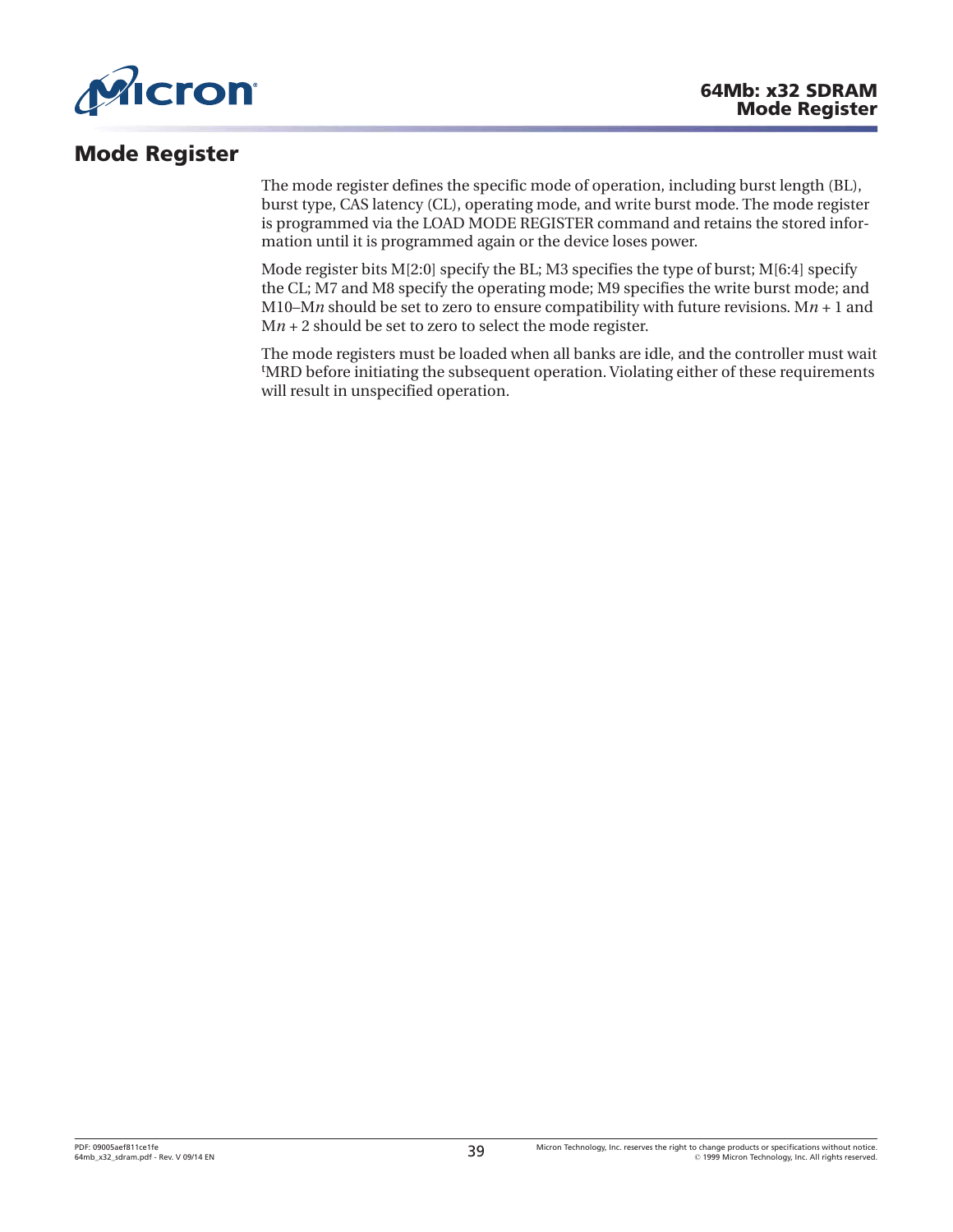## Mode Register

The mode register defines the specific mode of operation, including burst length (BL), burst type, CAS latency (CL), operating mode, and write burst mode. The mode register is programmed via the LOAD MODE REGISTER command and retains the stored information until it is programmed again or the device loses power.

Mode register bits M[2:0] specify the BL; M3 specifies the type of burst; M[6:4] specify the CL; M7 and M8 specify the operating mode; M9 specifies the write burst mode; and M10–M*n* should be set to zero to ensure compatibility with future revisions. M*n* + 1 and M*n* + 2 should be set to zero to select the mode register.

The mode registers must be loaded when all banks are idle, and the controller must wait $^{t}$MRD before initiating the subsequent operation. Violating either of these requirements will result in unspecified operation.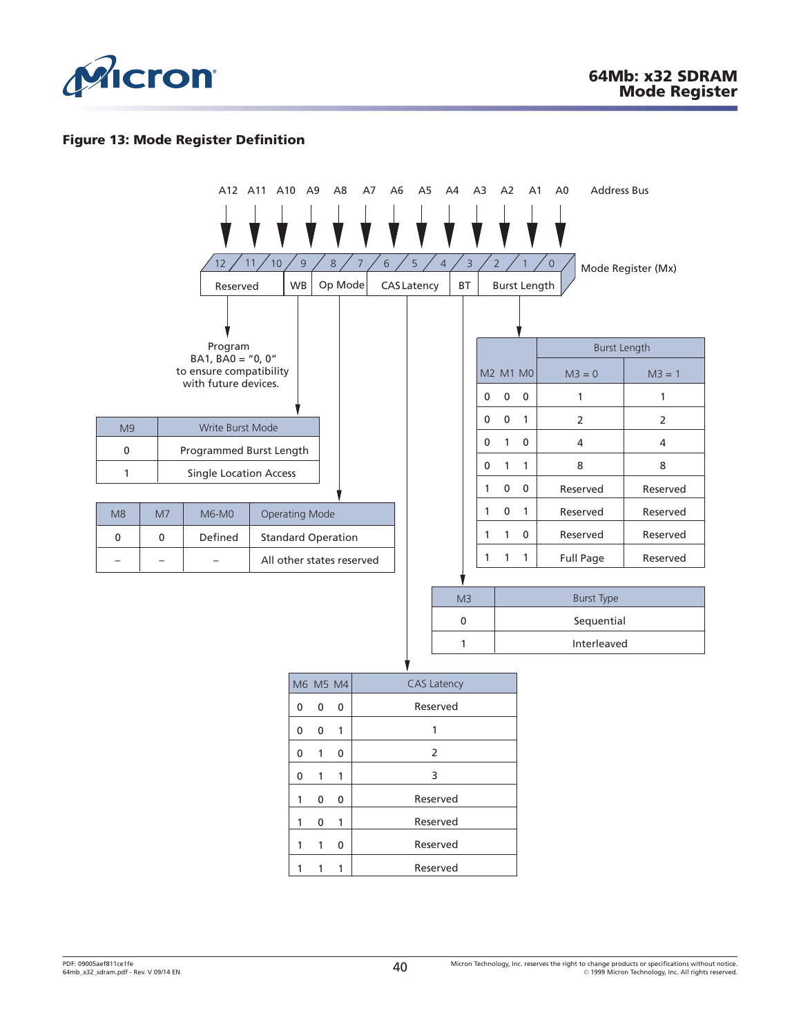**Figure 13: Mode Register Definition**

Address Bus: A12 A11 A10 A9 A8 A7 A6 A5 A4 A3 A2 A1 A0

Mode Register (Mx): 12 11 10 9 8 7 6 5 4 3 2 1 0

| 12 | 11 | 10 | 9 | 8 | 7 | 6 | 5 | 4 | 3 | 2 | 1 | 0 |
|---|---|---|---|---|---|---|---|---|---|---|---|---|
| Reserved | | | WB | Op Mode | | CAS Latency | | | BT | Burst Length | | |

Reserved: Program BA1, BA0 = "0, 0" to ensure compatibility with future devices.

| M9 | Write Burst Mode |
|---|---|
| 0 | Programmed Burst Length |
| 1 | Single Location Access |

| M8 | M7 | M6-M0 | Operating Mode |
|---|---|---|---|
| 0 | 0 | Defined | Standard Operation |
| – | – | – | All other states reserved |

| M2 M1 M0 | Burst Length M3 = 0 | Burst Length M3 = 1 |
|---|---|---|
| 0 0 0 | 1 | 1 |
| 0 0 1 | 2 | 2 |
| 0 1 0 | 4 | 4 |
| 0 1 1 | 8 | 8 |
| 1 0 0 | Reserved | Reserved |
| 1 0 1 | Reserved | Reserved |
| 1 1 0 | Reserved | Reserved |
| 1 1 1 | Full Page | Reserved |

| M3 | Burst Type |
|---|---|
| 0 | Sequential |
| 1 | Interleaved |

| M6 M5 M4 | CAS Latency |
|---|---|
| 0 0 0 | Reserved |
| 0 0 1 | 1 |
| 0 1 0 | 2 |
| 0 1 1 | 3 |
| 1 0 0 | Reserved |
| 1 0 1 | Reserved |
| 1 1 0 | Reserved |
| 1 1 1 | Reserved |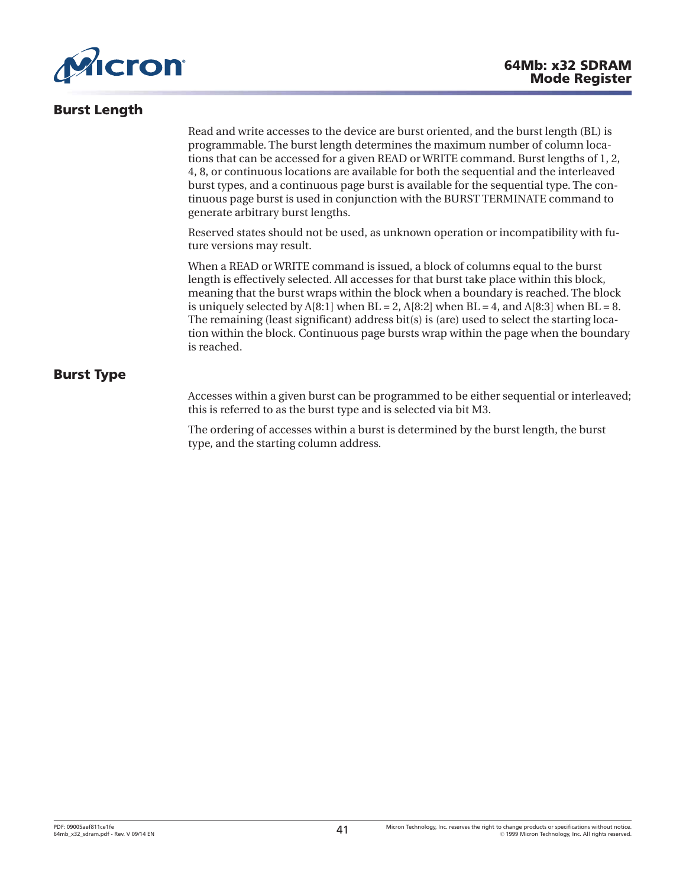## Burst Length

Read and write accesses to the device are burst oriented, and the burst length (BL) is programmable. The burst length determines the maximum number of column locations that can be accessed for a given READ or WRITE command. Burst lengths of 1, 2, 4, 8, or continuous locations are available for both the sequential and the interleaved burst types, and a continuous page burst is available for the sequential type. The continuous page burst is used in conjunction with the BURST TERMINATE command to generate arbitrary burst lengths.

Reserved states should not be used, as unknown operation or incompatibility with future versions may result.

When a READ or WRITE command is issued, a block of columns equal to the burst length is effectively selected. All accesses for that burst take place within this block, meaning that the burst wraps within the block when a boundary is reached. The block is uniquely selected by A[8:1] when BL = 2, A[8:2] when BL = 4, and A[8:3] when BL = 8. The remaining (least significant) address bit(s) is (are) used to select the starting location within the block. Continuous page bursts wrap within the page when the boundary is reached.

## Burst Type

Accesses within a given burst can be programmed to be either sequential or interleaved; this is referred to as the burst type and is selected via bit M3.

The ordering of accesses within a burst is determined by the burst length, the burst type, and the starting column address.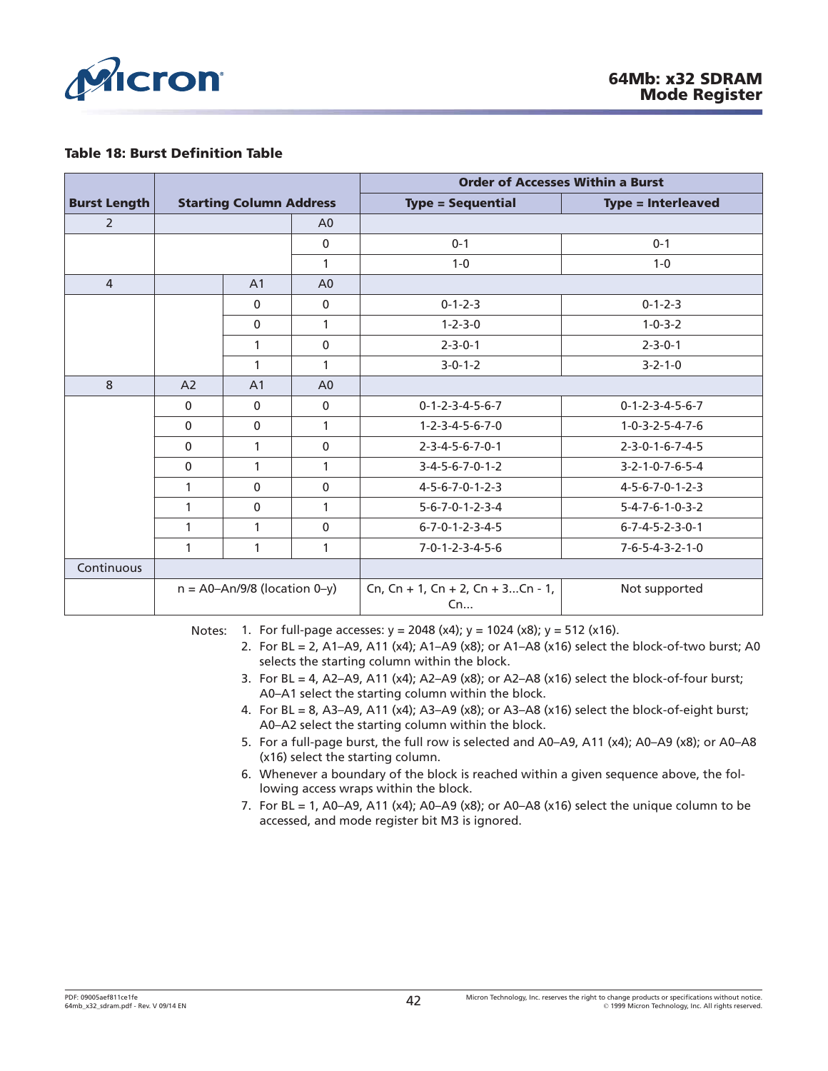**Table 18: Burst Definition Table**

| Burst Length | Starting Column Address | | | Order of Accesses Within a Burst | |
|---|---|---|---|---|---|
| | | | | Type = Sequential | Type = Interleaved |
| 2 | | | A0 | | |
| | | | 0 | 0-1 | 0-1 |
| | | | 1 | 1-0 | 1-0 |
| 4 | | A1 | A0 | | |
| | | 0 | 0 | 0-1-2-3 | 0-1-2-3 |
| | | 0 | 1 | 1-2-3-0 | 1-0-3-2 |
| | | 1 | 0 | 2-3-0-1 | 2-3-0-1 |
| | | 1 | 1 | 3-0-1-2 | 3-2-1-0 |
| 8 | A2 | A1 | A0 | | |
| | 0 | 0 | 0 | 0-1-2-3-4-5-6-7 | 0-1-2-3-4-5-6-7 |
| | 0 | 0 | 1 | 1-2-3-4-5-6-7-0 | 1-0-3-2-5-4-7-6 |
| | 0 | 1 | 0 | 2-3-4-5-6-7-0-1 | 2-3-0-1-6-7-4-5 |
| | 0 | 1 | 1 | 3-4-5-6-7-0-1-2 | 3-2-1-0-7-6-5-4 |
| | 1 | 0 | 0 | 4-5-6-7-0-1-2-3 | 4-5-6-7-0-1-2-3 |
| | 1 | 0 | 1 | 5-6-7-0-1-2-3-4 | 5-4-7-6-1-0-3-2 |
| | 1 | 1 | 0 | 6-7-0-1-2-3-4-5 | 6-7-4-5-2-3-0-1 |
| | 1 | 1 | 1 | 7-0-1-2-3-4-5-6 | 7-6-5-4-3-2-1-0 |
| Continuous | | | | | |
| | n = A0–An/9/8 (location 0–y) | | | Cn, Cn + 1, Cn + 2, Cn + 3...Cn - 1, Cn... | Not supported |

Notes:
1. For full-page accesses: y = 2048 (x4); y = 1024 (x8); y = 512 (x16).
2. For BL = 2, A1–A9, A11 (x4); A1–A9 (x8); or A1–A8 (x16) select the block-of-two burst; A0 selects the starting column within the block.
3. For BL = 4, A2–A9, A11 (x4); A2–A9 (x8); or A2–A8 (x16) select the block-of-four burst; A0–A1 select the starting column within the block.
4. For BL = 8, A3–A9, A11 (x4); A3–A9 (x8); or A3–A8 (x16) select the block-of-eight burst; A0–A2 select the starting column within the block.
5. For a full-page burst, the full row is selected and A0–A9, A11 (x4); A0–A9 (x8); or A0–A8 (x16) select the starting column.
6. Whenever a boundary of the block is reached within a given sequence above, the following access wraps within the block.
7. For BL = 1, A0–A9, A11 (x4); A0–A9 (x8); or A0–A8 (x16) select the unique column to be accessed, and mode register bit M3 is ignored.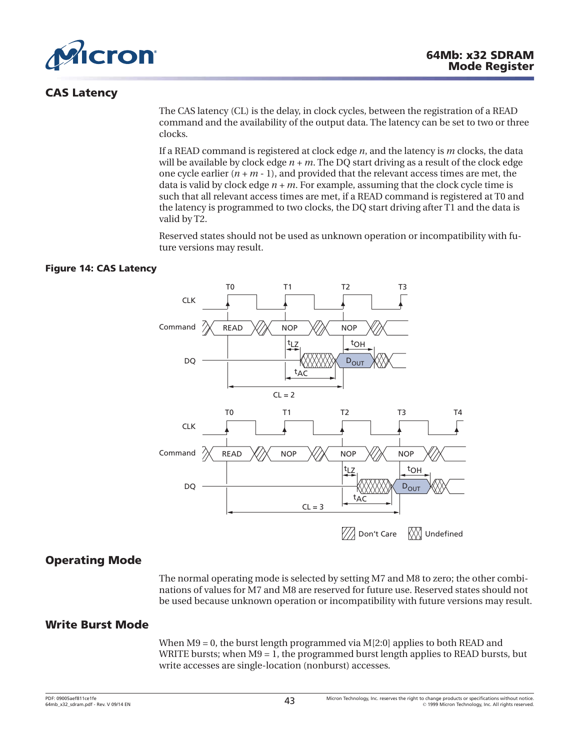## CAS Latency

The CAS latency (CL) is the delay, in clock cycles, between the registration of a READ command and the availability of the output data. The latency can be set to two or three clocks.

If a READ command is registered at clock edge $n$, and the latency is $m$ clocks, the data will be available by clock edge $n + m$. The DQ start driving as a result of the clock edge one cycle earlier ($n + m - 1$), and provided that the relevant access times are met, the data is valid by clock edge $n + m$. For example, assuming that the clock cycle time is such that all relevant access times are met, if a READ command is registered at T0 and the latency is programmed to two clocks, the DQ start driving after T1 and the data is valid by T2.

Reserved states should not be used as unknown operation or incompatibility with future versions may result.

**Figure 14: CAS Latency**

## Operating Mode

The normal operating mode is selected by setting M7 and M8 to zero; the other combinations of values for M7 and M8 are reserved for future use. Reserved states should not be used because unknown operation or incompatibility with future versions may result.

## Write Burst Mode

When M9 = 0, the burst length programmed via M[2:0] applies to both READ and WRITE bursts; when M9 = 1, the programmed burst length applies to READ bursts, but write accesses are single-location (nonburst) accesses.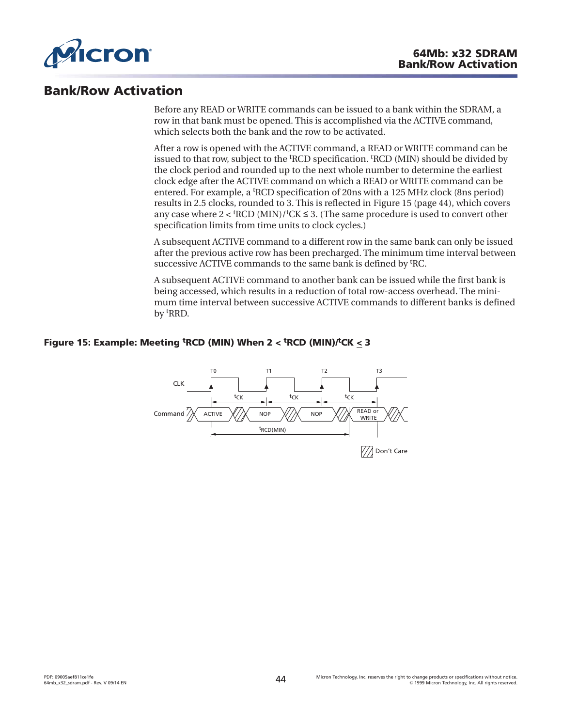## Bank/Row Activation

Before any READ or WRITE commands can be issued to a bank within the SDRAM, a row in that bank must be opened. This is accomplished via the ACTIVE command, which selects both the bank and the row to be activated.

After a row is opened with the ACTIVE command, a READ or WRITE command can be issued to that row, subject to the $^t$RCD specification. $^t$RCD (MIN) should be divided by the clock period and rounded up to the next whole number to determine the earliest clock edge after the ACTIVE command on which a READ or WRITE command can be entered. For example, a $^t$RCD specification of 20ns with a 125 MHz clock (8ns period) results in 2.5 clocks, rounded to 3. This is reflected in Figure 15 (page 44), which covers any case where $2 < {}^t\text{RCD (MIN)}/{}^t\text{CK} \leq 3$. (The same procedure is used to convert other specification limits from time units to clock cycles.)

A subsequent ACTIVE command to a different row in the same bank can only be issued after the previous active row has been precharged. The minimum time interval between successive ACTIVE commands to the same bank is defined by $^t$RC.

A subsequent ACTIVE command to another bank can be issued while the first bank is being accessed, which results in a reduction of total row-access overhead. The minimum time interval between successive ACTIVE commands to different banks is defined by $^t$RRD.

**Figure 15: Example: Meeting $^t$RCD (MIN) When $2 < {}^t\text{RCD (MIN)}/{}^t\text{CK} \leq 3$**

T0 T1 T2 T3

CLK

$^t$CK $^t$CK $^t$CK

Command ACTIVE NOP NOP READ or WRITE

$^t$RCD(MIN)

Don't Care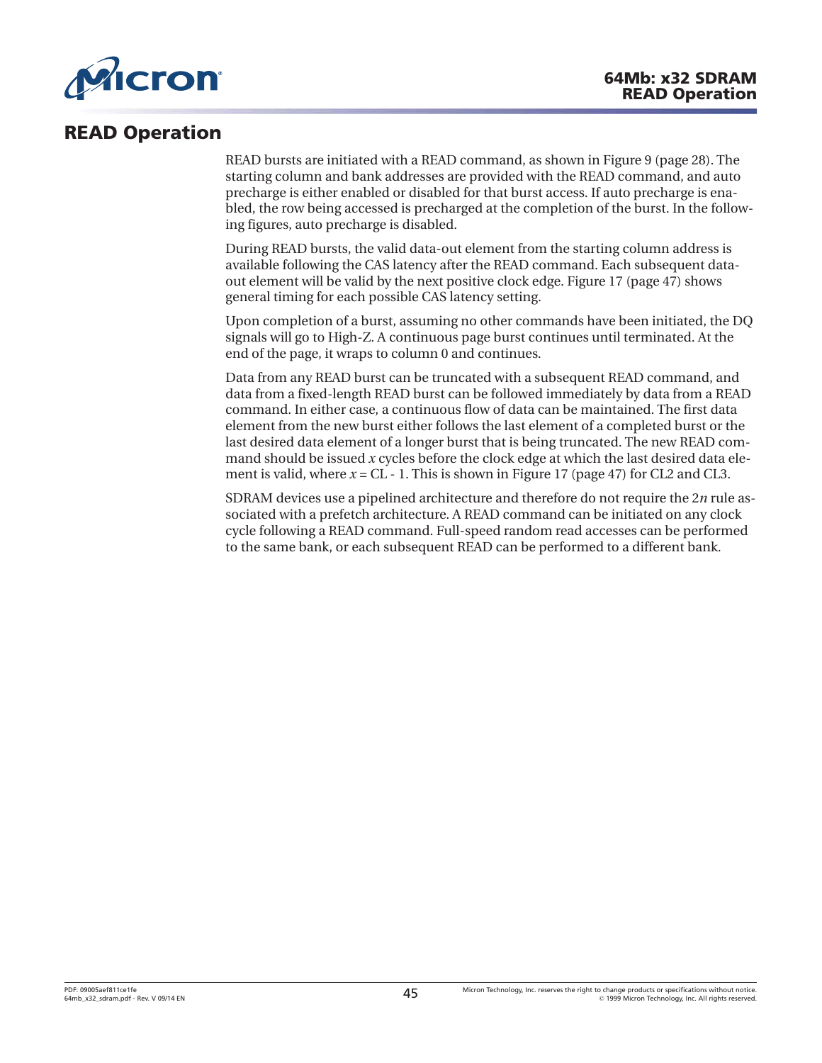# READ Operation

READ bursts are initiated with a READ command, as shown in Figure 9 (page 28). The starting column and bank addresses are provided with the READ command, and auto precharge is either enabled or disabled for that burst access. If auto precharge is enabled, the row being accessed is precharged at the completion of the burst. In the following figures, auto precharge is disabled.

During READ bursts, the valid data-out element from the starting column address is available following the CAS latency after the READ command. Each subsequent data-out element will be valid by the next positive clock edge. Figure 17 (page 47) shows general timing for each possible CAS latency setting.

Upon completion of a burst, assuming no other commands have been initiated, the DQ signals will go to High-Z. A continuous page burst continues until terminated. At the end of the page, it wraps to column 0 and continues.

Data from any READ burst can be truncated with a subsequent READ command, and data from a fixed-length READ burst can be followed immediately by data from a READ command. In either case, a continuous flow of data can be maintained. The first data element from the new burst either follows the last element of a completed burst or the last desired data element of a longer burst that is being truncated. The new READ command should be issued $x$ cycles before the clock edge at which the last desired data element is valid, where $x$ = CL - 1. This is shown in Figure 17 (page 47) for CL2 and CL3.

SDRAM devices use a pipelined architecture and therefore do not require the 2$n$ rule associated with a prefetch architecture. A READ command can be initiated on any clock cycle following a READ command. Full-speed random read accesses can be performed to the same bank, or each subsequent READ can be performed to a different bank.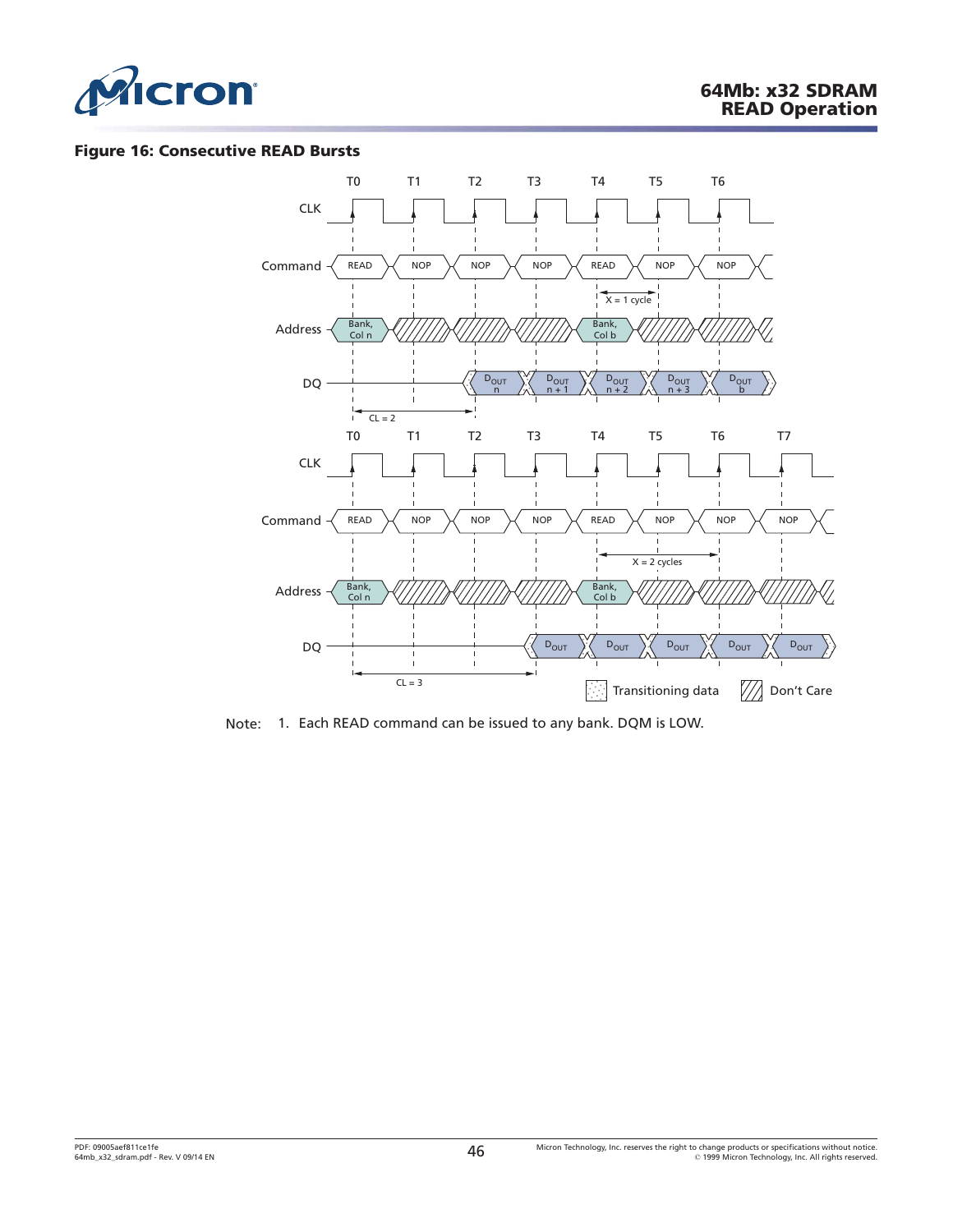**Figure 16: Consecutive READ Bursts**

Note: 1. Each READ command can be issued to any bank. DQM is LOW.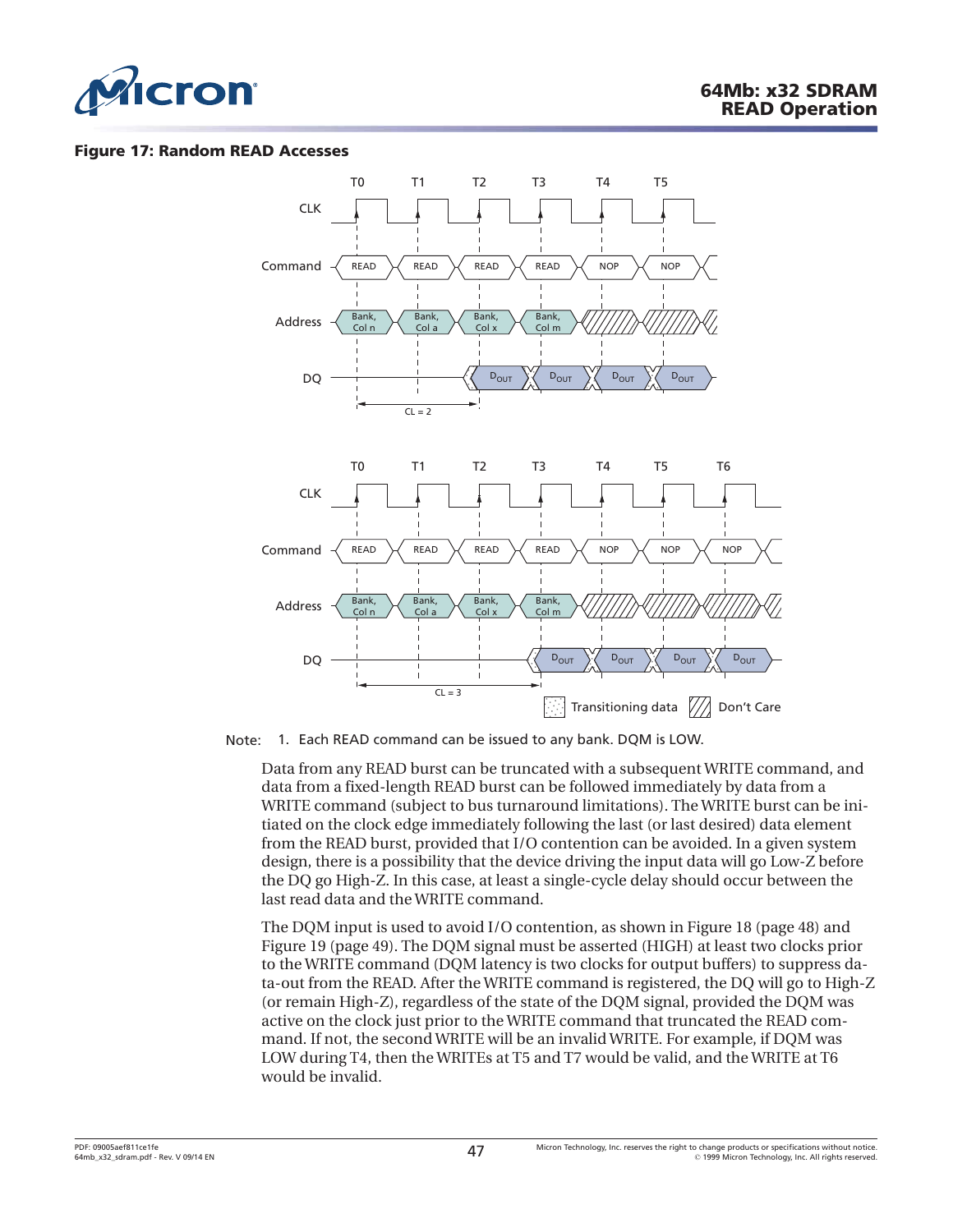**Figure 17: Random READ Accesses**

Note: 1. Each READ command can be issued to any bank. DQM is LOW.

Data from any READ burst can be truncated with a subsequent WRITE command, and data from a fixed-length READ burst can be followed immediately by data from a WRITE command (subject to bus turnaround limitations). The WRITE burst can be initiated on the clock edge immediately following the last (or last desired) data element from the READ burst, provided that I/O contention can be avoided. In a given system design, there is a possibility that the device driving the input data will go Low-Z before the DQ go High-Z. In this case, at least a single-cycle delay should occur between the last read data and the WRITE command.

The DQM input is used to avoid I/O contention, as shown in Figure 18 (page 48) and Figure 19 (page 49). The DQM signal must be asserted (HIGH) at least two clocks prior to the WRITE command (DQM latency is two clocks for output buffers) to suppress data-out from the READ. After the WRITE command is registered, the DQ will go to High-Z (or remain High-Z), regardless of the state of the DQM signal, provided the DQM was active on the clock just prior to the WRITE command that truncated the READ command. If not, the second WRITE will be an invalid WRITE. For example, if DQM was LOW during T4, then the WRITEs at T5 and T7 would be valid, and the WRITE at T6 would be invalid.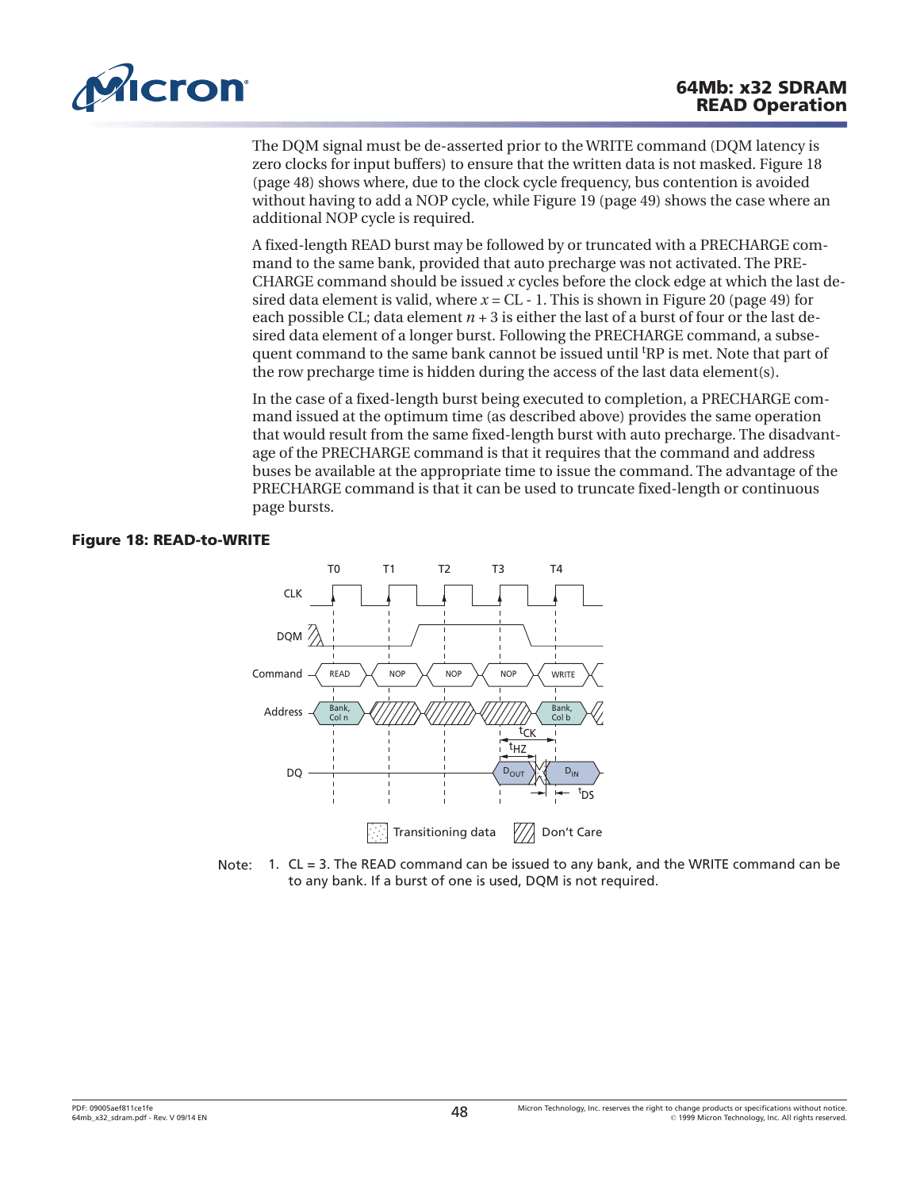The DQM signal must be de-asserted prior to the WRITE command (DQM latency is zero clocks for input buffers) to ensure that the written data is not masked. Figure 18 (page 48) shows where, due to the clock cycle frequency, bus contention is avoided without having to add a NOP cycle, while Figure 19 (page 49) shows the case where an additional NOP cycle is required.

A fixed-length READ burst may be followed by or truncated with a PRECHARGE command to the same bank, provided that auto precharge was not activated. The PRECHARGE command should be issued $x$ cycles before the clock edge at which the last desired data element is valid, where $x$ = CL - 1. This is shown in Figure 20 (page 49) for each possible CL; data element $n + 3$ is either the last of a burst of four or the last desired data element of a longer burst. Following the PRECHARGE command, a subsequent command to the same bank cannot be issued until $^{t}RP$ is met. Note that part of the row precharge time is hidden during the access of the last data element(s).

In the case of a fixed-length burst being executed to completion, a PRECHARGE command issued at the optimum time (as described above) provides the same operation that would result from the same fixed-length burst with auto precharge. The disadvantage of the PRECHARGE command is that it requires that the command and address buses be available at the appropriate time to issue the command. The advantage of the PRECHARGE command is that it can be used to truncate fixed-length or continuous page bursts.

**Figure 18: READ-to-WRITE**

Note: 1. CL = 3. The READ command can be issued to any bank, and the WRITE command can be to any bank. If a burst of one is used, DQM is not required.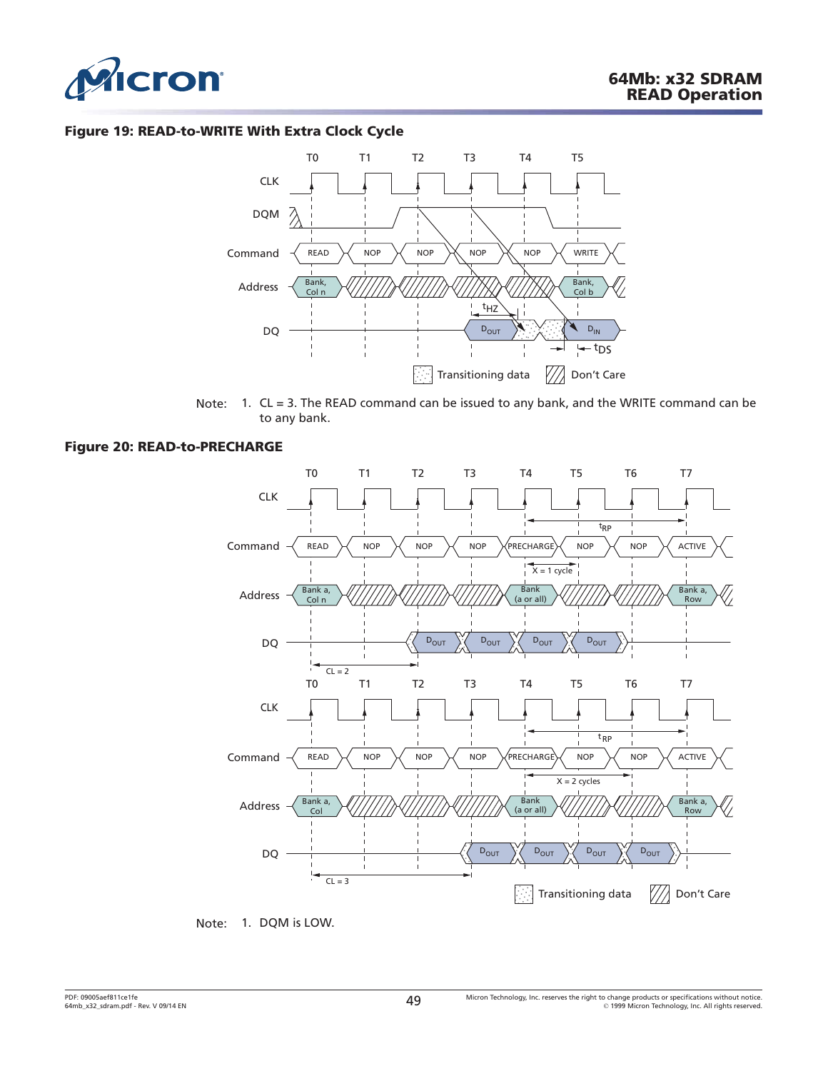### Figure 19: READ-to-WRITE With Extra Clock Cycle

Note: 1. CL = 3. The READ command can be issued to any bank, and the WRITE command can be to any bank.

### Figure 20: READ-to-PRECHARGE

Note: 1. DQM is LOW.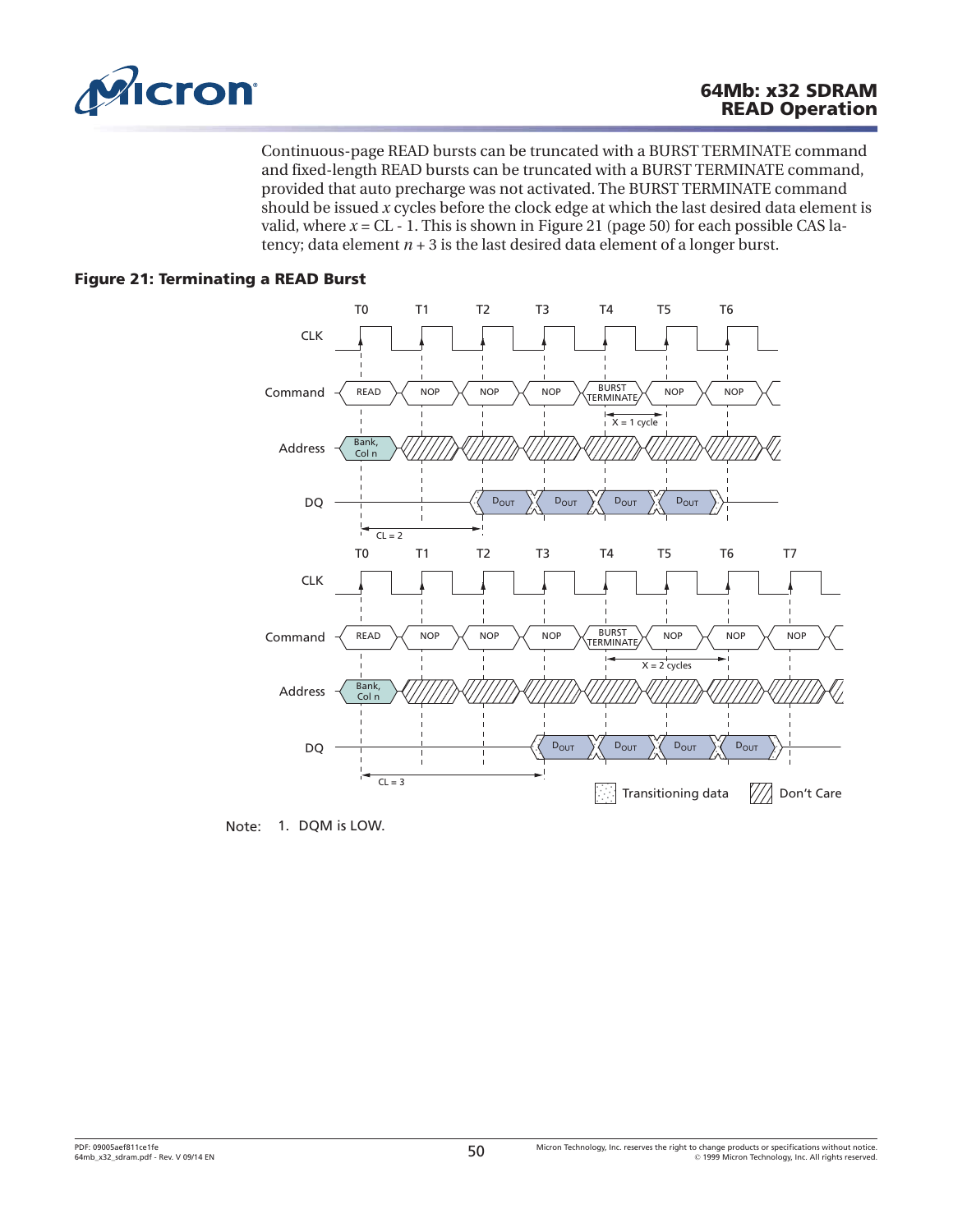Continuous-page READ bursts can be truncated with a BURST TERMINATE command and fixed-length READ bursts can be truncated with a BURST TERMINATE command, provided that auto precharge was not activated. The BURST TERMINATE command should be issued $x$ cycles before the clock edge at which the last desired data element is valid, where $x$ = CL - 1. This is shown in Figure 21 (page 50) for each possible CAS latency; data element $n$ + 3 is the last desired data element of a longer burst.

**Figure 21: Terminating a READ Burst**

Note: 1. DQM is LOW.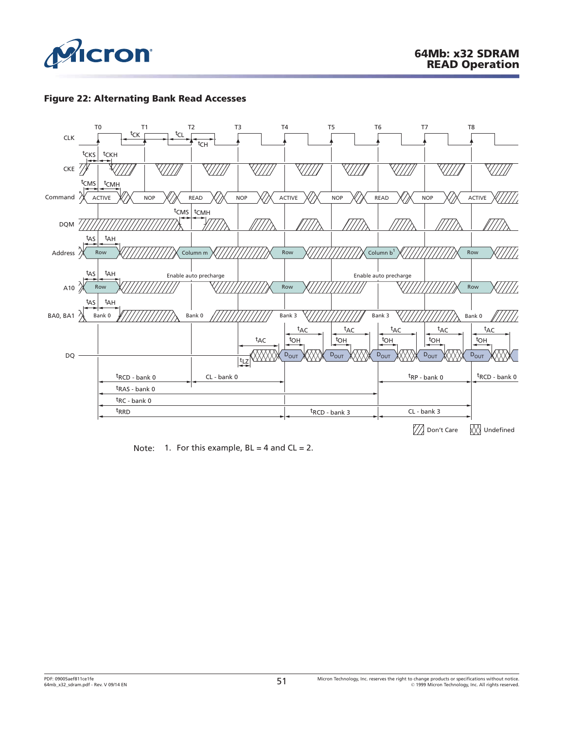**Figure 22: Alternating Bank Read Accesses**

Note: 1. For this example, BL = 4 and CL = 2.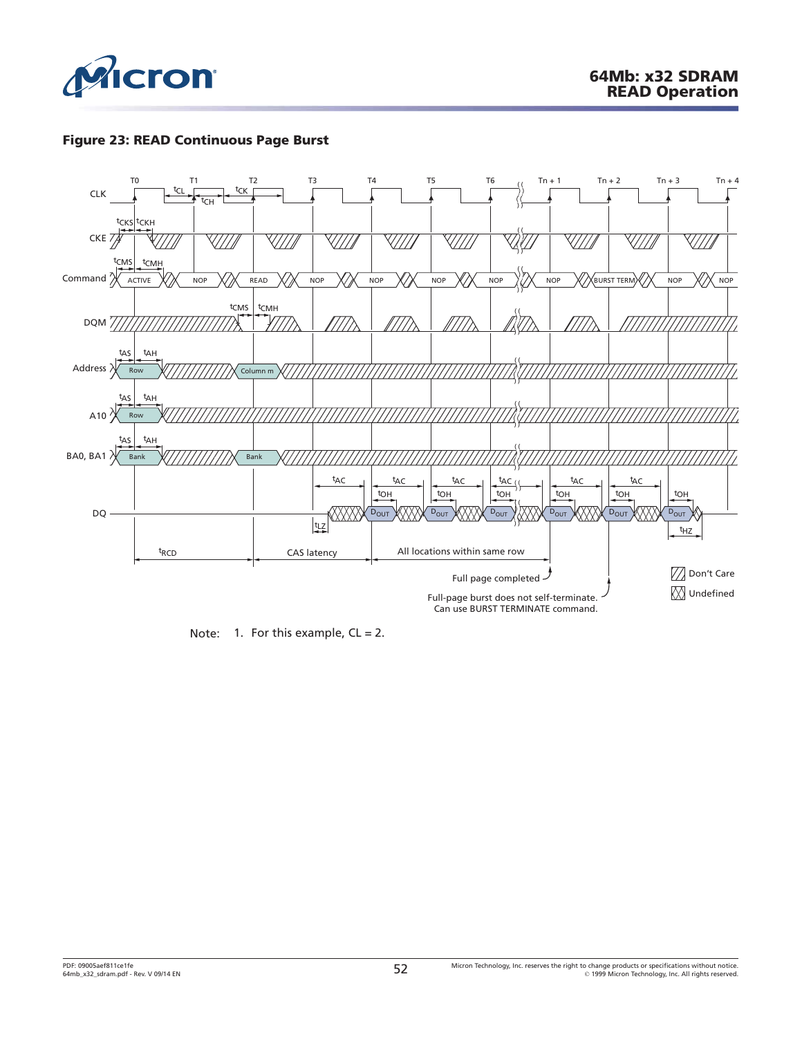**Figure 23: READ Continuous Page Burst**

Note: 1. For this example, CL = 2.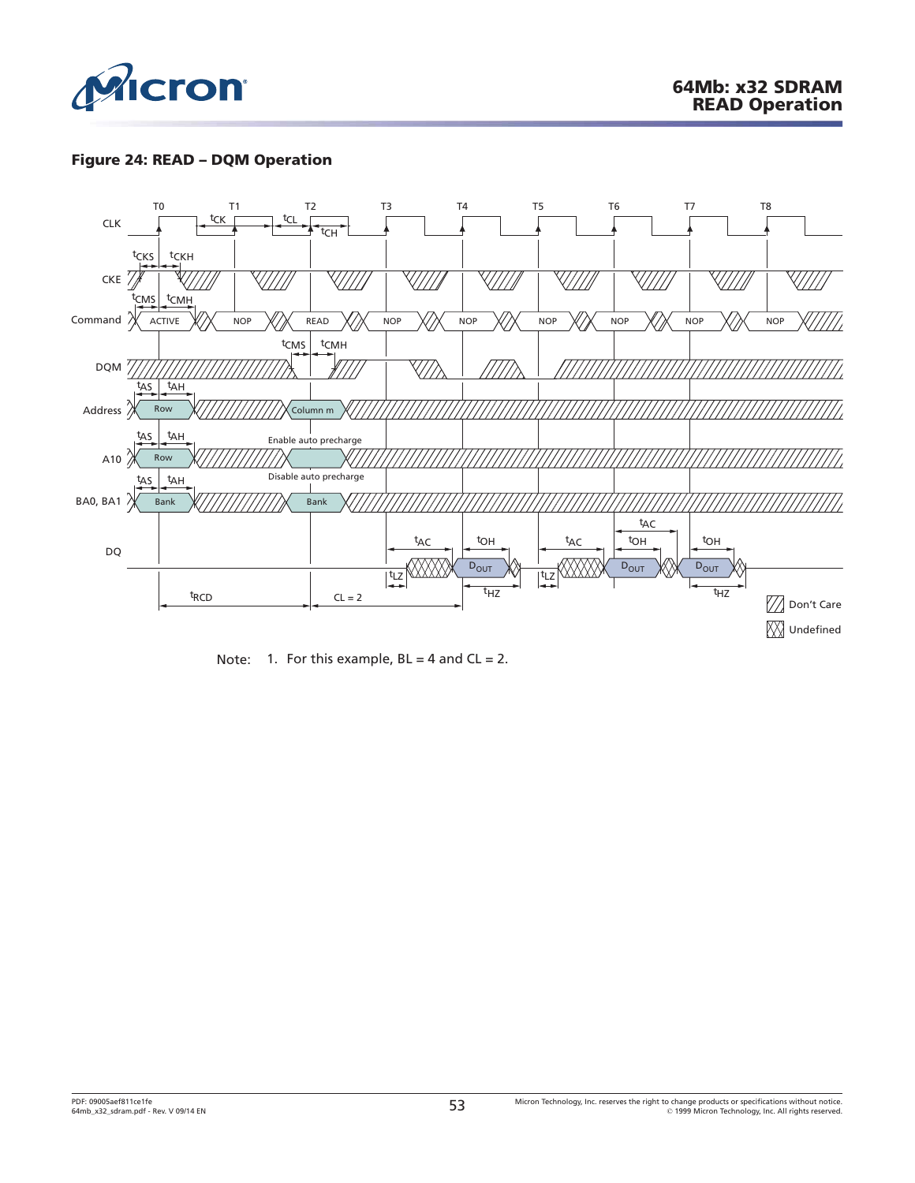**Figure 24: READ – DQM Operation**

Note: 1. For this example, BL = 4 and CL = 2.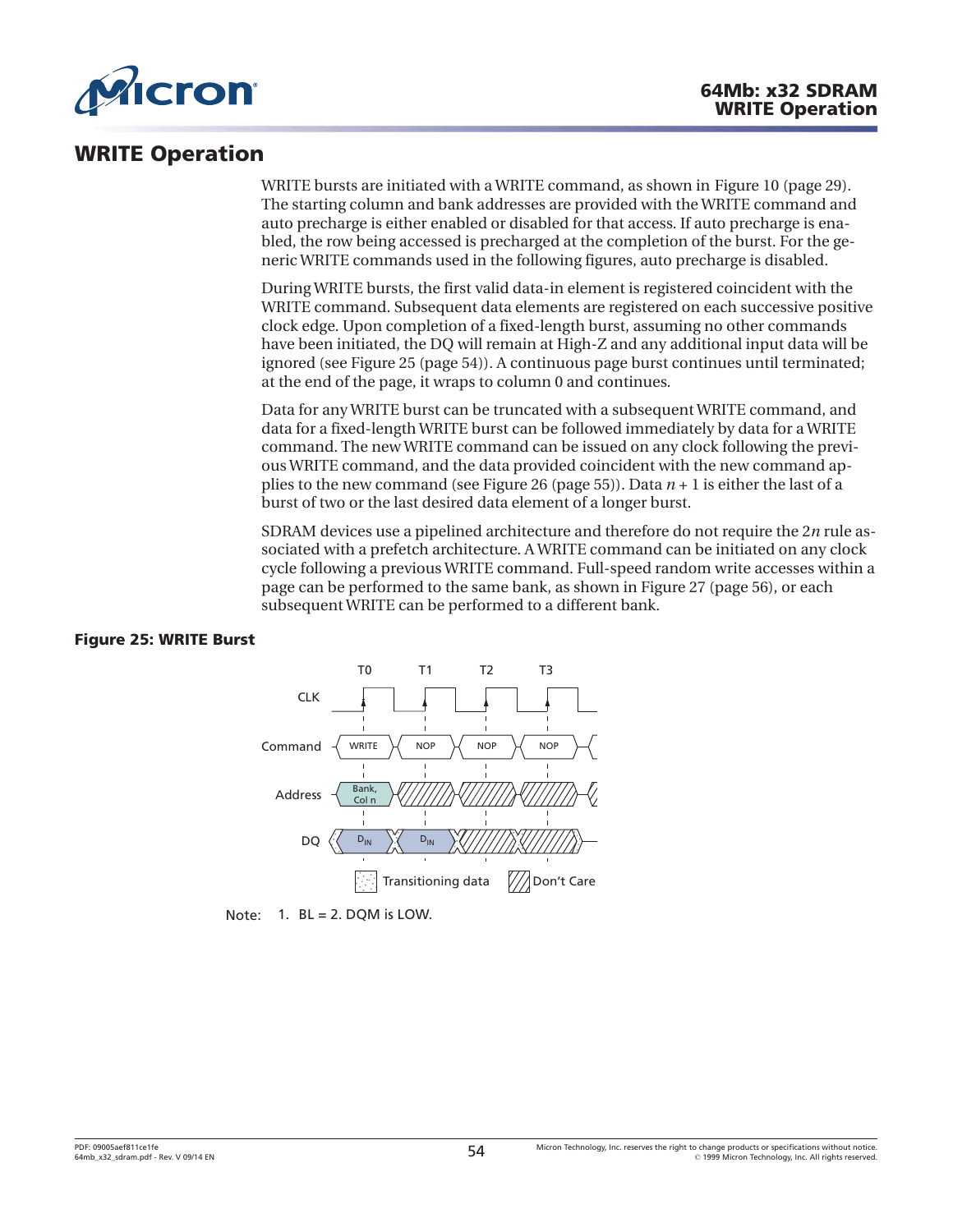# WRITE Operation

WRITE bursts are initiated with a WRITE command, as shown in Figure 10 (page 29). The starting column and bank addresses are provided with the WRITE command and auto precharge is either enabled or disabled for that access. If auto precharge is enabled, the row being accessed is precharged at the completion of the burst. For the generic WRITE commands used in the following figures, auto precharge is disabled.

During WRITE bursts, the first valid data-in element is registered coincident with the WRITE command. Subsequent data elements are registered on each successive positive clock edge. Upon completion of a fixed-length burst, assuming no other commands have been initiated, the DQ will remain at High-Z and any additional input data will be ignored (see Figure 25 (page 54)). A continuous page burst continues until terminated; at the end of the page, it wraps to column 0 and continues.

Data for any WRITE burst can be truncated with a subsequent WRITE command, and data for a fixed-length WRITE burst can be followed immediately by data for a WRITE command. The new WRITE command can be issued on any clock following the previous WRITE command, and the data provided coincident with the new command applies to the new command (see Figure 26 (page 55)). Data $n + 1$ is either the last of a burst of two or the last desired data element of a longer burst.

SDRAM devices use a pipelined architecture and therefore do not require the $2n$ rule associated with a prefetch architecture. A WRITE command can be initiated on any clock cycle following a previous WRITE command. Full-speed random write accesses within a page can be performed to the same bank, as shown in Figure 27 (page 56), or each subsequent WRITE can be performed to a different bank.

**Figure 25: WRITE Burst**

| | T0 | T1 | T2 | T3 |
|---|---|---|---|---|
| Command | WRITE | NOP | NOP | NOP |
| Address | Bank, Col n | Don't Care | Don't Care | Don't Care |
| DQ | $D_{IN}$ | $D_{IN}$ | Don't Care | Don't Care |

Note: 1. BL = 2. DQM is LOW.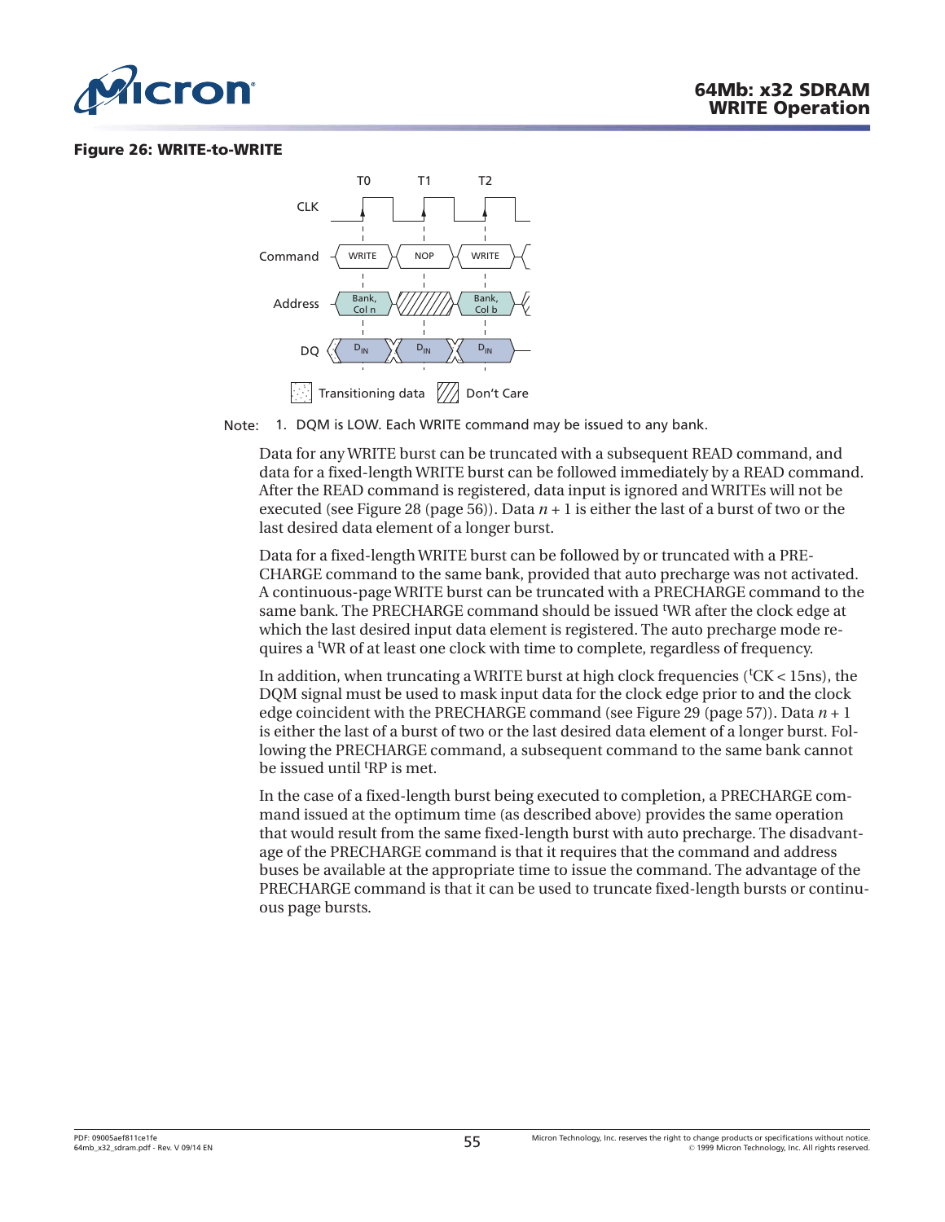**Figure 26: WRITE-to-WRITE**

Note: 1. DQM is LOW. Each WRITE command may be issued to any bank.

Data for any WRITE burst can be truncated with a subsequent READ command, and data for a fixed-length WRITE burst can be followed immediately by a READ command. After the READ command is registered, data input is ignored and WRITEs will not be executed (see Figure 28 (page 56)). Data $n + 1$ is either the last of a burst of two or the last desired data element of a longer burst.

Data for a fixed-length WRITE burst can be followed by or truncated with a PRECHARGE command to the same bank, provided that auto precharge was not activated. A continuous-page WRITE burst can be truncated with a PRECHARGE command to the same bank. The PRECHARGE command should be issued $^tWR$ after the clock edge at which the last desired input data element is registered. The auto precharge mode requires a $^tWR$ of at least one clock with time to complete, regardless of frequency.

In addition, when truncating a WRITE burst at high clock frequencies ($^tCK < 15ns$), the DQM signal must be used to mask input data for the clock edge prior to and the clock edge coincident with the PRECHARGE command (see Figure 29 (page 57)). Data $n + 1$ is either the last of a burst of two or the last desired data element of a longer burst. Following the PRECHARGE command, a subsequent command to the same bank cannot be issued until $^tRP$ is met.

In the case of a fixed-length burst being executed to completion, a PRECHARGE command issued at the optimum time (as described above) provides the same operation that would result from the same fixed-length burst with auto precharge. The disadvantage of the PRECHARGE command is that it requires that the command and address buses be available at the appropriate time to issue the command. The advantage of the PRECHARGE command is that it can be used to truncate fixed-length bursts or continuous page bursts.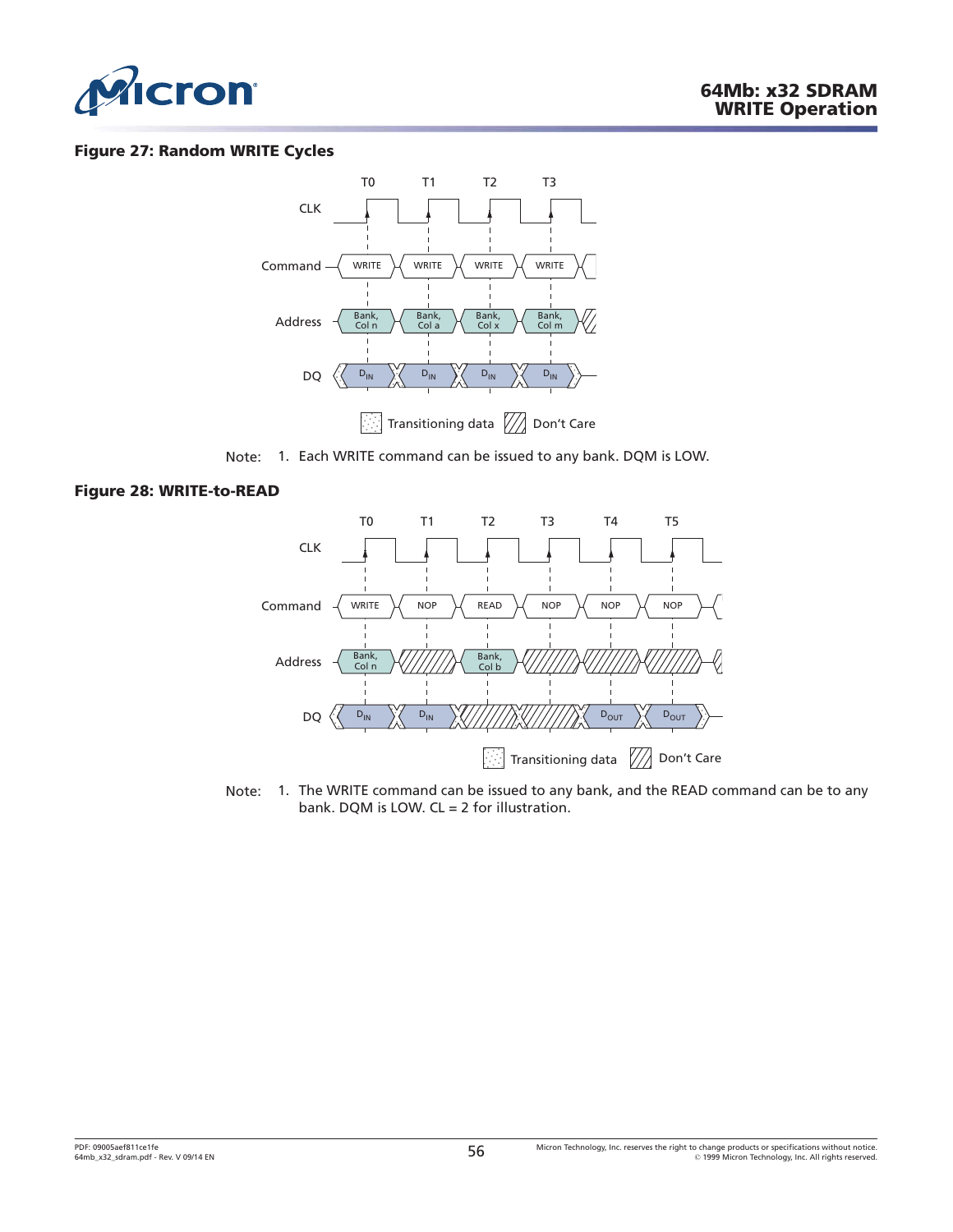**Figure 27: Random WRITE Cycles**

Note: 1. Each WRITE command can be issued to any bank. DQM is LOW.

**Figure 28: WRITE-to-READ**

Note: 1. The WRITE command can be issued to any bank, and the READ command can be to any bank. DQM is LOW. CL = 2 for illustration.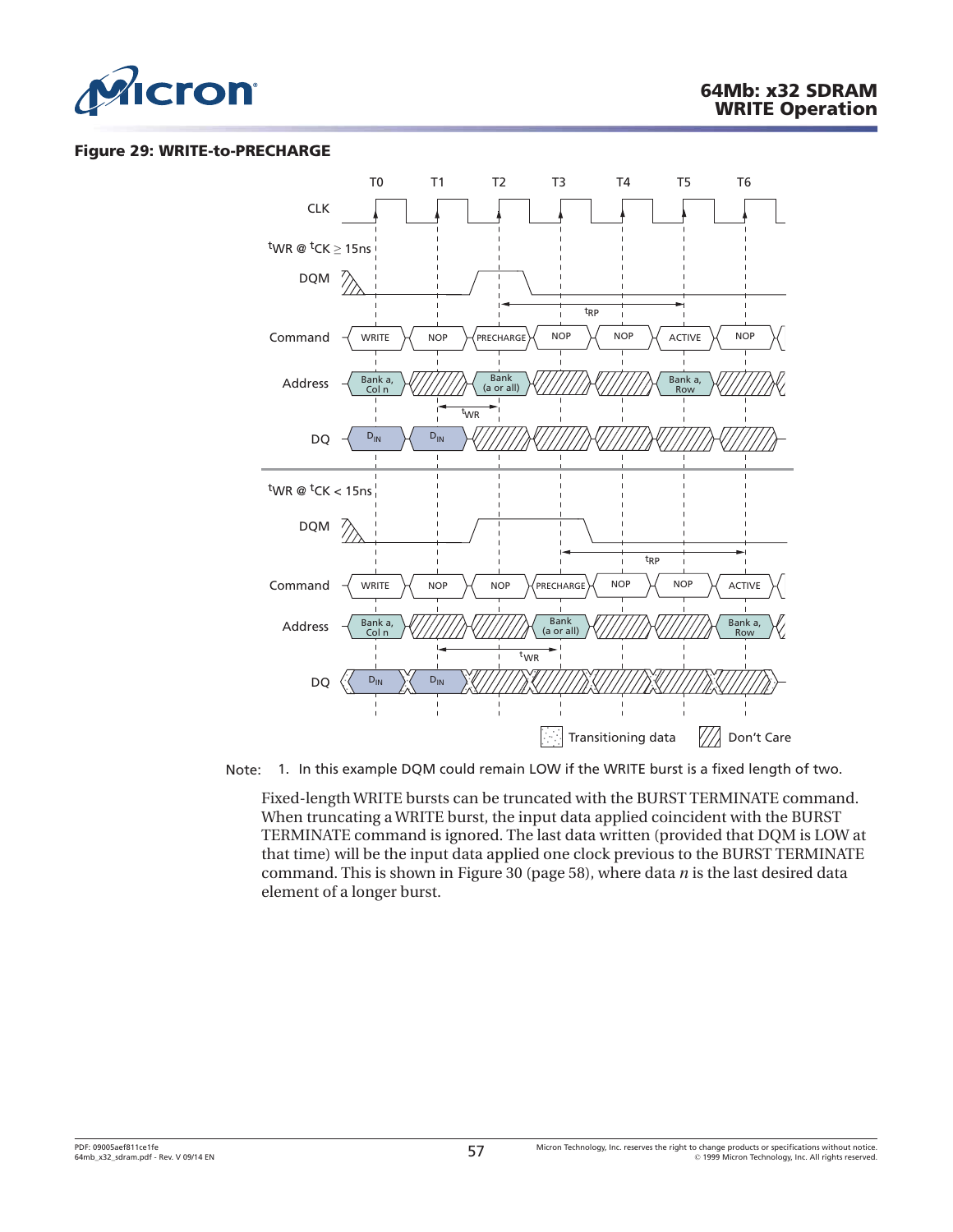**Figure 29: WRITE-to-PRECHARGE**

Note: 1. In this example DQM could remain LOW if the WRITE burst is a fixed length of two.

Fixed-length WRITE bursts can be truncated with the BURST TERMINATE command. When truncating a WRITE burst, the input data applied coincident with the BURST TERMINATE command is ignored. The last data written (provided that DQM is LOW at that time) will be the input data applied one clock previous to the BURST TERMINATE command. This is shown in Figure 30 (page 58), where data *n* is the last desired data element of a longer burst.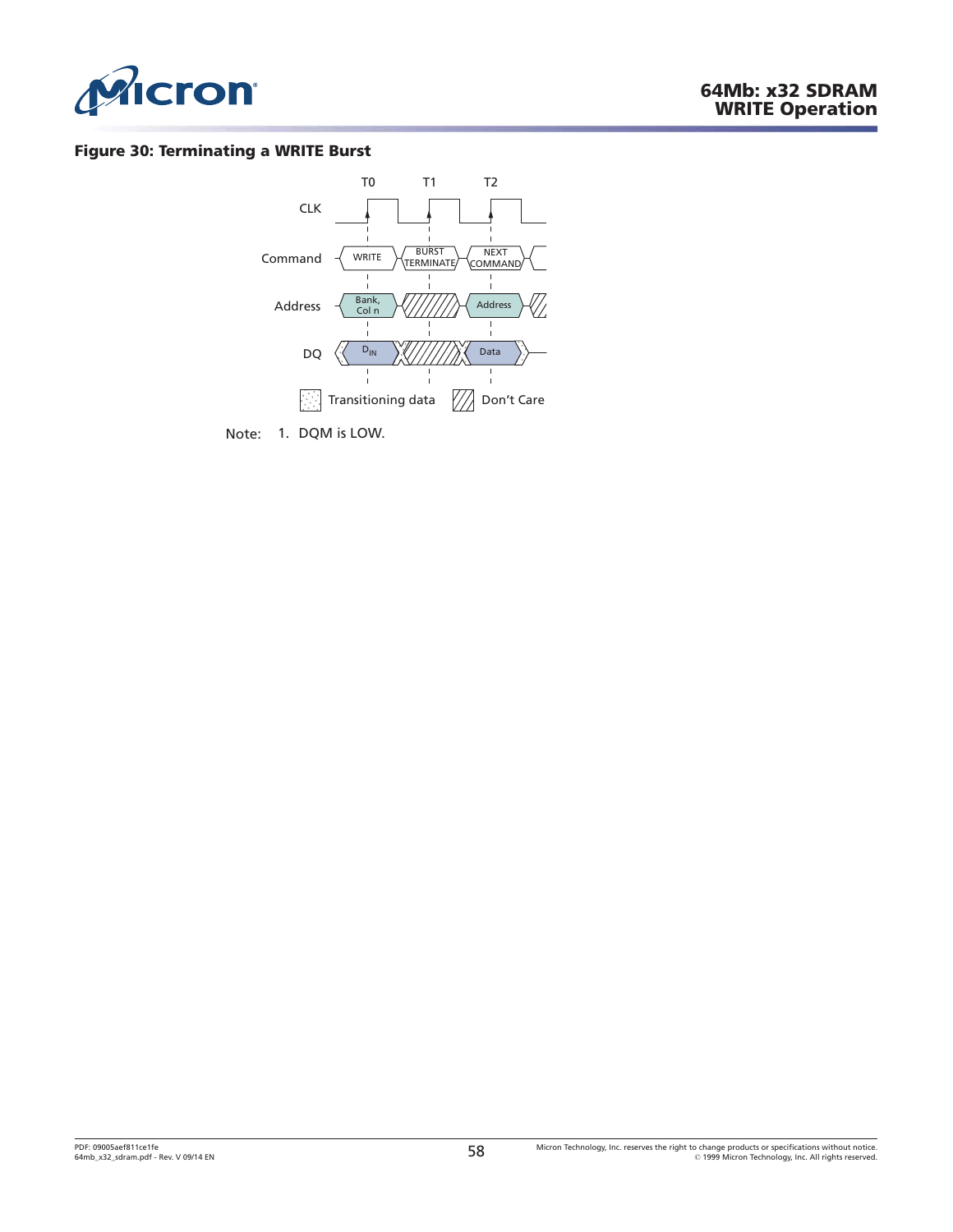**Figure 30: Terminating a WRITE Burst**

T0 T1 T2

CLK

Command: WRITE | BURST TERMINATE | NEXT COMMAND

Address: Bank, Col n | | Address

DQ: $D_{IN}$ | | Data

Transitioning data   Don't Care

Note: 1. DQM is LOW.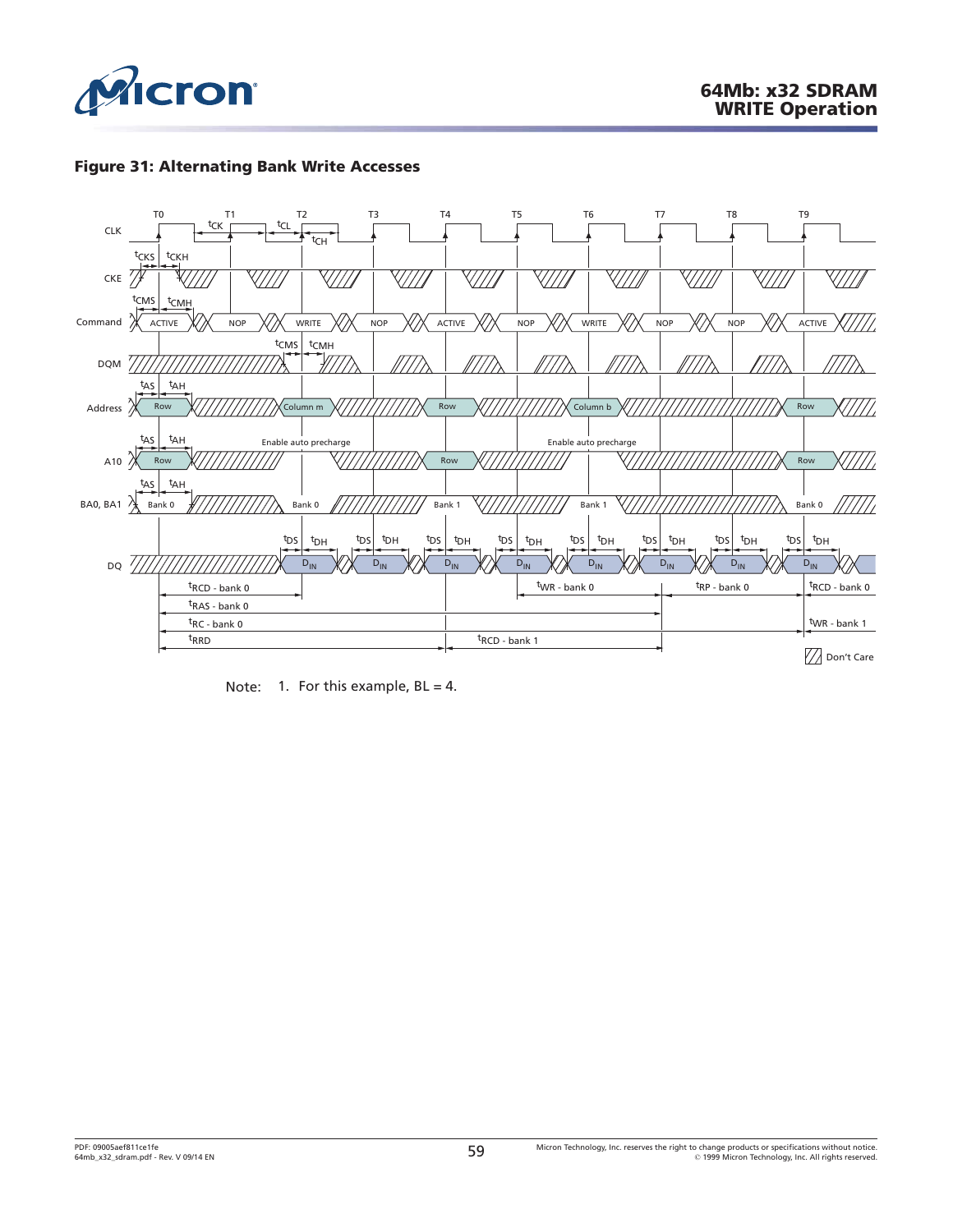**Figure 31: Alternating Bank Write Accesses**

Note: 1. For this example, BL = 4.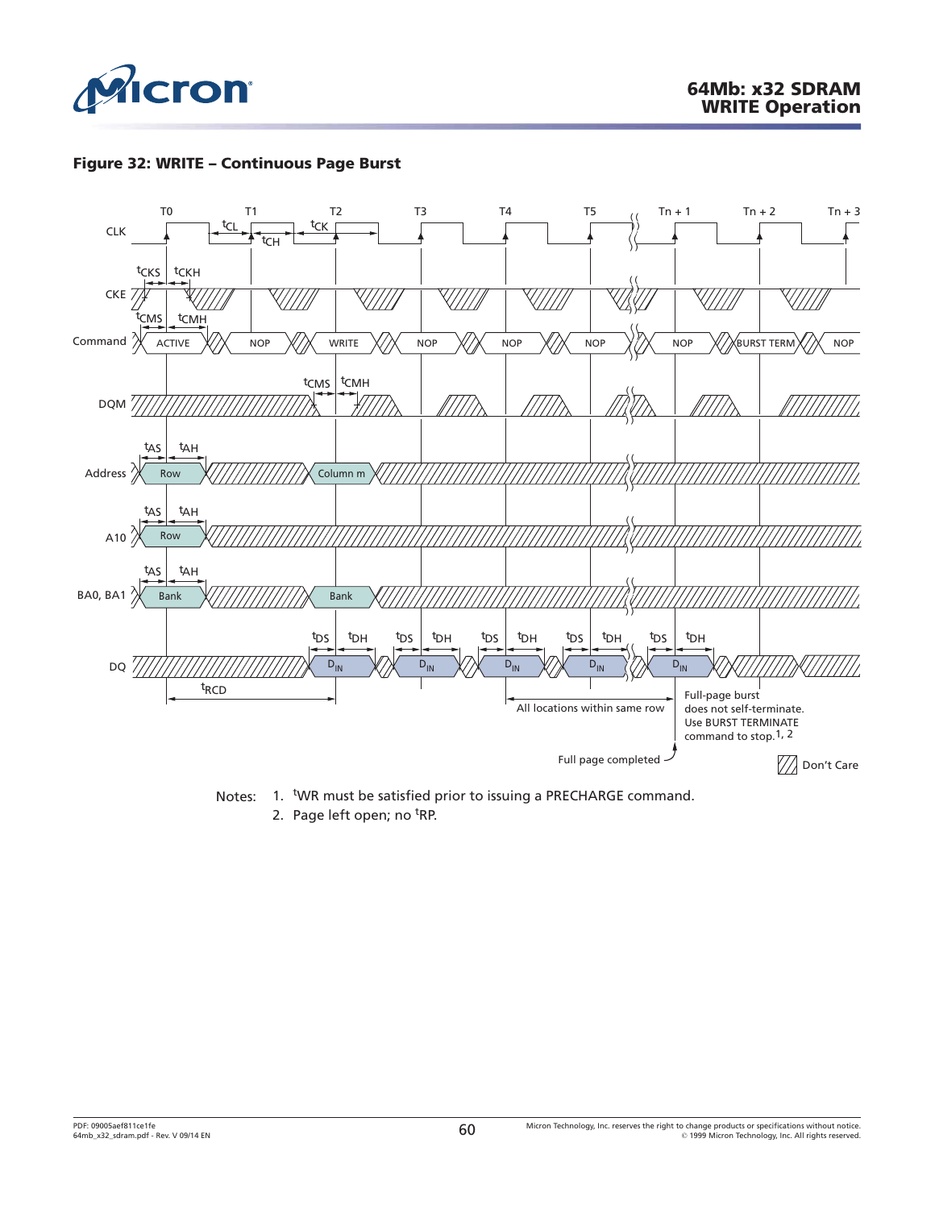**Figure 32: WRITE – Continuous Page Burst**

Notes:
1. $^tWR$ must be satisfied prior to issuing a PRECHARGE command.
2. Page left open; no $^tRP$.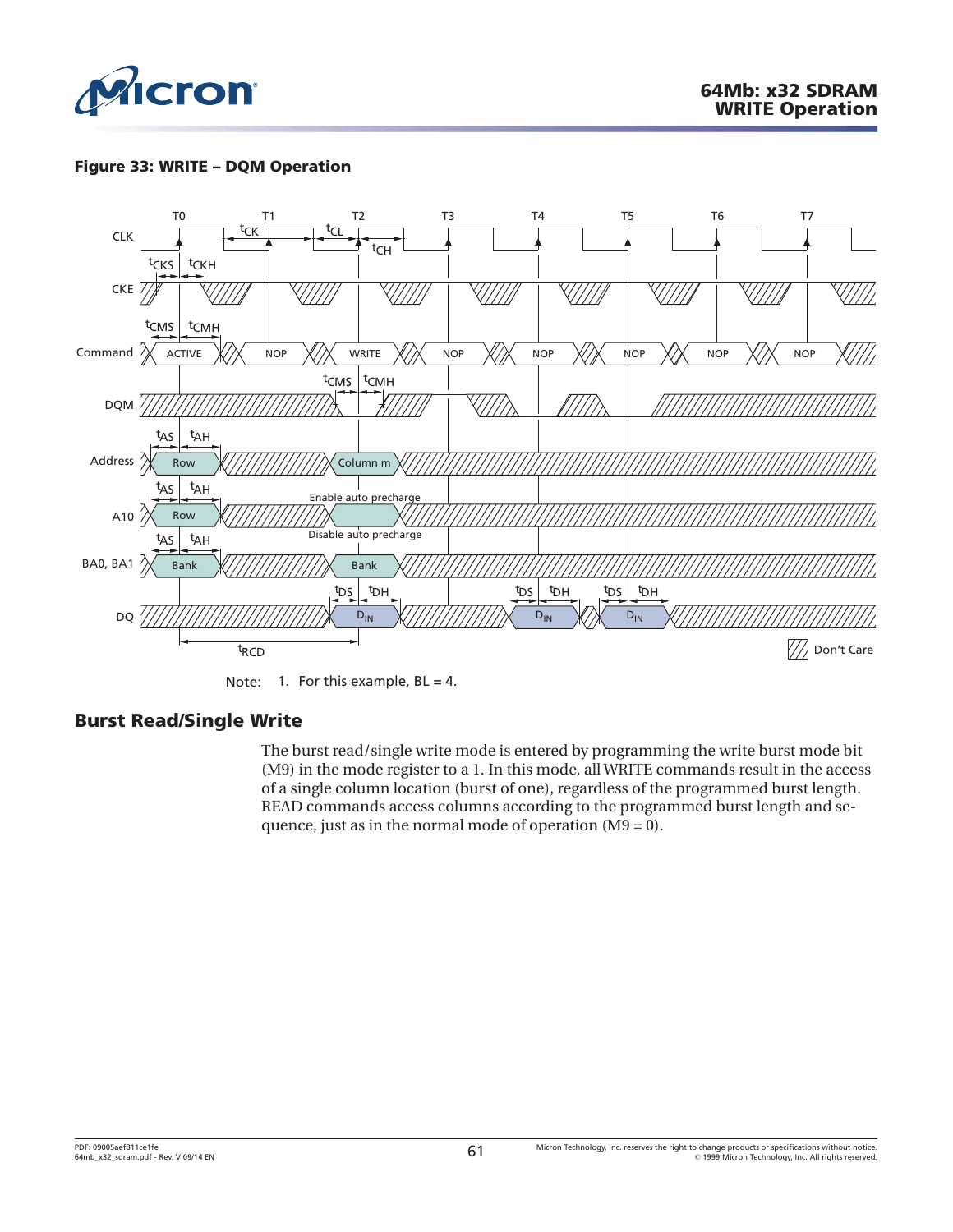**Figure 33: WRITE – DQM Operation**

Note: 1. For this example, BL = 4.

## Burst Read/Single Write

The burst read/single write mode is entered by programming the write burst mode bit (M9) in the mode register to a 1. In this mode, all WRITE commands result in the access of a single column location (burst of one), regardless of the programmed burst length. READ commands access columns according to the programmed burst length and sequence, just as in the normal mode of operation (M9 = 0).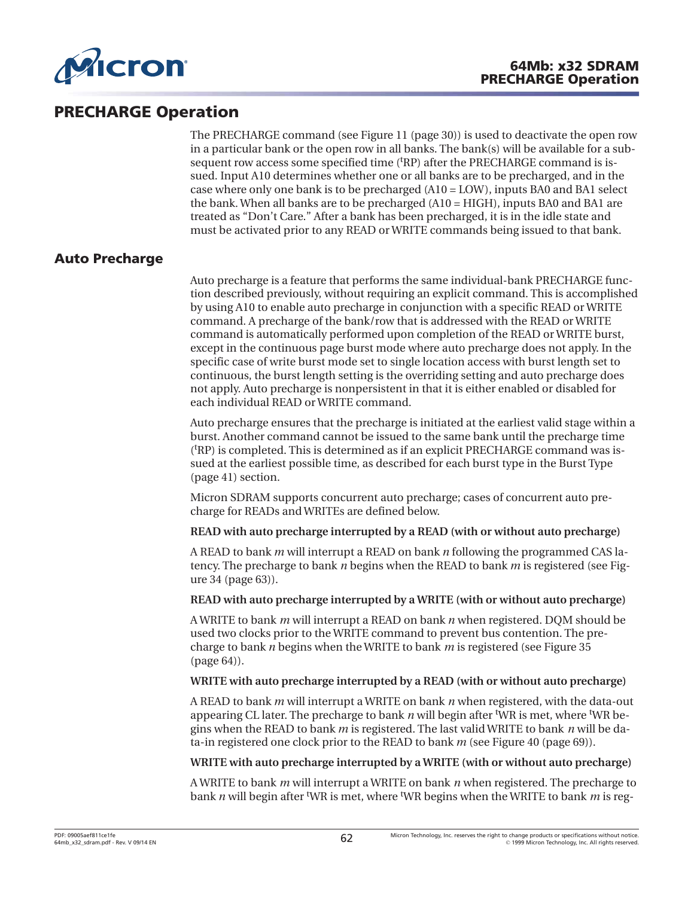## PRECHARGE Operation

The PRECHARGE command (see Figure 11 (page 30)) is used to deactivate the open row in a particular bank or the open row in all banks. The bank(s) will be available for a subsequent row access some specified time ($^tRP$) after the PRECHARGE command is issued. Input A10 determines whether one or all banks are to be precharged, and in the case where only one bank is to be precharged (A10 = LOW), inputs BA0 and BA1 select the bank. When all banks are to be precharged (A10 = HIGH), inputs BA0 and BA1 are treated as “Don’t Care.” After a bank has been precharged, it is in the idle state and must be activated prior to any READ or WRITE commands being issued to that bank.

## Auto Precharge

Auto precharge is a feature that performs the same individual-bank PRECHARGE function described previously, without requiring an explicit command. This is accomplished by using A10 to enable auto precharge in conjunction with a specific READ or WRITE command. A precharge of the bank/row that is addressed with the READ or WRITE command is automatically performed upon completion of the READ or WRITE burst, except in the continuous page burst mode where auto precharge does not apply. In the specific case of write burst mode set to single location access with burst length set to continuous, the burst length setting is the overriding setting and auto precharge does not apply. Auto precharge is nonpersistent in that it is either enabled or disabled for each individual READ or WRITE command.

Auto precharge ensures that the precharge is initiated at the earliest valid stage within a burst. Another command cannot be issued to the same bank until the precharge time ($^tRP$) is completed. This is determined as if an explicit PRECHARGE command was issued at the earliest possible time, as described for each burst type in the Burst Type (page 41) section.

Micron SDRAM supports concurrent auto precharge; cases of concurrent auto precharge for READs and WRITEs are defined below.

**READ with auto precharge interrupted by a READ (with or without auto precharge)**

A READ to bank *m* will interrupt a READ on bank *n* following the programmed CAS latency. The precharge to bank *n* begins when the READ to bank *m* is registered (see Figure 34 (page 63)).

**READ with auto precharge interrupted by a WRITE (with or without auto precharge)**

A WRITE to bank *m* will interrupt a READ on bank *n* when registered. DQM should be used two clocks prior to the WRITE command to prevent bus contention. The precharge to bank *n* begins when the WRITE to bank *m* is registered (see Figure 35 (page 64)).

**WRITE with auto precharge interrupted by a READ (with or without auto precharge)**

A READ to bank *m* will interrupt a WRITE on bank *n* when registered, with the data-out appearing CL later. The precharge to bank *n* will begin after $^tWR$ is met, where $^tWR$ begins when the READ to bank *m* is registered. The last valid WRITE to bank *n* will be data-in registered one clock prior to the READ to bank *m* (see Figure 40 (page 69)).

**WRITE with auto precharge interrupted by a WRITE (with or without auto precharge)**

A WRITE to bank *m* will interrupt a WRITE on bank *n* when registered. The precharge to bank *n* will begin after $^tWR$ is met, where $^tWR$ begins when the WRITE to bank *m* is reg-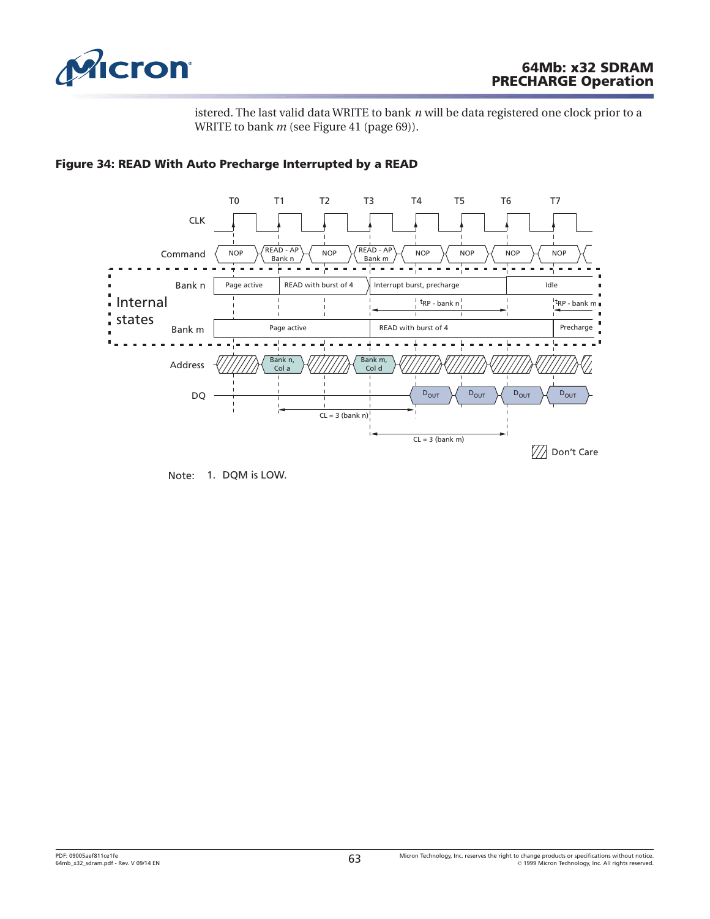istered. The last valid data WRITE to bank *n* will be data registered one clock prior to a WRITE to bank *m* (see Figure 41 (page 69)).

**Figure 34: READ With Auto Precharge Interrupted by a READ**

Note: 1. DQM is LOW.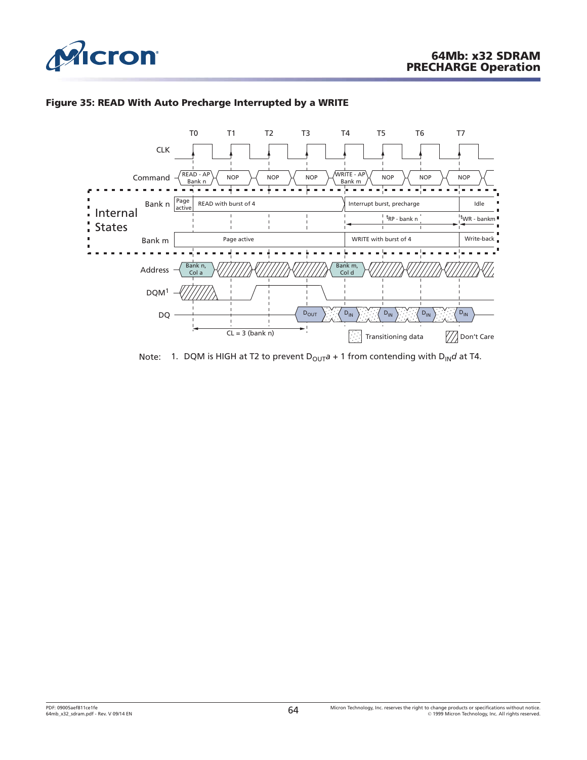## Figure 35: READ With Auto Precharge Interrupted by a WRITE

Note: 1. DQM is HIGH at T2 to prevent $D_{OUT}a + 1$ from contending with $D_{IN}d$ at T4.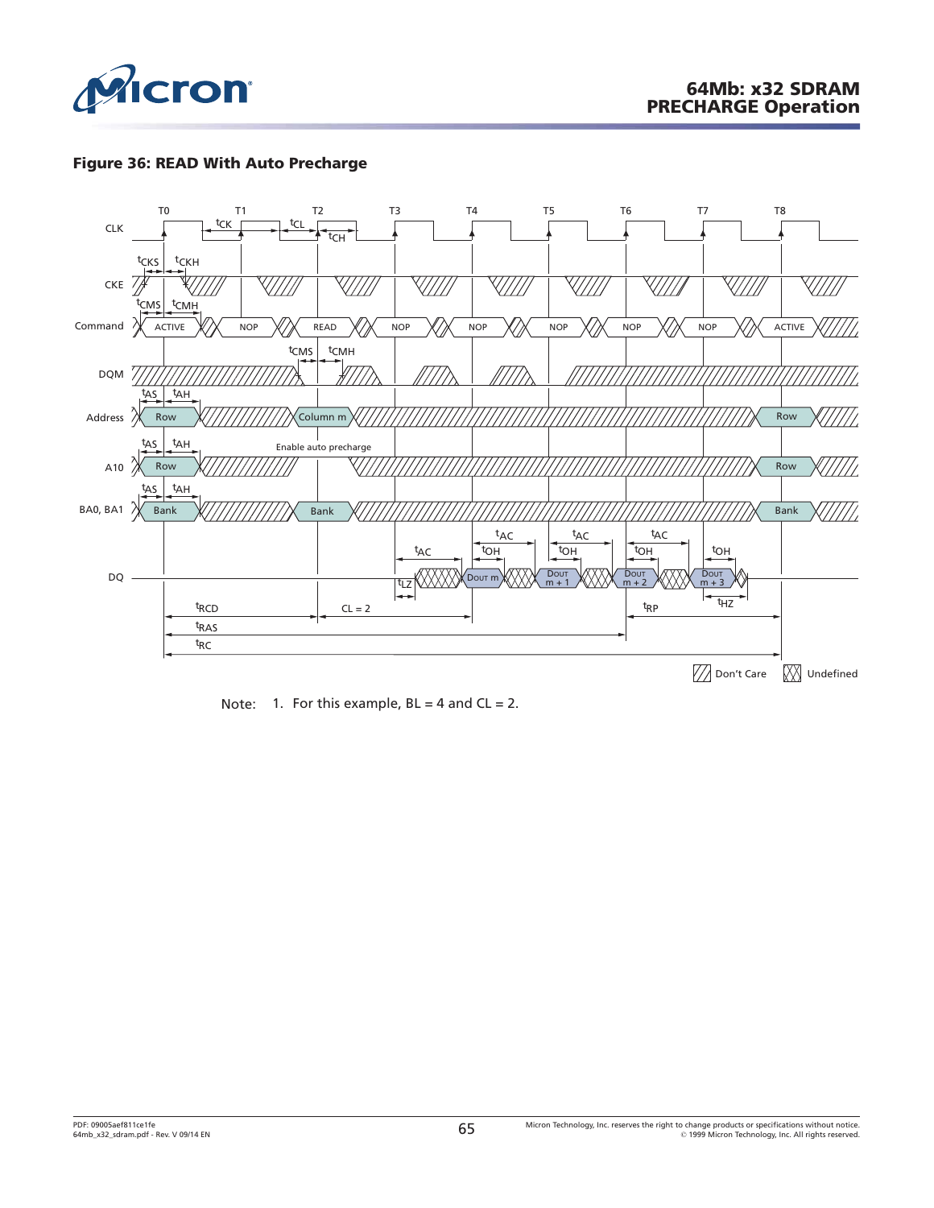**Figure 36: READ With Auto Precharge**

Note: 1. For this example, BL = 4 and CL = 2.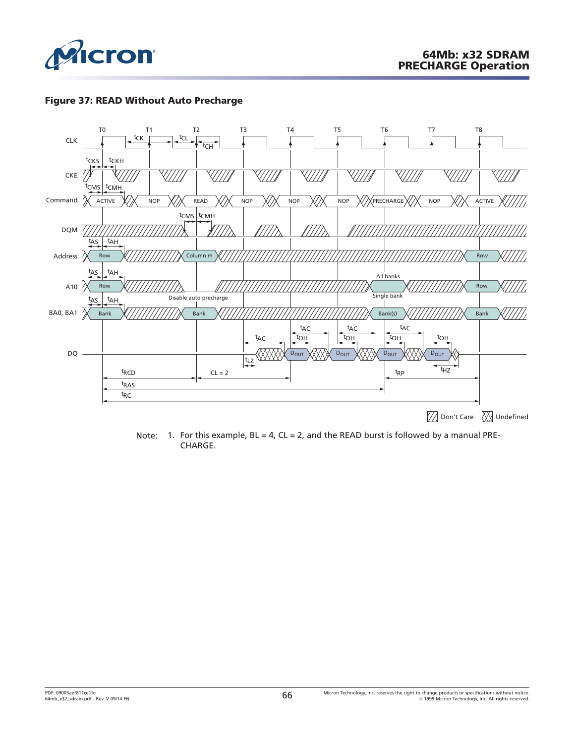## Figure 37: READ Without Auto Precharge

Note: 1. For this example, BL = 4, CL = 2, and the READ burst is followed by a manual PRECHARGE.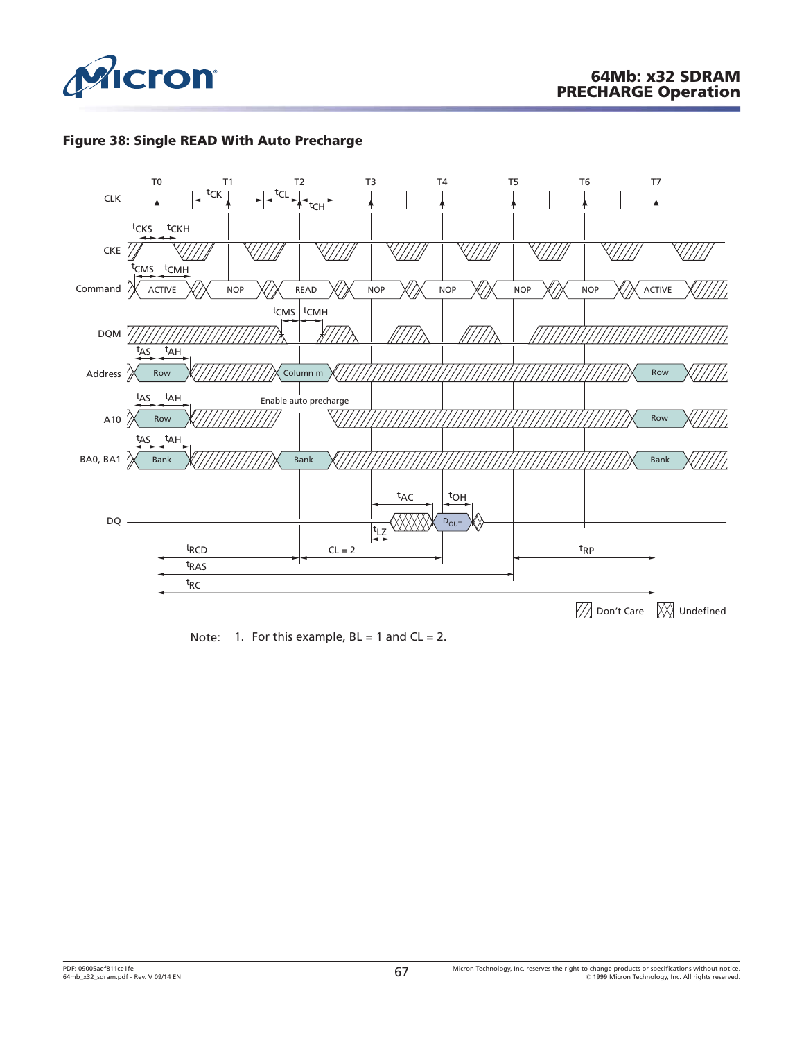## Figure 38: Single READ With Auto Precharge

T0 T1 T2 T3 T4 T5 T6 T7

CLK

$^{t}CK$ $^{t}CL$ $^{t}CH$

CKE

$^{t}CKS$ $^{t}CKH$

$^{t}CMS$ $^{t}CMH$

Command: ACTIVE NOP READ NOP NOP NOP NOP ACTIVE

DQM

$^{t}CMS$ $^{t}CMH$

$^{t}AS$ $^{t}AH$

Address: Row Column m Row

$^{t}AS$ $^{t}AH$

A10: Row Enable auto precharge Row

$^{t}AS$ $^{t}AH$

BA0, BA1: Bank Bank Bank

$^{t}AC$ $^{t}OH$

DQ: $D_{OUT}$

$^{t}LZ$

$^{t}RCD$ CL = 2 $^{t}RP$

$^{t}RAS$

$^{t}RC$

Don't Care Undefined

Note: 1. For this example, BL = 1 and CL = 2.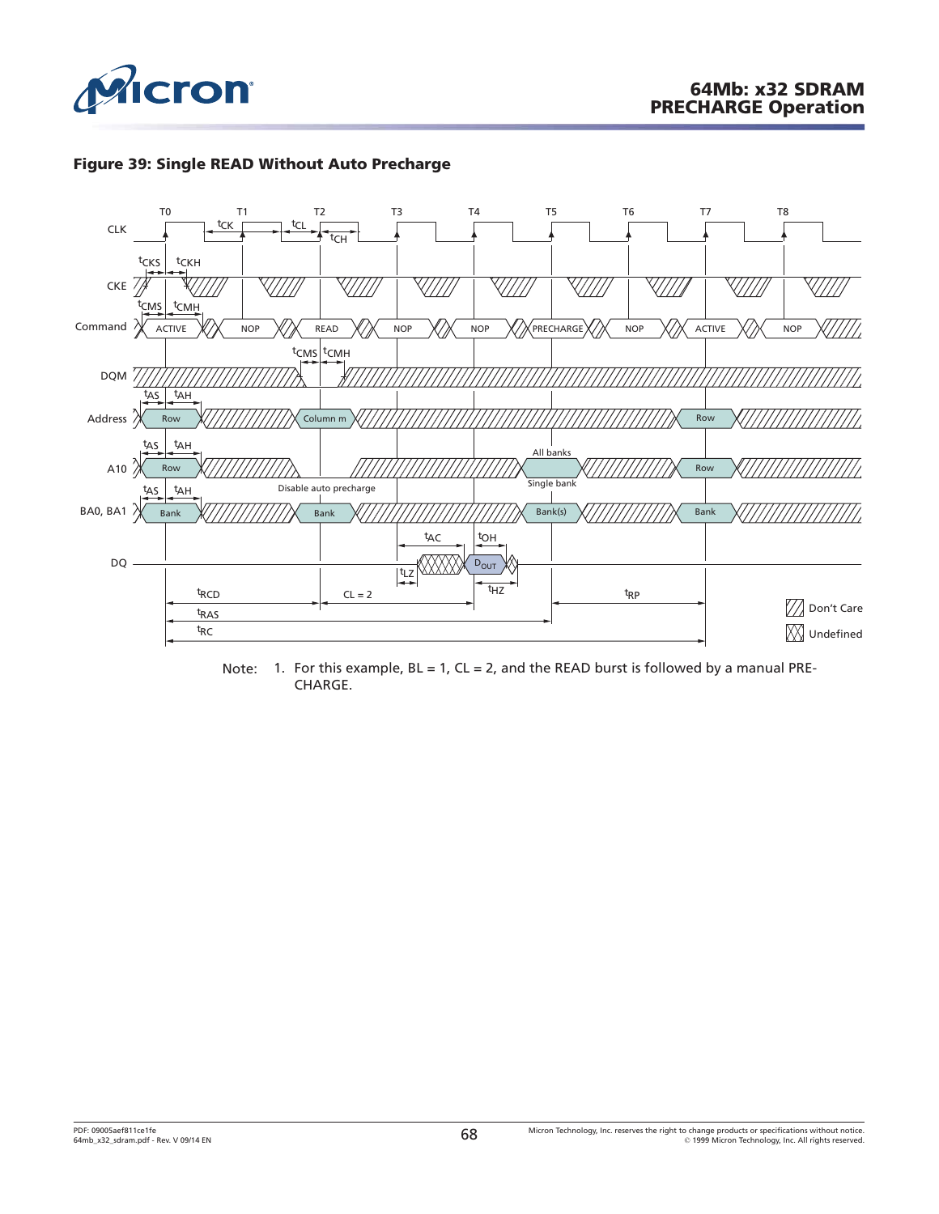**Figure 39: Single READ Without Auto Precharge**

Note: 1. For this example, BL = 1, CL = 2, and the READ burst is followed by a manual PRECHARGE.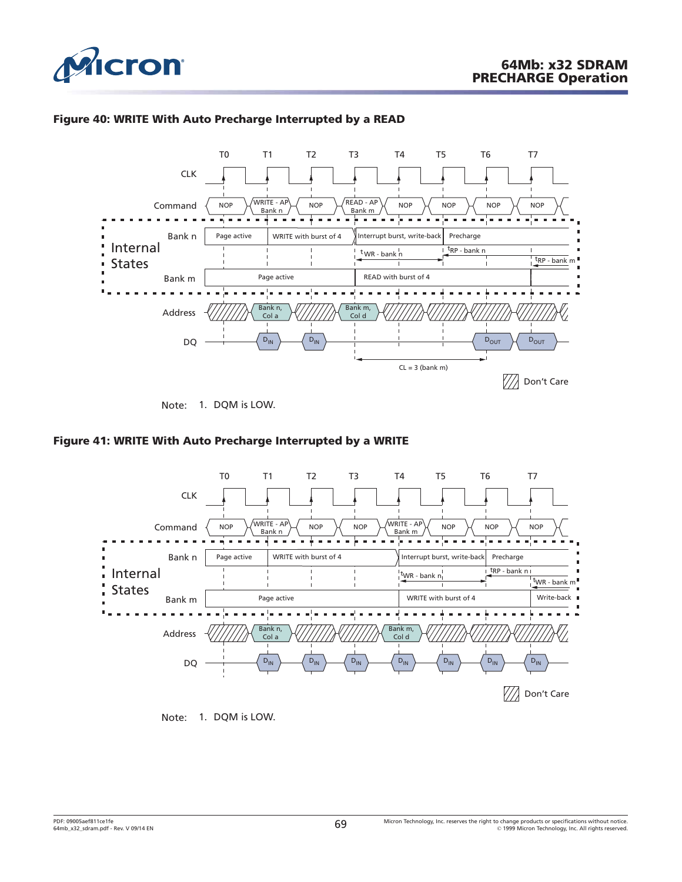### Figure 40: WRITE With Auto Precharge Interrupted by a READ

T0 T1 T2 T3 T4 T5 T6 T7

CLK

Command: NOP | WRITE - AP Bank n | NOP | READ - AP Bank m | NOP | NOP | NOP | NOP

Internal States

Bank n: Page active | WRITE with burst of 4 | Interrupt burst, write-back | Precharge

$t_{WR}$ - bank n | $t_{RP}$ - bank n | $t_{RP}$ - bank m

Bank m: Page active | READ with burst of 4

Address: Bank n, Col a | Bank m, Col d

DQ: $D_{IN}$ | $D_{IN}$ | $D_{OUT}$ | $D_{OUT}$

CL = 3 (bank m)

Don't Care

Note: 1. DQM is LOW.

### Figure 41: WRITE With Auto Precharge Interrupted by a WRITE

T0 T1 T2 T3 T4 T5 T6 T7

CLK

Command: NOP | WRITE - AP Bank n | NOP | NOP | WRITE - AP Bank m | NOP | NOP | NOP

Internal States

Bank n: Page active | WRITE with burst of 4 | Interrupt burst, write-back | Precharge

$t_{WR}$ - bank n | $t_{RP}$ - bank n | $t_{WR}$ - bank m

Bank m: Page active | WRITE with burst of 4 | Write-back

Address: Bank n, Col a | Bank m, Col d

DQ: $D_{IN}$ | $D_{IN}$ | $D_{IN}$ | $D_{IN}$ | $D_{IN}$ | $D_{IN}$ | $D_{IN}$

Don't Care

Note: 1. DQM is LOW.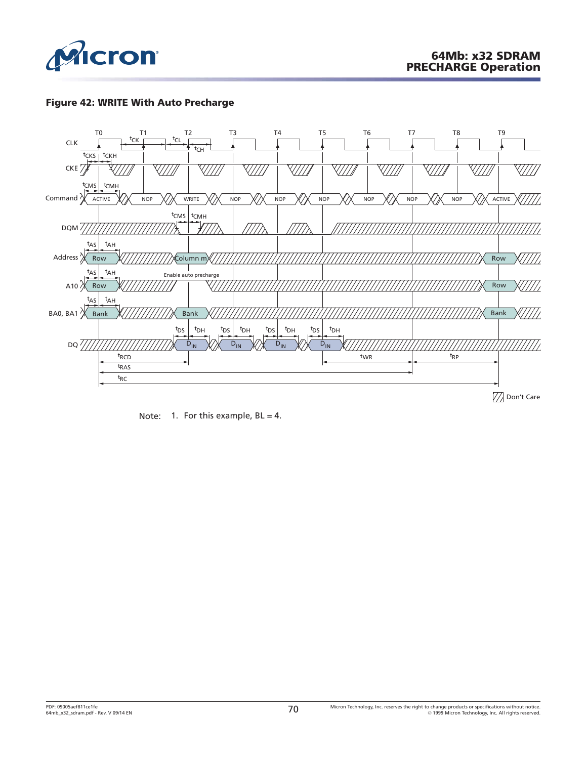## Figure 42: WRITE With Auto Precharge

Note: 1. For this example, BL = 4.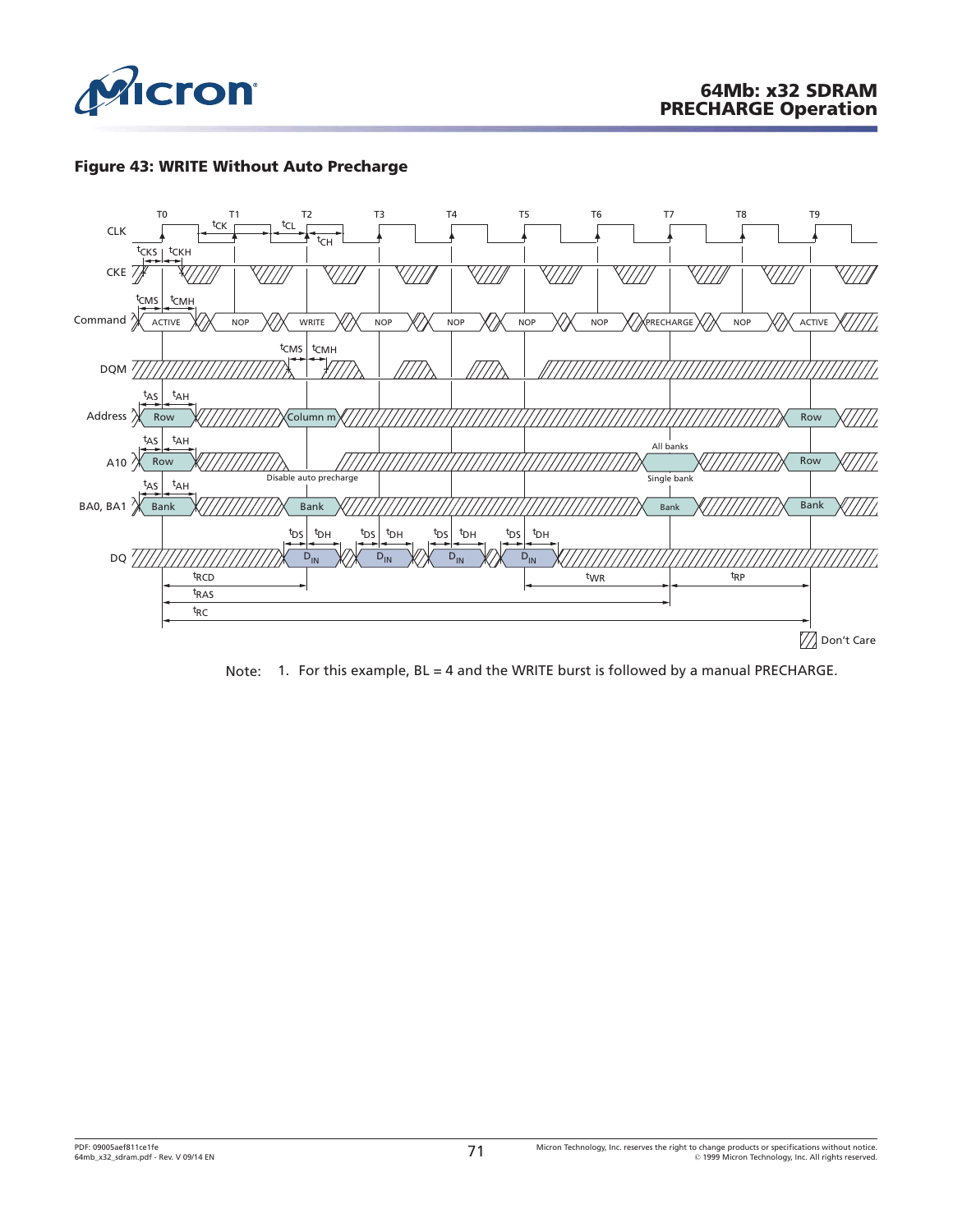**Figure 43: WRITE Without Auto Precharge**

Note: 1. For this example, BL = 4 and the WRITE burst is followed by a manual PRECHARGE.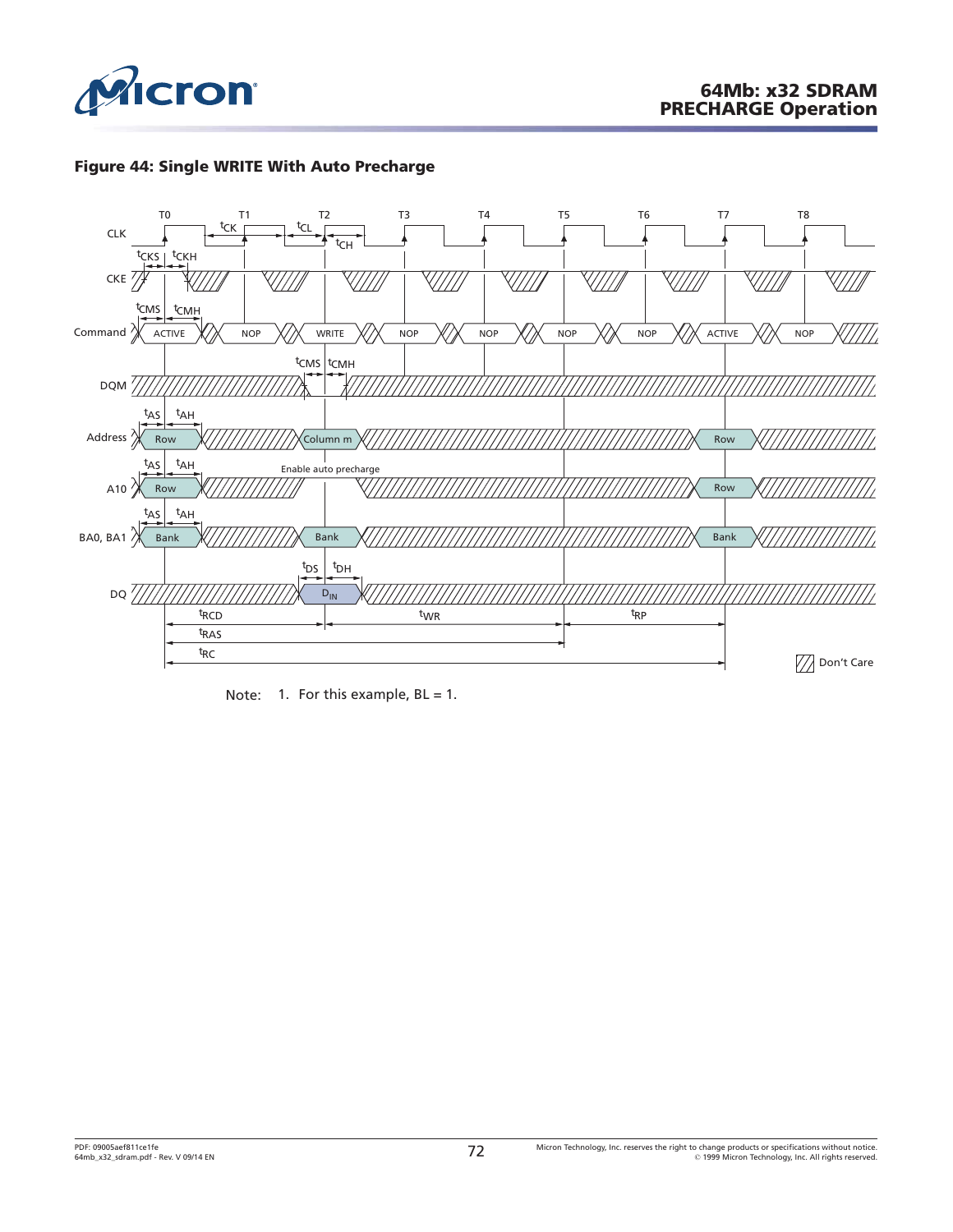**Figure 44: Single WRITE With Auto Precharge**

Note: 1. For this example, BL = 1.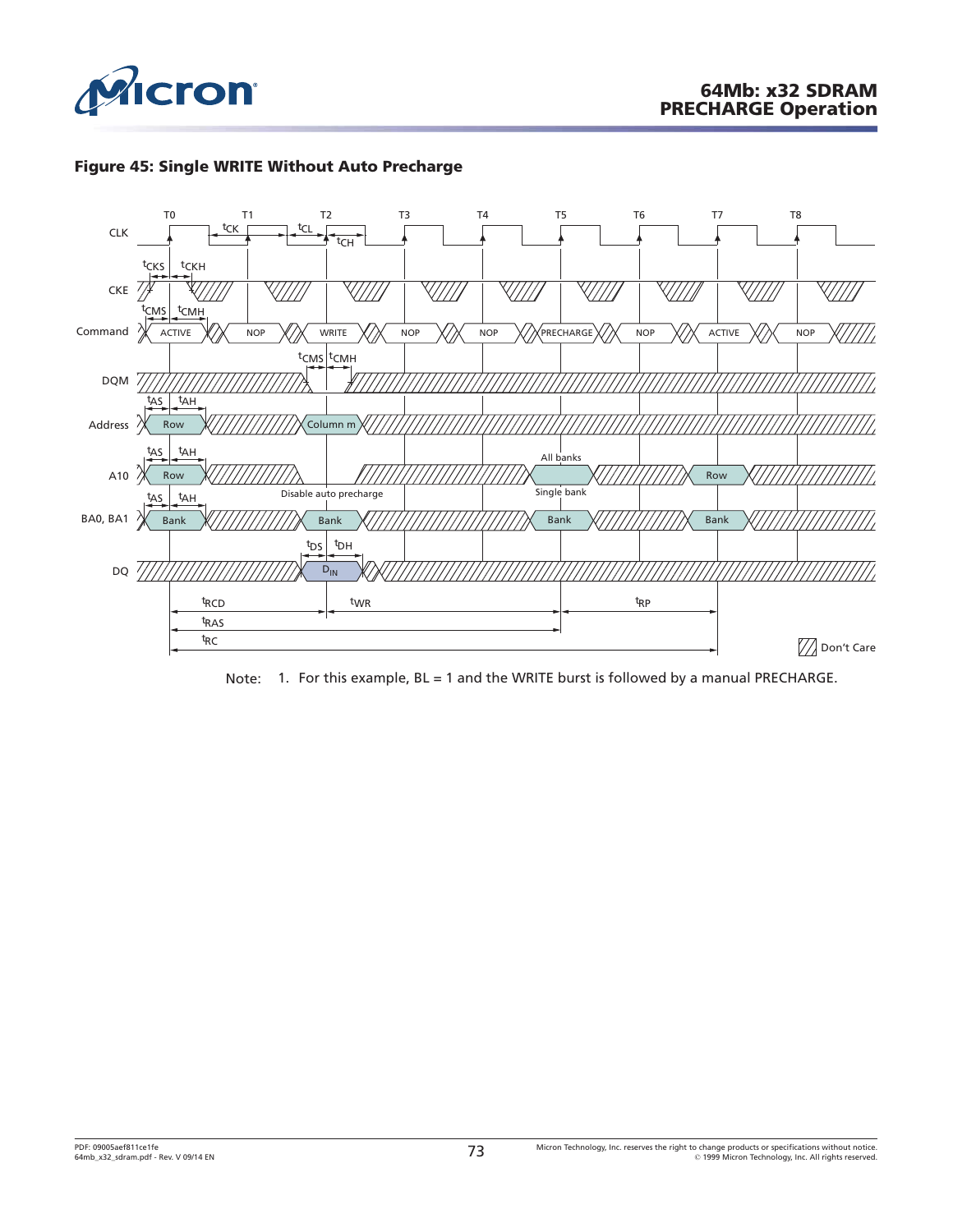## Figure 45: Single WRITE Without Auto Precharge

Note: 1. For this example, BL = 1 and the WRITE burst is followed by a manual PRECHARGE.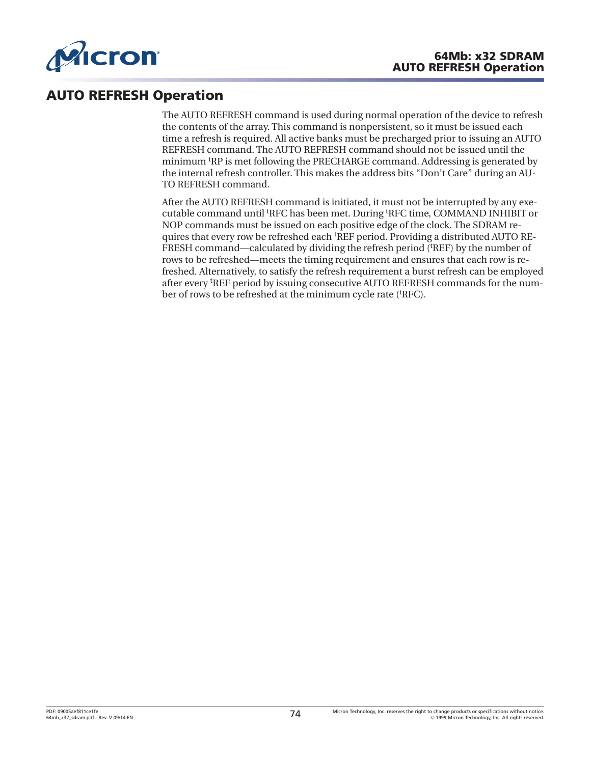# AUTO REFRESH Operation

The AUTO REFRESH command is used during normal operation of the device to refresh the contents of the array. This command is nonpersistent, so it must be issued each time a refresh is required. All active banks must be precharged prior to issuing an AUTO REFRESH command. The AUTO REFRESH command should not be issued until the minimum $^t$RP is met following the PRECHARGE command. Addressing is generated by the internal refresh controller. This makes the address bits “Don’t Care” during an AUTO REFRESH command.

After the AUTO REFRESH command is initiated, it must not be interrupted by any executable command until $^t$RFC has been met. During $^t$RFC time, COMMAND INHIBIT or NOP commands must be issued on each positive edge of the clock. The SDRAM requires that every row be refreshed each $^t$REF period. Providing a distributed AUTO REFRESH command—calculated by dividing the refresh period ($^t$REF) by the number of rows to be refreshed—meets the timing requirement and ensures that each row is refreshed. Alternatively, to satisfy the refresh requirement a burst refresh can be employed after every $^t$REF period by issuing consecutive AUTO REFRESH commands for the number of rows to be refreshed at the minimum cycle rate ($^t$RFC).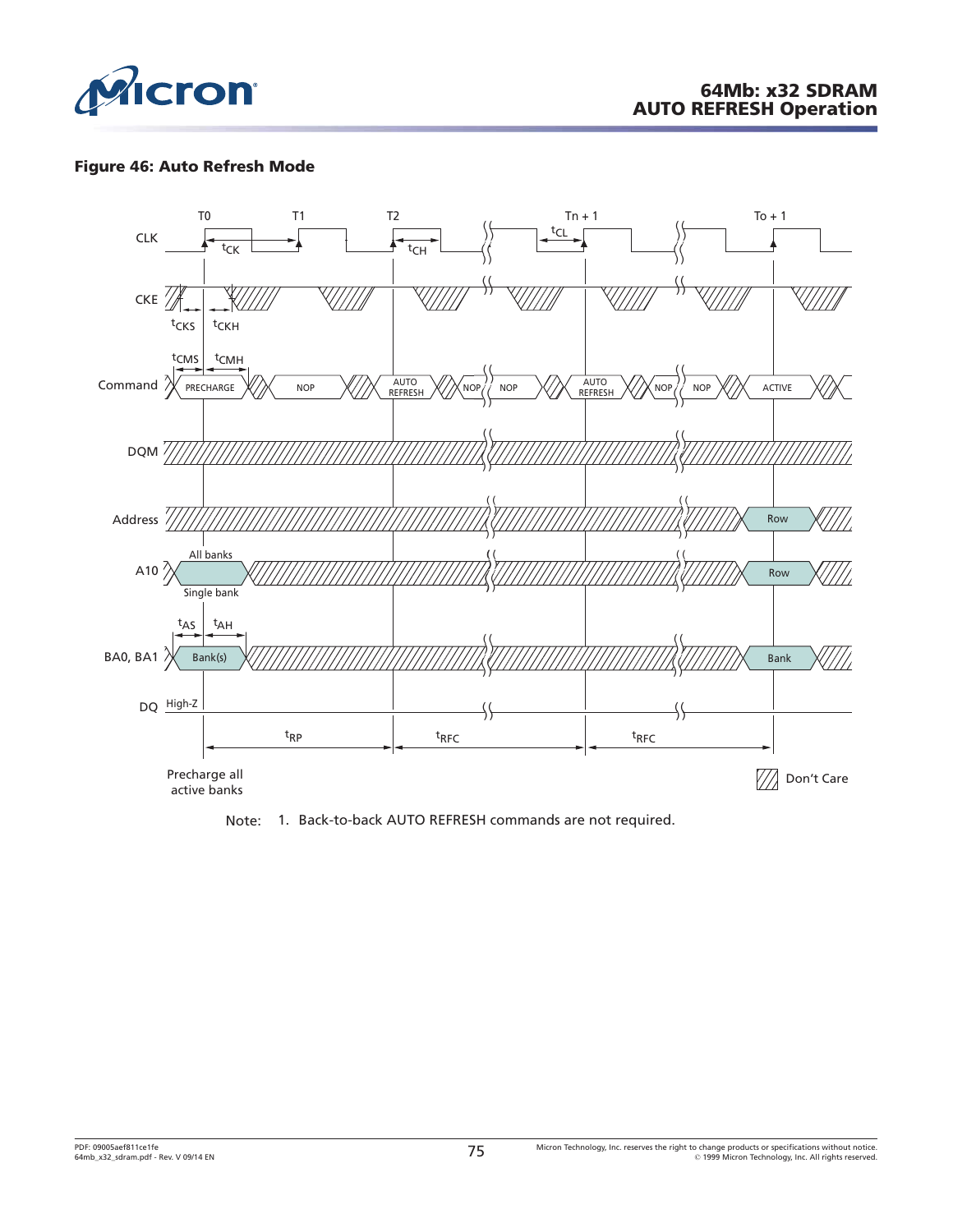**Figure 46: Auto Refresh Mode**

T0 T1 T2 Tn + 1 To + 1

CLK

$t_{CK}$ $t_{CH}$ $t_{CL}$

CKE

$t_{CKS}$ $t_{CKH}$

$t_{CMS}$ $t_{CMH}$

Command: PRECHARGE, NOP, AUTO REFRESH, NOP, NOP, AUTO REFRESH, NOP, NOP, ACTIVE

DQM

Address: Row

A10: All banks / Single bank, Row

$t_{AS}$ $t_{AH}$

BA0, BA1: Bank(s), Bank

DQ High-Z

$t_{RP}$ $t_{RFC}$ $t_{RFC}$

Precharge all active banks

Don't Care

Note: 1. Back-to-back AUTO REFRESH commands are not required.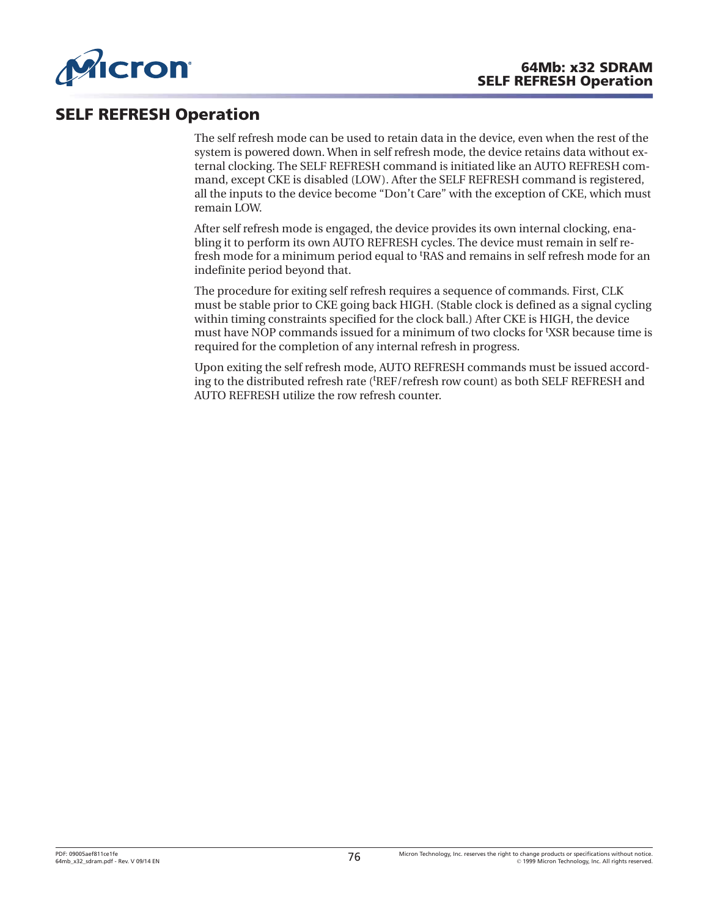## SELF REFRESH Operation

The self refresh mode can be used to retain data in the device, even when the rest of the system is powered down. When in self refresh mode, the device retains data without external clocking. The SELF REFRESH command is initiated like an AUTO REFRESH command, except CKE is disabled (LOW). After the SELF REFRESH command is registered, all the inputs to the device become "Don't Care" with the exception of CKE, which must remain LOW.

After self refresh mode is engaged, the device provides its own internal clocking, enabling it to perform its own AUTO REFRESH cycles. The device must remain in self refresh mode for a minimum period equal to $^{t}$RAS and remains in self refresh mode for an indefinite period beyond that.

The procedure for exiting self refresh requires a sequence of commands. First, CLK must be stable prior to CKE going back HIGH. (Stable clock is defined as a signal cycling within timing constraints specified for the clock ball.) After CKE is HIGH, the device must have NOP commands issued for a minimum of two clocks for $^{t}$XSR because time is required for the completion of any internal refresh in progress.

Upon exiting the self refresh mode, AUTO REFRESH commands must be issued according to the distributed refresh rate ($^{t}$REF/refresh row count) as both SELF REFRESH and AUTO REFRESH utilize the row refresh counter.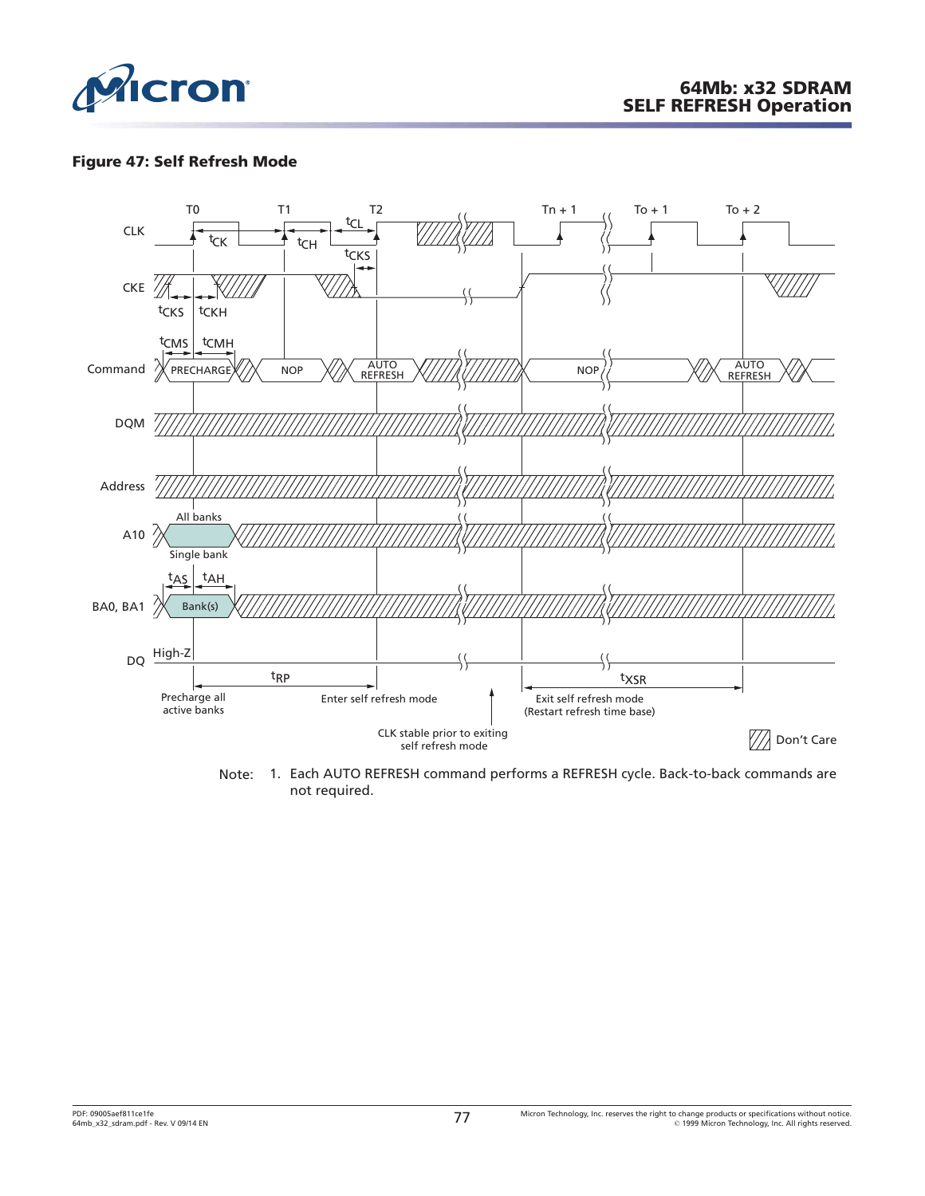**Figure 47: Self Refresh Mode**

CLK, CKE, Command, DQM, Address, A10, BA0, BA1, DQ

T0, T1, T2, Tn + 1, To + 1, To + 2

$t_{CK}$, $t_{CH}$, $t_{CL}$, $t_{CKS}$, $t_{CKH}$, $t_{CMS}$, $t_{CMH}$, $t_{AS}$, $t_{AH}$, $t_{RP}$, $t_{XSR}$

PRECHARGE, NOP, AUTO REFRESH, NOP, AUTO REFRESH

All banks / Single bank

Bank(s)

High-Z

Precharge all active banks

Enter self refresh mode

CLK stable prior to exiting self refresh mode

Exit self refresh mode (Restart refresh time base)

Don't Care

Note: 1. Each AUTO REFRESH command performs a REFRESH cycle. Back-to-back commands are not required.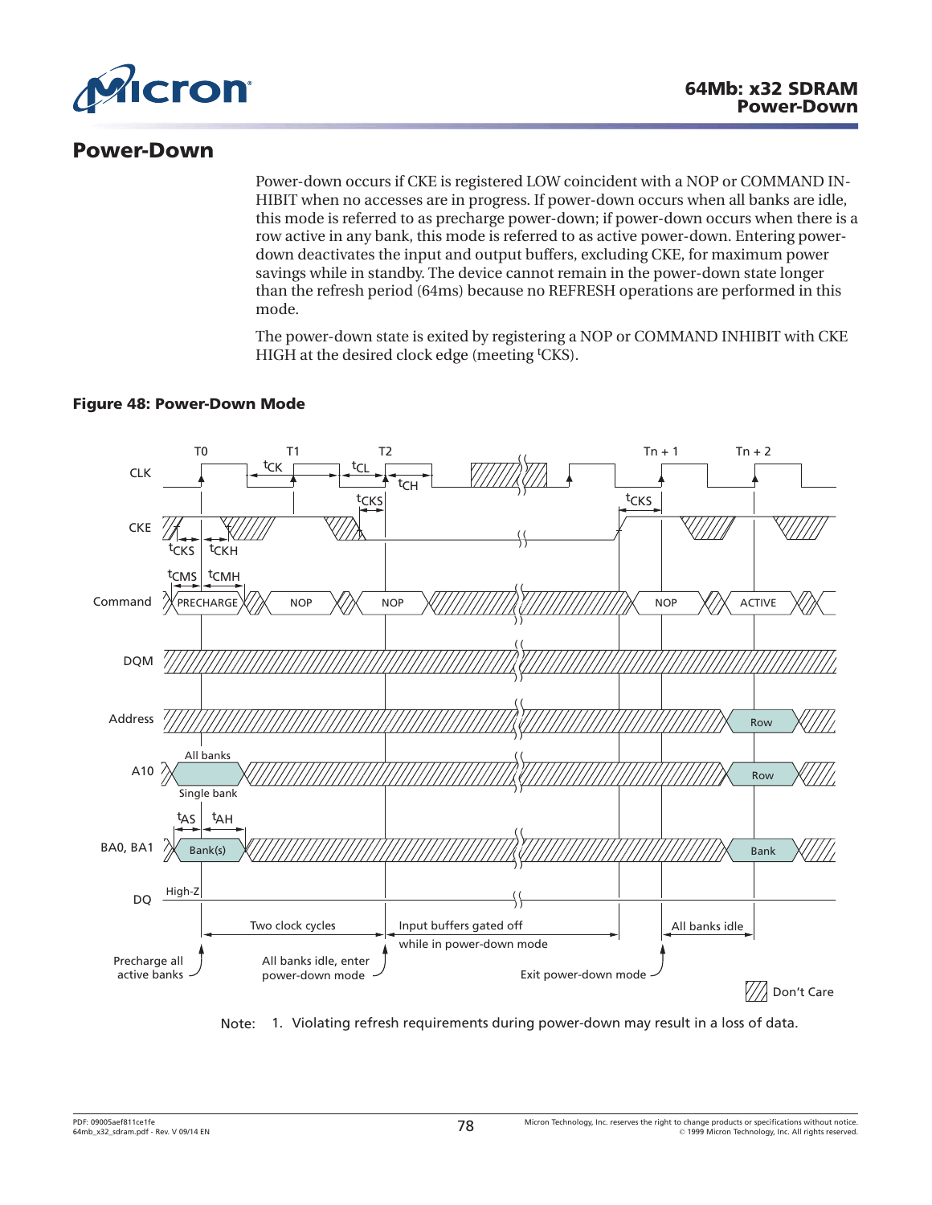## Power-Down

Power-down occurs if CKE is registered LOW coincident with a NOP or COMMAND INHIBIT when no accesses are in progress. If power-down occurs when all banks are idle, this mode is referred to as precharge power-down; if power-down occurs when there is a row active in any bank, this mode is referred to as active power-down. Entering power-down deactivates the input and output buffers, excluding CKE, for maximum power savings while in standby. The device cannot remain in the power-down state longer than the refresh period (64ms) because no REFRESH operations are performed in this mode.

The power-down state is exited by registering a NOP or COMMAND INHIBIT with CKE HIGH at the desired clock edge (meeting $^t$CKS).

**Figure 48: Power-Down Mode**

Note: 1. Violating refresh requirements during power-down may result in a loss of data.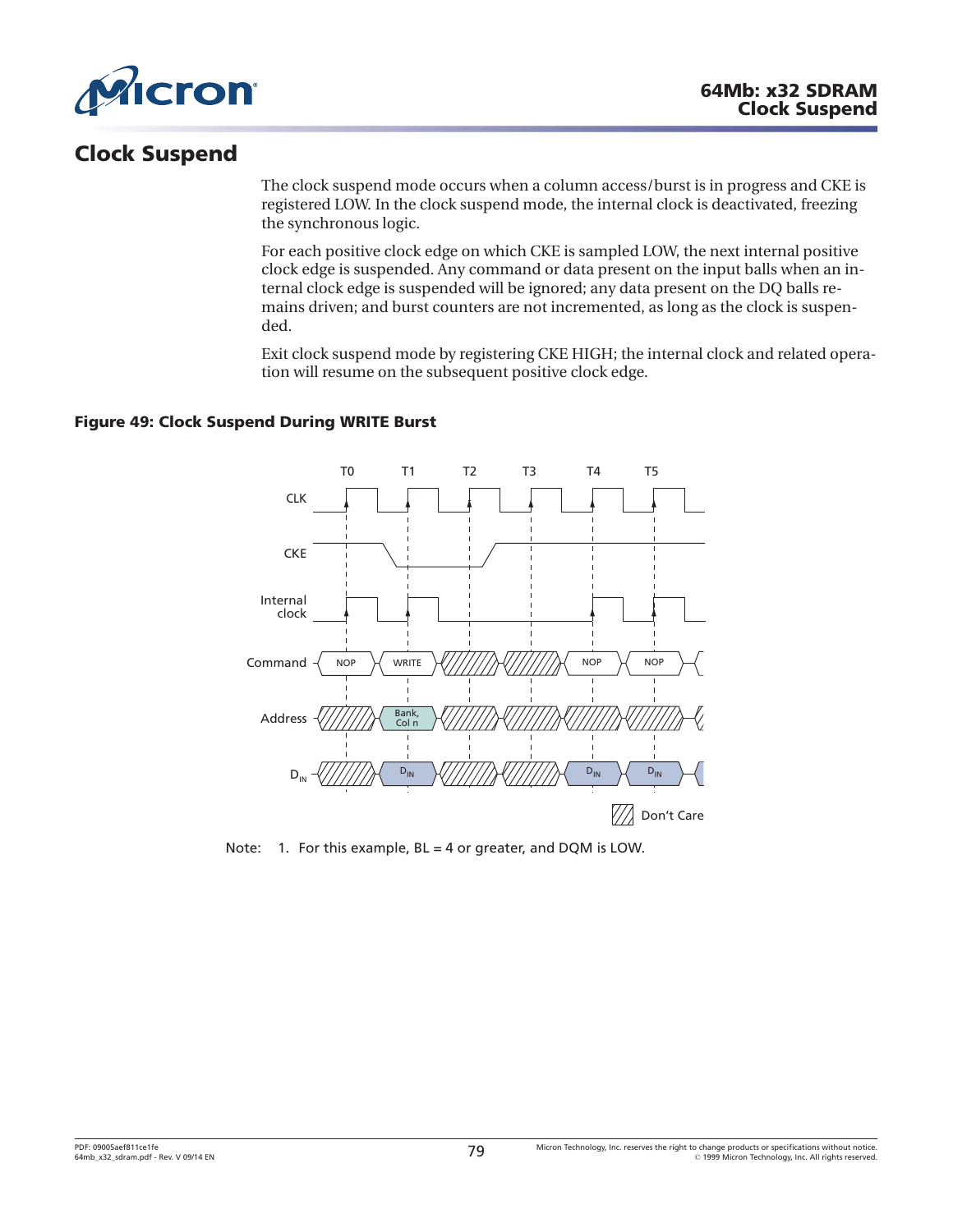# Clock Suspend

The clock suspend mode occurs when a column access/burst is in progress and CKE is registered LOW. In the clock suspend mode, the internal clock is deactivated, freezing the synchronous logic.

For each positive clock edge on which CKE is sampled LOW, the next internal positive clock edge is suspended. Any command or data present on the input balls when an internal clock edge is suspended will be ignored; any data present on the DQ balls remains driven; and burst counters are not incremented, as long as the clock is suspended.

Exit clock suspend mode by registering CKE HIGH; the internal clock and related operation will resume on the subsequent positive clock edge.

**Figure 49: Clock Suspend During WRITE Burst**

Note: 1. For this example, BL = 4 or greater, and DQM is LOW.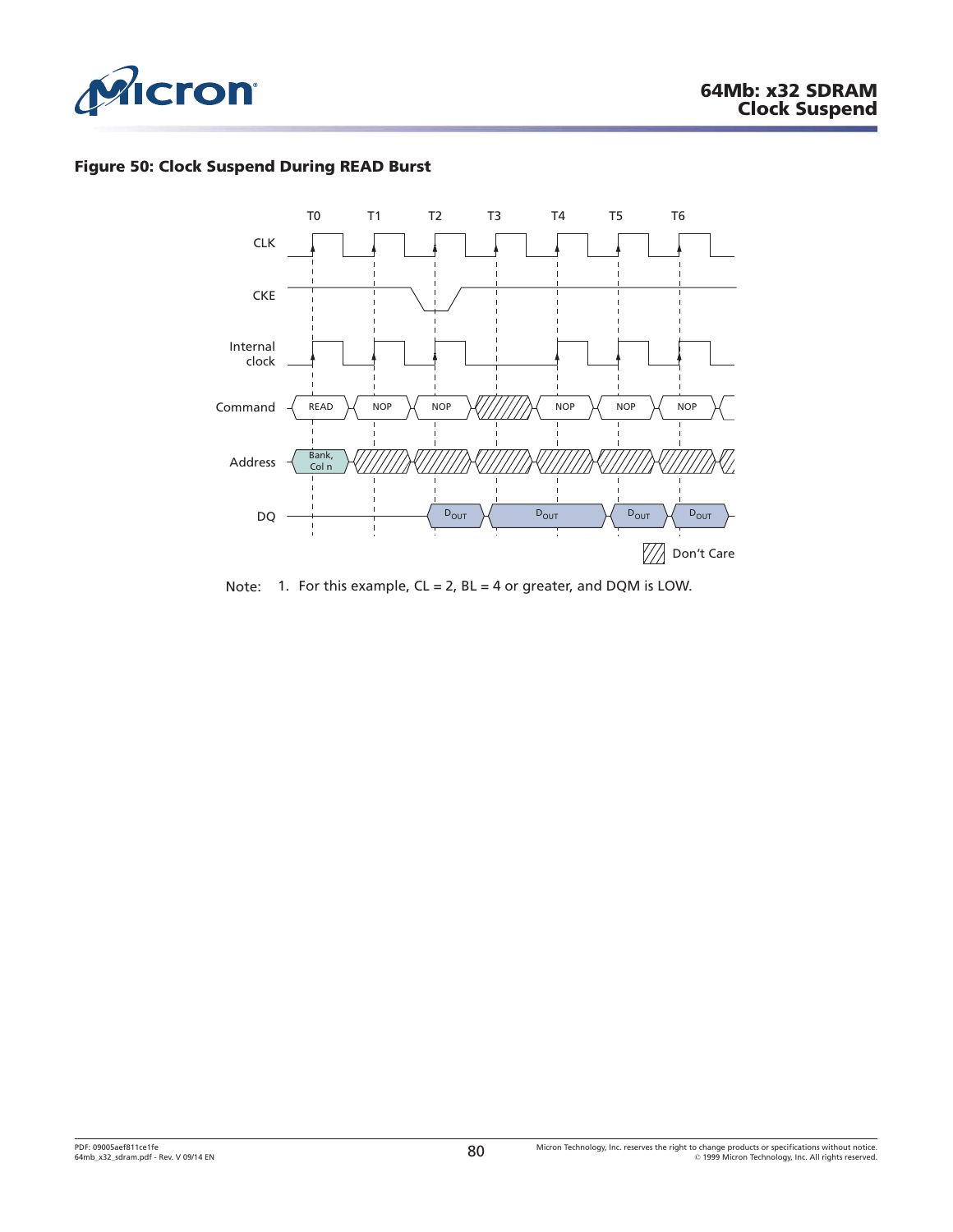**Figure 50: Clock Suspend During READ Burst**

| | T0 | T1 | T2 | T3 | T4 | T5 | T6 |
|---|---|---|---|---|---|---|---|
| Command | READ | NOP | NOP | Don't Care | NOP | NOP | NOP |
| Address | Bank, Col n | Don't Care | Don't Care | Don't Care | Don't Care | Don't Care | Don't Care |
| DQ | | | $D_{OUT}$ | $D_{OUT}$ | | $D_{OUT}$ | $D_{OUT}$ |

Signals shown: CLK, CKE, Internal clock, Command, Address, DQ. CKE is LOW at T2; the internal clock is suspended at T3.

Don't Care

Note: 1. For this example, CL = 2, BL = 4 or greater, and DQM is LOW.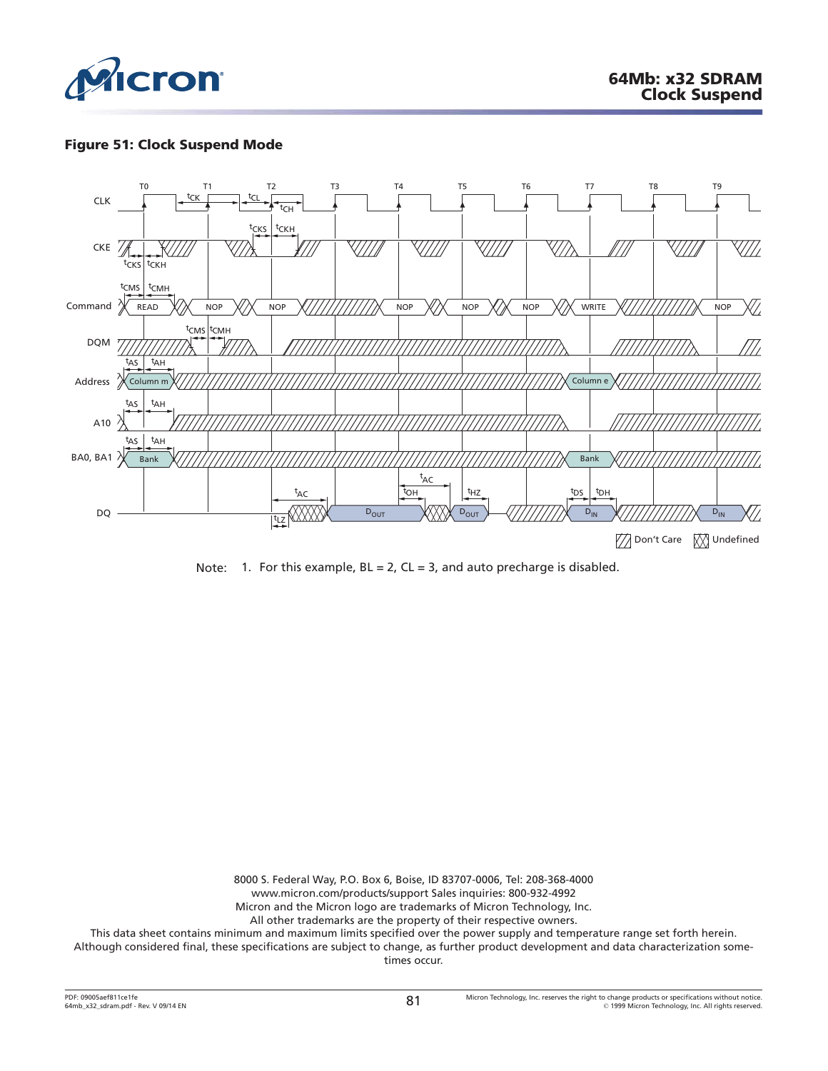**Figure 51: Clock Suspend Mode**

T0 T1 T2 T3 T4 T5 T6 T7 T8 T9

CLK

$t_{CK}$ $t_{CL}$ $t_{CH}$

CKE

$t_{CKS}$ $t_{CKH}$

$t_{CKS}$ $t_{CKH}$

$t_{CMS}$ $t_{CMH}$

Command: READ, NOP, NOP, NOP, NOP, NOP, WRITE, NOP

$t_{CMS}$ $t_{CMH}$

DQM

$t_{AS}$ $t_{AH}$

Address: Column m, Column e

$t_{AS}$ $t_{AH}$

A10

$t_{AS}$ $t_{AH}$

BA0, BA1: Bank, Bank

$t_{AC}$ $t_{AC}$ $t_{OH}$ $t_{HZ}$ $t_{DS}$ $t_{DH}$

DQ: $D_{OUT}$, $D_{OUT}$, $D_{IN}$, $D_{IN}$

$t_{LZ}$

Don't Care

Undefined

Note: 1. For this example, BL = 2, CL = 3, and auto precharge is disabled.

8000 S. Federal Way, P.O. Box 6, Boise, ID 83707-0006, Tel: 208-368-4000
www.micron.com/products/support Sales inquiries: 800-932-4992
Micron and the Micron logo are trademarks of Micron Technology, Inc.
All other trademarks are the property of their respective owners.
This data sheet contains minimum and maximum limits specified over the power supply and temperature range set forth herein.
Although considered final, these specifications are subject to change, as further product development and data characterization sometimes occur.